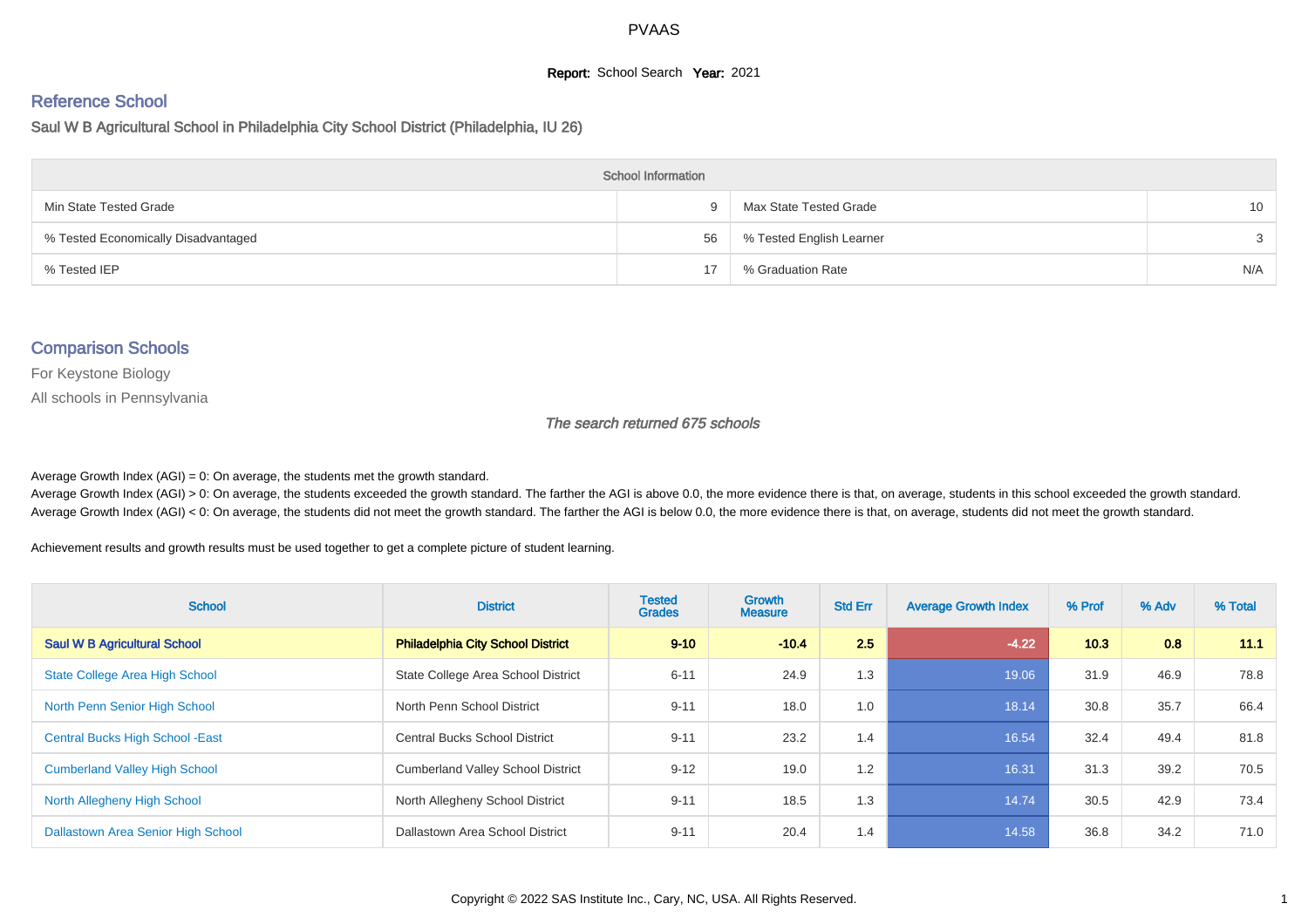# PVAAS

**Report:** School Search **Year:** 2021

## Reference School

Saul W B Agricultural School in Philadelphia City School District (Philadelphia, IU 26)

| School Information | | | |
|---|---|---|---|
| Min State Tested Grade | 9 | Max State Tested Grade | 10 |
| % Tested Economically Disadvantaged | 56 | % Tested English Learner | 3 |
| % Tested IEP | 17 | % Graduation Rate | N/A |

## Comparison Schools

For Keystone Biology

All schools in Pennsylvania

*The search returned 675 schools*

Average Growth Index (AGI) = 0: On average, the students met the growth standard.

Average Growth Index (AGI) > 0: On average, the students exceeded the growth standard. The farther the AGI is above 0.0, the more evidence there is that, on average, students in this school exceeded the growth standard.

Average Growth Index (AGI) < 0: On average, the students did not meet the growth standard. The farther the AGI is below 0.0, the more evidence there is that, on average, students did not meet the growth standard.

Achievement results and growth results must be used together to get a complete picture of student learning.

| School | District | Tested Grades | Growth Measure | Std Err | Average Growth Index | % Prof | % Adv | % Total |
|---|---|---|---|---|---|---|---|---|
| **Saul W B Agricultural School** | **Philadelphia City School District** | **9-10** | **-10.4** | **2.5** | **-4.22** | **10.3** | **0.8** | **11.1** |
| State College Area High School | State College Area School District | 6-11 | 24.9 | 1.3 | 19.06 | 31.9 | 46.9 | 78.8 |
| North Penn Senior High School | North Penn School District | 9-11 | 18.0 | 1.0 | 18.14 | 30.8 | 35.7 | 66.4 |
| Central Bucks High School -East | Central Bucks School District | 9-11 | 23.2 | 1.4 | 16.54 | 32.4 | 49.4 | 81.8 |
| Cumberland Valley High School | Cumberland Valley School District | 9-12 | 19.0 | 1.2 | 16.31 | 31.3 | 39.2 | 70.5 |
| North Allegheny High School | North Allegheny School District | 9-11 | 18.5 | 1.3 | 14.74 | 30.5 | 42.9 | 73.4 |
| Dallastown Area Senior High School | Dallastown Area School District | 9-11 | 20.4 | 1.4 | 14.58 | 36.8 | 34.2 | 71.0 |

Copyright © 2022 SAS Institute Inc., Cary, NC, USA. All Rights Reserved.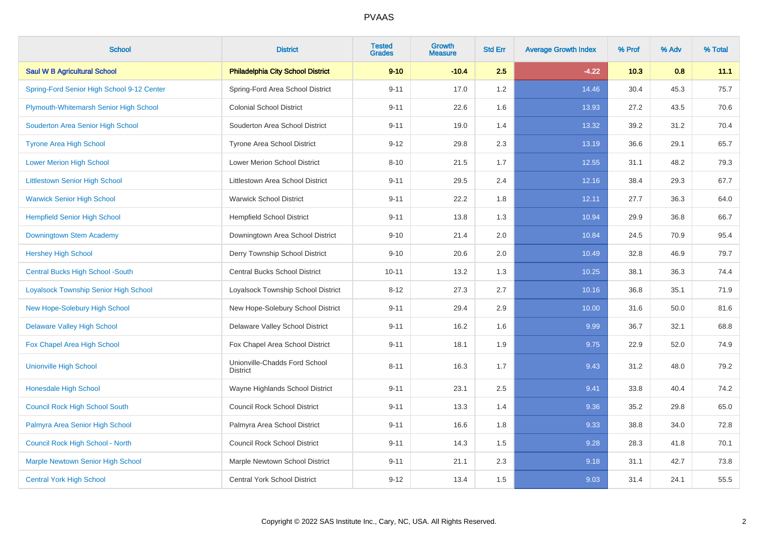# PVAAS

| School | District | Tested Grades | Growth Measure | Std Err | Average Growth Index | % Prof | % Adv | % Total |
|---|---|---|---|---|---|---|---|---|
| **Saul W B Agricultural School** | **Philadelphia City School District** | **9-10** | **-10.4** | **2.5** | **-4.22** | **10.3** | **0.8** | **11.1** |
| Spring-Ford Senior High School 9-12 Center | Spring-Ford Area School District | 9-11 | 17.0 | 1.2 | 14.46 | 30.4 | 45.3 | 75.7 |
| Plymouth-Whitemarsh Senior High School | Colonial School District | 9-11 | 22.6 | 1.6 | 13.93 | 27.2 | 43.5 | 70.6 |
| Souderton Area Senior High School | Souderton Area School District | 9-11 | 19.0 | 1.4 | 13.32 | 39.2 | 31.2 | 70.4 |
| Tyrone Area High School | Tyrone Area School District | 9-12 | 29.8 | 2.3 | 13.19 | 36.6 | 29.1 | 65.7 |
| Lower Merion High School | Lower Merion School District | 8-10 | 21.5 | 1.7 | 12.55 | 31.1 | 48.2 | 79.3 |
| Littlestown Senior High School | Littlestown Area School District | 9-11 | 29.5 | 2.4 | 12.16 | 38.4 | 29.3 | 67.7 |
| Warwick Senior High School | Warwick School District | 9-11 | 22.2 | 1.8 | 12.11 | 27.7 | 36.3 | 64.0 |
| Hempfield Senior High School | Hempfield School District | 9-11 | 13.8 | 1.3 | 10.94 | 29.9 | 36.8 | 66.7 |
| Downingtown Stem Academy | Downingtown Area School District | 9-10 | 21.4 | 2.0 | 10.84 | 24.5 | 70.9 | 95.4 |
| Hershey High School | Derry Township School District | 9-10 | 20.6 | 2.0 | 10.49 | 32.8 | 46.9 | 79.7 |
| Central Bucks High School -South | Central Bucks School District | 10-11 | 13.2 | 1.3 | 10.25 | 38.1 | 36.3 | 74.4 |
| Loyalsock Township Senior High School | Loyalsock Township School District | 8-12 | 27.3 | 2.7 | 10.16 | 36.8 | 35.1 | 71.9 |
| New Hope-Solebury High School | New Hope-Solebury School District | 9-11 | 29.4 | 2.9 | 10.00 | 31.6 | 50.0 | 81.6 |
| Delaware Valley High School | Delaware Valley School District | 9-11 | 16.2 | 1.6 | 9.99 | 36.7 | 32.1 | 68.8 |
| Fox Chapel Area High School | Fox Chapel Area School District | 9-11 | 18.1 | 1.9 | 9.75 | 22.9 | 52.0 | 74.9 |
| Unionville High School | Unionville-Chadds Ford School District | 8-11 | 16.3 | 1.7 | 9.43 | 31.2 | 48.0 | 79.2 |
| Honesdale High School | Wayne Highlands School District | 9-11 | 23.1 | 2.5 | 9.41 | 33.8 | 40.4 | 74.2 |
| Council Rock High School South | Council Rock School District | 9-11 | 13.3 | 1.4 | 9.36 | 35.2 | 29.8 | 65.0 |
| Palmyra Area Senior High School | Palmyra Area School District | 9-11 | 16.6 | 1.8 | 9.33 | 38.8 | 34.0 | 72.8 |
| Council Rock High School - North | Council Rock School District | 9-11 | 14.3 | 1.5 | 9.28 | 28.3 | 41.8 | 70.1 |
| Marple Newtown Senior High School | Marple Newtown School District | 9-11 | 21.1 | 2.3 | 9.18 | 31.1 | 42.7 | 73.8 |
| Central York High School | Central York School District | 9-12 | 13.4 | 1.5 | 9.03 | 31.4 | 24.1 | 55.5 |

Copyright © 2022 SAS Institute Inc., Cary, NC, USA. All Rights Reserved.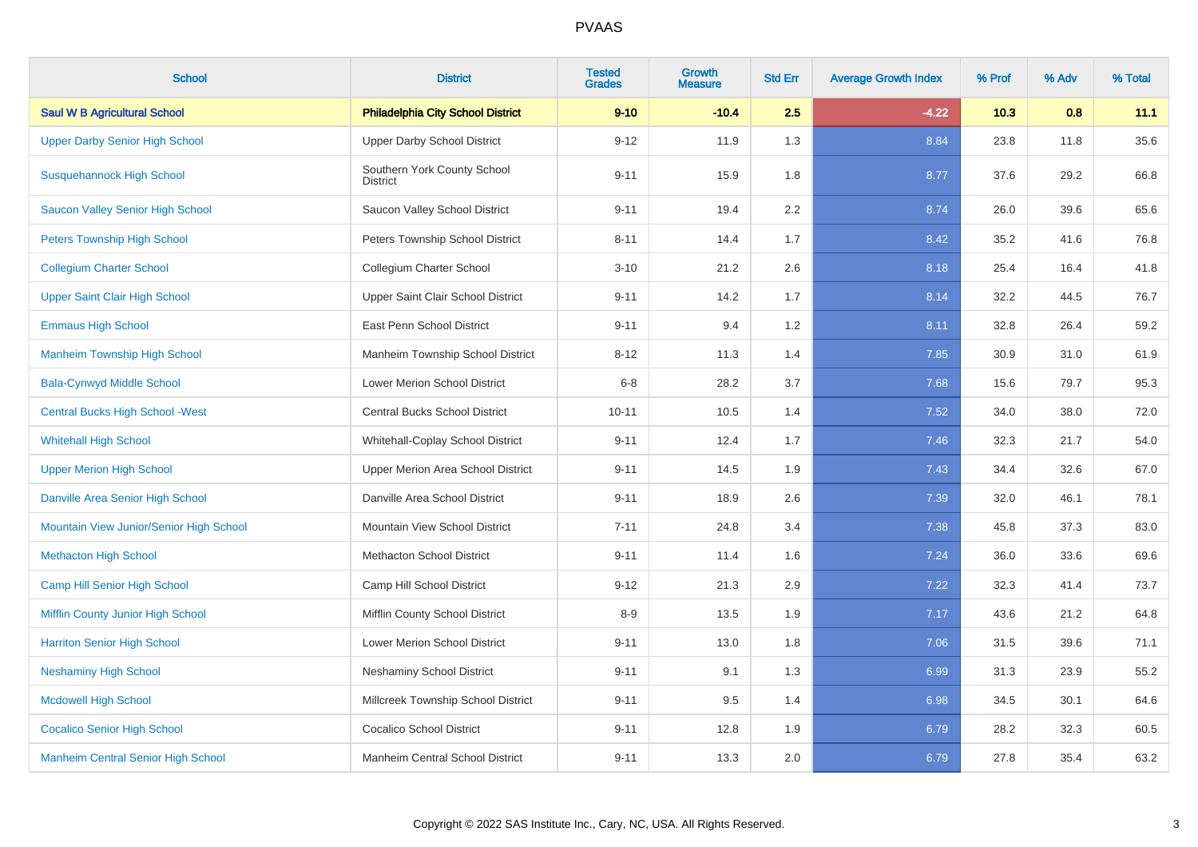# PVAAS

| School | District | Tested Grades | Growth Measure | Std Err | Average Growth Index | % Prof | % Adv | % Total |
|---|---|---|---|---|---|---|---|---|
| **Saul W B Agricultural School** | **Philadelphia City School District** | **9-10** | **-10.4** | **2.5** | **-4.22** | **10.3** | **0.8** | **11.1** |
| Upper Darby Senior High School | Upper Darby School District | 9-12 | 11.9 | 1.3 | 8.84 | 23.8 | 11.8 | 35.6 |
| Susquehannock High School | Southern York County School District | 9-11 | 15.9 | 1.8 | 8.77 | 37.6 | 29.2 | 66.8 |
| Saucon Valley Senior High School | Saucon Valley School District | 9-11 | 19.4 | 2.2 | 8.74 | 26.0 | 39.6 | 65.6 |
| Peters Township High School | Peters Township School District | 8-11 | 14.4 | 1.7 | 8.42 | 35.2 | 41.6 | 76.8 |
| Collegium Charter School | Collegium Charter School | 3-10 | 21.2 | 2.6 | 8.18 | 25.4 | 16.4 | 41.8 |
| Upper Saint Clair High School | Upper Saint Clair School District | 9-11 | 14.2 | 1.7 | 8.14 | 32.2 | 44.5 | 76.7 |
| Emmaus High School | East Penn School District | 9-11 | 9.4 | 1.2 | 8.11 | 32.8 | 26.4 | 59.2 |
| Manheim Township High School | Manheim Township School District | 8-12 | 11.3 | 1.4 | 7.85 | 30.9 | 31.0 | 61.9 |
| Bala-Cynwyd Middle School | Lower Merion School District | 6-8 | 28.2 | 3.7 | 7.68 | 15.6 | 79.7 | 95.3 |
| Central Bucks High School -West | Central Bucks School District | 10-11 | 10.5 | 1.4 | 7.52 | 34.0 | 38.0 | 72.0 |
| Whitehall High School | Whitehall-Coplay School District | 9-11 | 12.4 | 1.7 | 7.46 | 32.3 | 21.7 | 54.0 |
| Upper Merion High School | Upper Merion Area School District | 9-11 | 14.5 | 1.9 | 7.43 | 34.4 | 32.6 | 67.0 |
| Danville Area Senior High School | Danville Area School District | 9-11 | 18.9 | 2.6 | 7.39 | 32.0 | 46.1 | 78.1 |
| Mountain View Junior/Senior High School | Mountain View School District | 7-11 | 24.8 | 3.4 | 7.38 | 45.8 | 37.3 | 83.0 |
| Methacton High School | Methacton School District | 9-11 | 11.4 | 1.6 | 7.24 | 36.0 | 33.6 | 69.6 |
| Camp Hill Senior High School | Camp Hill School District | 9-12 | 21.3 | 2.9 | 7.22 | 32.3 | 41.4 | 73.7 |
| Mifflin County Junior High School | Mifflin County School District | 8-9 | 13.5 | 1.9 | 7.17 | 43.6 | 21.2 | 64.8 |
| Harriton Senior High School | Lower Merion School District | 9-11 | 13.0 | 1.8 | 7.06 | 31.5 | 39.6 | 71.1 |
| Neshaminy High School | Neshaminy School District | 9-11 | 9.1 | 1.3 | 6.99 | 31.3 | 23.9 | 55.2 |
| Mcdowell High School | Millcreek Township School District | 9-11 | 9.5 | 1.4 | 6.98 | 34.5 | 30.1 | 64.6 |
| Cocalico Senior High School | Cocalico School District | 9-11 | 12.8 | 1.9 | 6.79 | 28.2 | 32.3 | 60.5 |
| Manheim Central Senior High School | Manheim Central School District | 9-11 | 13.3 | 2.0 | 6.79 | 27.8 | 35.4 | 63.2 |

Copyright © 2022 SAS Institute Inc., Cary, NC, USA. All Rights Reserved.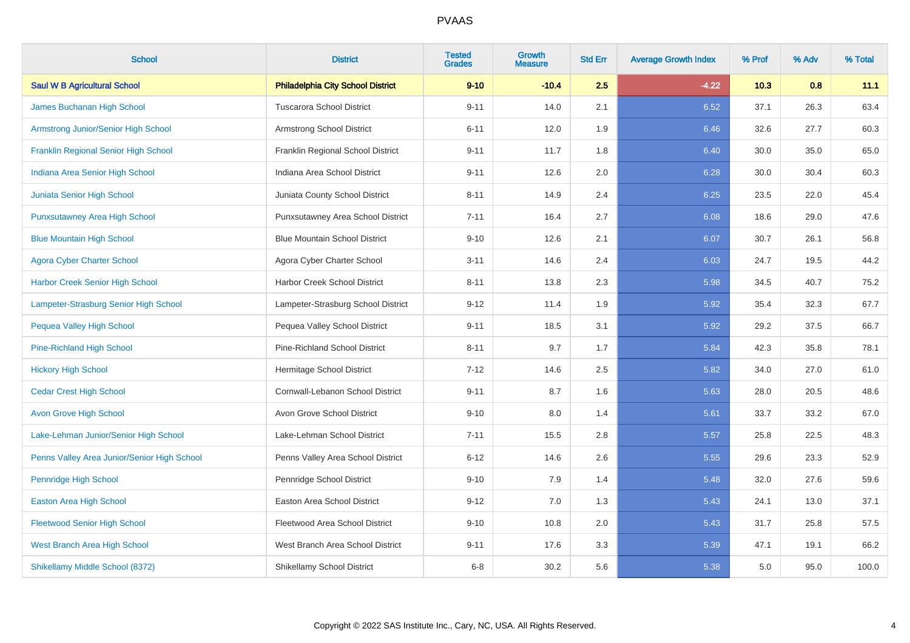# PVAAS

| School | District | Tested Grades | Growth Measure | Std Err | Average Growth Index | % Prof | % Adv | % Total |
|---|---|---|---|---|---|---|---|---|
| **Saul W B Agricultural School** | **Philadelphia City School District** | **9-10** | **-10.4** | **2.5** | **-4.22** | **10.3** | **0.8** | **11.1** |
| James Buchanan High School | Tuscarora School District | 9-11 | 14.0 | 2.1 | 6.52 | 37.1 | 26.3 | 63.4 |
| Armstrong Junior/Senior High School | Armstrong School District | 6-11 | 12.0 | 1.9 | 6.46 | 32.6 | 27.7 | 60.3 |
| Franklin Regional Senior High School | Franklin Regional School District | 9-11 | 11.7 | 1.8 | 6.40 | 30.0 | 35.0 | 65.0 |
| Indiana Area Senior High School | Indiana Area School District | 9-11 | 12.6 | 2.0 | 6.28 | 30.0 | 30.4 | 60.3 |
| Juniata Senior High School | Juniata County School District | 8-11 | 14.9 | 2.4 | 6.25 | 23.5 | 22.0 | 45.4 |
| Punxsutawney Area High School | Punxsutawney Area School District | 7-11 | 16.4 | 2.7 | 6.08 | 18.6 | 29.0 | 47.6 |
| Blue Mountain High School | Blue Mountain School District | 9-10 | 12.6 | 2.1 | 6.07 | 30.7 | 26.1 | 56.8 |
| Agora Cyber Charter School | Agora Cyber Charter School | 3-11 | 14.6 | 2.4 | 6.03 | 24.7 | 19.5 | 44.2 |
| Harbor Creek Senior High School | Harbor Creek School District | 8-11 | 13.8 | 2.3 | 5.98 | 34.5 | 40.7 | 75.2 |
| Lampeter-Strasburg Senior High School | Lampeter-Strasburg School District | 9-12 | 11.4 | 1.9 | 5.92 | 35.4 | 32.3 | 67.7 |
| Pequea Valley High School | Pequea Valley School District | 9-11 | 18.5 | 3.1 | 5.92 | 29.2 | 37.5 | 66.7 |
| Pine-Richland High School | Pine-Richland School District | 8-11 | 9.7 | 1.7 | 5.84 | 42.3 | 35.8 | 78.1 |
| Hickory High School | Hermitage School District | 7-12 | 14.6 | 2.5 | 5.82 | 34.0 | 27.0 | 61.0 |
| Cedar Crest High School | Cornwall-Lebanon School District | 9-11 | 8.7 | 1.6 | 5.63 | 28.0 | 20.5 | 48.6 |
| Avon Grove High School | Avon Grove School District | 9-10 | 8.0 | 1.4 | 5.61 | 33.7 | 33.2 | 67.0 |
| Lake-Lehman Junior/Senior High School | Lake-Lehman School District | 7-11 | 15.5 | 2.8 | 5.57 | 25.8 | 22.5 | 48.3 |
| Penns Valley Area Junior/Senior High School | Penns Valley Area School District | 6-12 | 14.6 | 2.6 | 5.55 | 29.6 | 23.3 | 52.9 |
| Pennridge High School | Pennridge School District | 9-10 | 7.9 | 1.4 | 5.48 | 32.0 | 27.6 | 59.6 |
| Easton Area High School | Easton Area School District | 9-12 | 7.0 | 1.3 | 5.43 | 24.1 | 13.0 | 37.1 |
| Fleetwood Senior High School | Fleetwood Area School District | 9-10 | 10.8 | 2.0 | 5.43 | 31.7 | 25.8 | 57.5 |
| West Branch Area High School | West Branch Area School District | 9-11 | 17.6 | 3.3 | 5.39 | 47.1 | 19.1 | 66.2 |
| Shikellamy Middle School (8372) | Shikellamy School District | 6-8 | 30.2 | 5.6 | 5.38 | 5.0 | 95.0 | 100.0 |

Copyright © 2022 SAS Institute Inc., Cary, NC, USA. All Rights Reserved.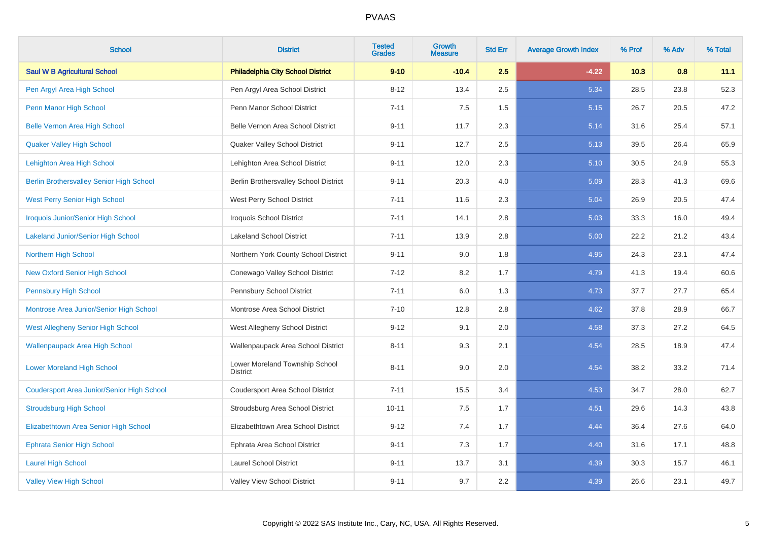# PVAAS

| School | District | Tested Grades | Growth Measure | Std Err | Average Growth Index | % Prof | % Adv | % Total |
|---|---|---|---|---|---|---|---|---|
| **Saul W B Agricultural School** | **Philadelphia City School District** | **9-10** | **-10.4** | **2.5** | **-4.22** | **10.3** | **0.8** | **11.1** |
| Pen Argyl Area High School | Pen Argyl Area School District | 8-12 | 13.4 | 2.5 | 5.34 | 28.5 | 23.8 | 52.3 |
| Penn Manor High School | Penn Manor School District | 7-11 | 7.5 | 1.5 | 5.15 | 26.7 | 20.5 | 47.2 |
| Belle Vernon Area High School | Belle Vernon Area School District | 9-11 | 11.7 | 2.3 | 5.14 | 31.6 | 25.4 | 57.1 |
| Quaker Valley High School | Quaker Valley School District | 9-11 | 12.7 | 2.5 | 5.13 | 39.5 | 26.4 | 65.9 |
| Lehighton Area High School | Lehighton Area School District | 9-11 | 12.0 | 2.3 | 5.10 | 30.5 | 24.9 | 55.3 |
| Berlin Brothersvalley Senior High School | Berlin Brothersvalley School District | 9-11 | 20.3 | 4.0 | 5.09 | 28.3 | 41.3 | 69.6 |
| West Perry Senior High School | West Perry School District | 7-11 | 11.6 | 2.3 | 5.04 | 26.9 | 20.5 | 47.4 |
| Iroquois Junior/Senior High School | Iroquois School District | 7-11 | 14.1 | 2.8 | 5.03 | 33.3 | 16.0 | 49.4 |
| Lakeland Junior/Senior High School | Lakeland School District | 7-11 | 13.9 | 2.8 | 5.00 | 22.2 | 21.2 | 43.4 |
| Northern High School | Northern York County School District | 9-11 | 9.0 | 1.8 | 4.95 | 24.3 | 23.1 | 47.4 |
| New Oxford Senior High School | Conewago Valley School District | 7-12 | 8.2 | 1.7 | 4.79 | 41.3 | 19.4 | 60.6 |
| Pennsbury High School | Pennsbury School District | 7-11 | 6.0 | 1.3 | 4.73 | 37.7 | 27.7 | 65.4 |
| Montrose Area Junior/Senior High School | Montrose Area School District | 7-10 | 12.8 | 2.8 | 4.62 | 37.8 | 28.9 | 66.7 |
| West Allegheny Senior High School | West Allegheny School District | 9-12 | 9.1 | 2.0 | 4.58 | 37.3 | 27.2 | 64.5 |
| Wallenpaupack Area High School | Wallenpaupack Area School District | 8-11 | 9.3 | 2.1 | 4.54 | 28.5 | 18.9 | 47.4 |
| Lower Moreland High School | Lower Moreland Township School District | 8-11 | 9.0 | 2.0 | 4.54 | 38.2 | 33.2 | 71.4 |
| Coudersport Area Junior/Senior High School | Coudersport Area School District | 7-11 | 15.5 | 3.4 | 4.53 | 34.7 | 28.0 | 62.7 |
| Stroudsburg High School | Stroudsburg Area School District | 10-11 | 7.5 | 1.7 | 4.51 | 29.6 | 14.3 | 43.8 |
| Elizabethtown Area Senior High School | Elizabethtown Area School District | 9-12 | 7.4 | 1.7 | 4.44 | 36.4 | 27.6 | 64.0 |
| Ephrata Senior High School | Ephrata Area School District | 9-11 | 7.3 | 1.7 | 4.40 | 31.6 | 17.1 | 48.8 |
| Laurel High School | Laurel School District | 9-11 | 13.7 | 3.1 | 4.39 | 30.3 | 15.7 | 46.1 |
| Valley View High School | Valley View School District | 9-11 | 9.7 | 2.2 | 4.39 | 26.6 | 23.1 | 49.7 |

Copyright © 2022 SAS Institute Inc., Cary, NC, USA. All Rights Reserved.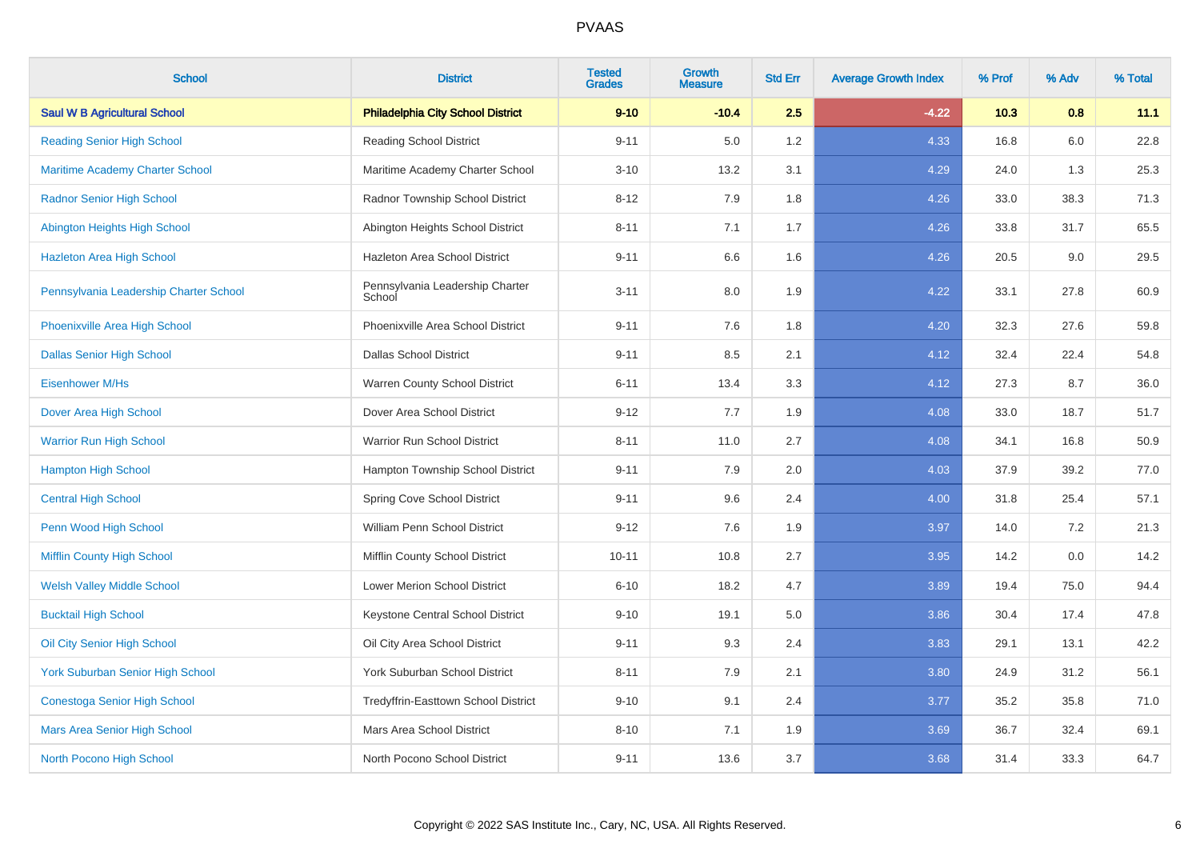| School | District | Tested Grades | Growth Measure | Std Err | Average Growth Index | % Prof | % Adv | % Total |
|---|---|---|---|---|---|---|---|---|
| **Saul W B Agricultural School** | **Philadelphia City School District** | **9-10** | **-10.4** | **2.5** | **-4.22** | **10.3** | **0.8** | **11.1** |
| Reading Senior High School | Reading School District | 9-11 | 5.0 | 1.2 | 4.33 | 16.8 | 6.0 | 22.8 |
| Maritime Academy Charter School | Maritime Academy Charter School | 3-10 | 13.2 | 3.1 | 4.29 | 24.0 | 1.3 | 25.3 |
| Radnor Senior High School | Radnor Township School District | 8-12 | 7.9 | 1.8 | 4.26 | 33.0 | 38.3 | 71.3 |
| Abington Heights High School | Abington Heights School District | 8-11 | 7.1 | 1.7 | 4.26 | 33.8 | 31.7 | 65.5 |
| Hazleton Area High School | Hazleton Area School District | 9-11 | 6.6 | 1.6 | 4.26 | 20.5 | 9.0 | 29.5 |
| Pennsylvania Leadership Charter School | Pennsylvania Leadership Charter School | 3-11 | 8.0 | 1.9 | 4.22 | 33.1 | 27.8 | 60.9 |
| Phoenixville Area High School | Phoenixville Area School District | 9-11 | 7.6 | 1.8 | 4.20 | 32.3 | 27.6 | 59.8 |
| Dallas Senior High School | Dallas School District | 9-11 | 8.5 | 2.1 | 4.12 | 32.4 | 22.4 | 54.8 |
| Eisenhower M/Hs | Warren County School District | 6-11 | 13.4 | 3.3 | 4.12 | 27.3 | 8.7 | 36.0 |
| Dover Area High School | Dover Area School District | 9-12 | 7.7 | 1.9 | 4.08 | 33.0 | 18.7 | 51.7 |
| Warrior Run High School | Warrior Run School District | 8-11 | 11.0 | 2.7 | 4.08 | 34.1 | 16.8 | 50.9 |
| Hampton High School | Hampton Township School District | 9-11 | 7.9 | 2.0 | 4.03 | 37.9 | 39.2 | 77.0 |
| Central High School | Spring Cove School District | 9-11 | 9.6 | 2.4 | 4.00 | 31.8 | 25.4 | 57.1 |
| Penn Wood High School | William Penn School District | 9-12 | 7.6 | 1.9 | 3.97 | 14.0 | 7.2 | 21.3 |
| Mifflin County High School | Mifflin County School District | 10-11 | 10.8 | 2.7 | 3.95 | 14.2 | 0.0 | 14.2 |
| Welsh Valley Middle School | Lower Merion School District | 6-10 | 18.2 | 4.7 | 3.89 | 19.4 | 75.0 | 94.4 |
| Bucktail High School | Keystone Central School District | 9-10 | 19.1 | 5.0 | 3.86 | 30.4 | 17.4 | 47.8 |
| Oil City Senior High School | Oil City Area School District | 9-11 | 9.3 | 2.4 | 3.83 | 29.1 | 13.1 | 42.2 |
| York Suburban Senior High School | York Suburban School District | 8-11 | 7.9 | 2.1 | 3.80 | 24.9 | 31.2 | 56.1 |
| Conestoga Senior High School | Tredyffrin-Easttown School District | 9-10 | 9.1 | 2.4 | 3.77 | 35.2 | 35.8 | 71.0 |
| Mars Area Senior High School | Mars Area School District | 8-10 | 7.1 | 1.9 | 3.69 | 36.7 | 32.4 | 69.1 |
| North Pocono High School | North Pocono School District | 9-11 | 13.6 | 3.7 | 3.68 | 31.4 | 33.3 | 64.7 |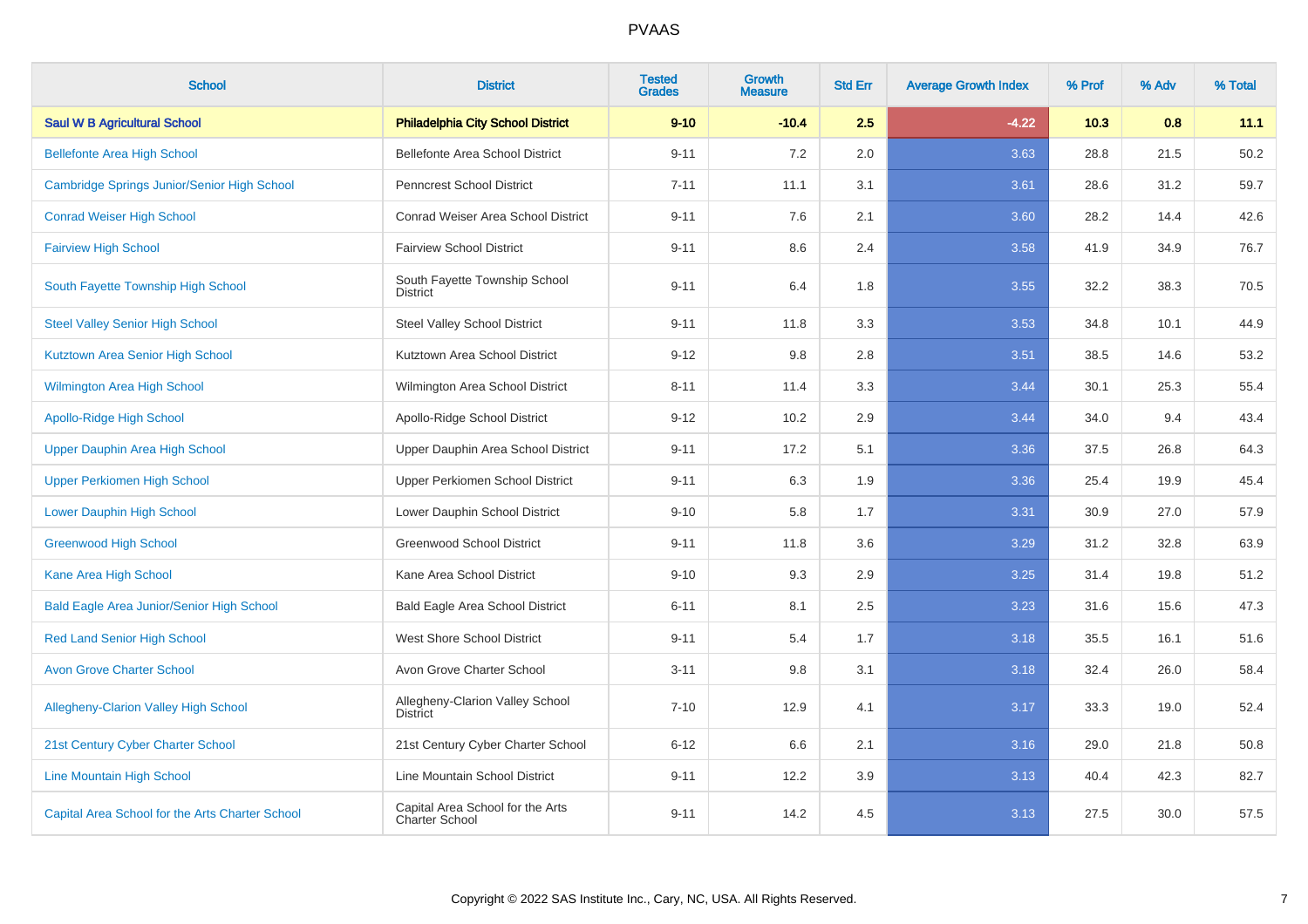# PVAAS

| School | District | Tested Grades | Growth Measure | Std Err | Average Growth Index | % Prof | % Adv | % Total |
|---|---|---|---|---|---|---|---|---|
| **Saul W B Agricultural School** | **Philadelphia City School District** | **9-10** | **-10.4** | **2.5** | **-4.22** | **10.3** | **0.8** | **11.1** |
| Bellefonte Area High School | Bellefonte Area School District | 9-11 | 7.2 | 2.0 | 3.63 | 28.8 | 21.5 | 50.2 |
| Cambridge Springs Junior/Senior High School | Penncrest School District | 7-11 | 11.1 | 3.1 | 3.61 | 28.6 | 31.2 | 59.7 |
| Conrad Weiser High School | Conrad Weiser Area School District | 9-11 | 7.6 | 2.1 | 3.60 | 28.2 | 14.4 | 42.6 |
| Fairview High School | Fairview School District | 9-11 | 8.6 | 2.4 | 3.58 | 41.9 | 34.9 | 76.7 |
| South Fayette Township High School | South Fayette Township School District | 9-11 | 6.4 | 1.8 | 3.55 | 32.2 | 38.3 | 70.5 |
| Steel Valley Senior High School | Steel Valley School District | 9-11 | 11.8 | 3.3 | 3.53 | 34.8 | 10.1 | 44.9 |
| Kutztown Area Senior High School | Kutztown Area School District | 9-12 | 9.8 | 2.8 | 3.51 | 38.5 | 14.6 | 53.2 |
| Wilmington Area High School | Wilmington Area School District | 8-11 | 11.4 | 3.3 | 3.44 | 30.1 | 25.3 | 55.4 |
| Apollo-Ridge High School | Apollo-Ridge School District | 9-12 | 10.2 | 2.9 | 3.44 | 34.0 | 9.4 | 43.4 |
| Upper Dauphin Area High School | Upper Dauphin Area School District | 9-11 | 17.2 | 5.1 | 3.36 | 37.5 | 26.8 | 64.3 |
| Upper Perkiomen High School | Upper Perkiomen School District | 9-11 | 6.3 | 1.9 | 3.36 | 25.4 | 19.9 | 45.4 |
| Lower Dauphin High School | Lower Dauphin School District | 9-10 | 5.8 | 1.7 | 3.31 | 30.9 | 27.0 | 57.9 |
| Greenwood High School | Greenwood School District | 9-11 | 11.8 | 3.6 | 3.29 | 31.2 | 32.8 | 63.9 |
| Kane Area High School | Kane Area School District | 9-10 | 9.3 | 2.9 | 3.25 | 31.4 | 19.8 | 51.2 |
| Bald Eagle Area Junior/Senior High School | Bald Eagle Area School District | 6-11 | 8.1 | 2.5 | 3.23 | 31.6 | 15.6 | 47.3 |
| Red Land Senior High School | West Shore School District | 9-11 | 5.4 | 1.7 | 3.18 | 35.5 | 16.1 | 51.6 |
| Avon Grove Charter School | Avon Grove Charter School | 3-11 | 9.8 | 3.1 | 3.18 | 32.4 | 26.0 | 58.4 |
| Allegheny-Clarion Valley High School | Allegheny-Clarion Valley School District | 7-10 | 12.9 | 4.1 | 3.17 | 33.3 | 19.0 | 52.4 |
| 21st Century Cyber Charter School | 21st Century Cyber Charter School | 6-12 | 6.6 | 2.1 | 3.16 | 29.0 | 21.8 | 50.8 |
| Line Mountain High School | Line Mountain School District | 9-11 | 12.2 | 3.9 | 3.13 | 40.4 | 42.3 | 82.7 |
| Capital Area School for the Arts Charter School | Capital Area School for the Arts Charter School | 9-11 | 14.2 | 4.5 | 3.13 | 27.5 | 30.0 | 57.5 |

Copyright © 2022 SAS Institute Inc., Cary, NC, USA. All Rights Reserved.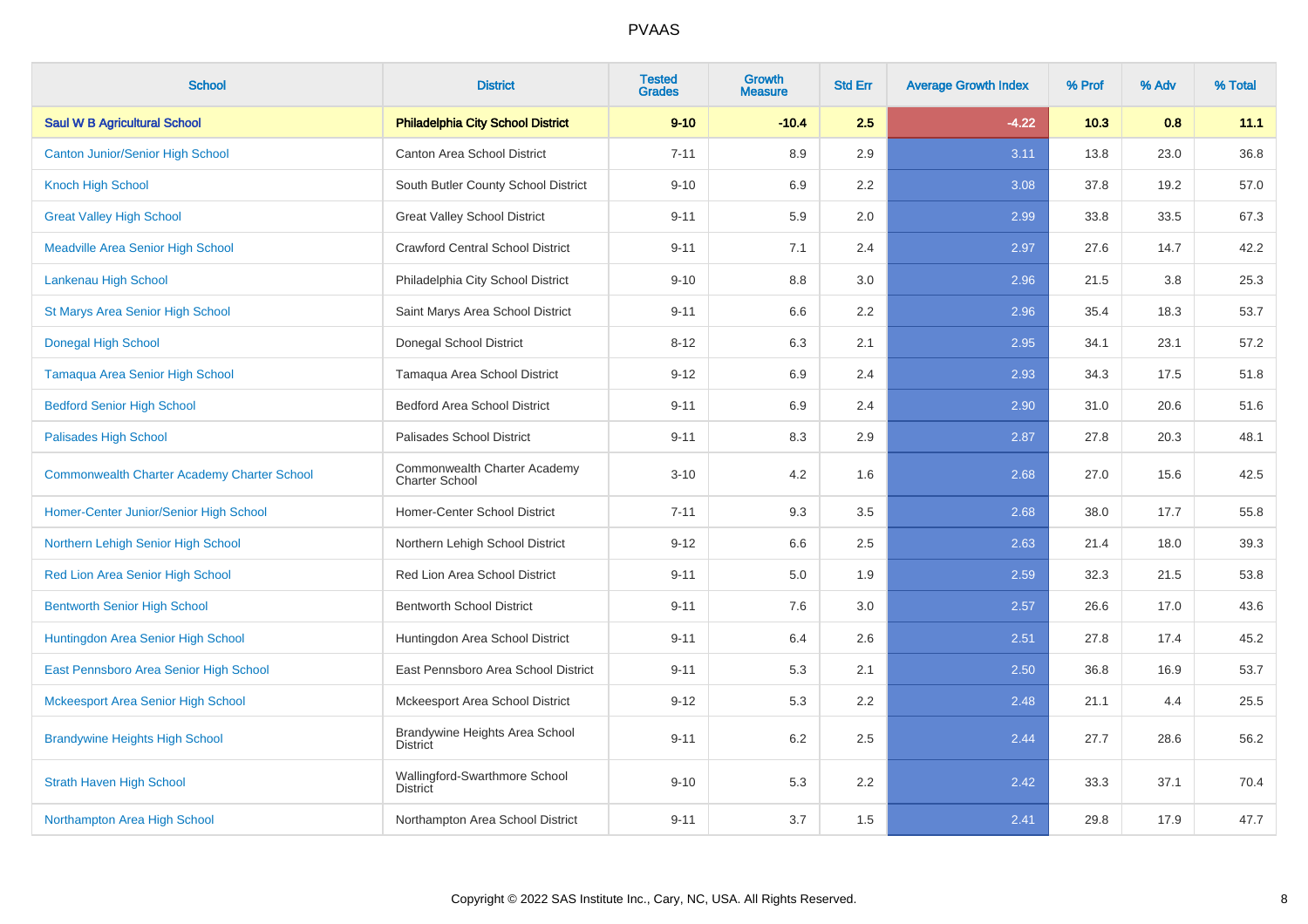| School | District | Tested Grades | Growth Measure | Std Err | Average Growth Index | % Prof | % Adv | % Total |
|---|---|---|---|---|---|---|---|---|
| **Saul W B Agricultural School** | **Philadelphia City School District** | **9-10** | **-10.4** | **2.5** | **-4.22** | **10.3** | **0.8** | **11.1** |
| Canton Junior/Senior High School | Canton Area School District | 7-11 | 8.9 | 2.9 | 3.11 | 13.8 | 23.0 | 36.8 |
| Knoch High School | South Butler County School District | 9-10 | 6.9 | 2.2 | 3.08 | 37.8 | 19.2 | 57.0 |
| Great Valley High School | Great Valley School District | 9-11 | 5.9 | 2.0 | 2.99 | 33.8 | 33.5 | 67.3 |
| Meadville Area Senior High School | Crawford Central School District | 9-11 | 7.1 | 2.4 | 2.97 | 27.6 | 14.7 | 42.2 |
| Lankenau High School | Philadelphia City School District | 9-10 | 8.8 | 3.0 | 2.96 | 21.5 | 3.8 | 25.3 |
| St Marys Area Senior High School | Saint Marys Area School District | 9-11 | 6.6 | 2.2 | 2.96 | 35.4 | 18.3 | 53.7 |
| Donegal High School | Donegal School District | 8-12 | 6.3 | 2.1 | 2.95 | 34.1 | 23.1 | 57.2 |
| Tamaqua Area Senior High School | Tamaqua Area School District | 9-12 | 6.9 | 2.4 | 2.93 | 34.3 | 17.5 | 51.8 |
| Bedford Senior High School | Bedford Area School District | 9-11 | 6.9 | 2.4 | 2.90 | 31.0 | 20.6 | 51.6 |
| Palisades High School | Palisades School District | 9-11 | 8.3 | 2.9 | 2.87 | 27.8 | 20.3 | 48.1 |
| Commonwealth Charter Academy Charter School | Commonwealth Charter Academy Charter School | 3-10 | 4.2 | 1.6 | 2.68 | 27.0 | 15.6 | 42.5 |
| Homer-Center Junior/Senior High School | Homer-Center School District | 7-11 | 9.3 | 3.5 | 2.68 | 38.0 | 17.7 | 55.8 |
| Northern Lehigh Senior High School | Northern Lehigh School District | 9-12 | 6.6 | 2.5 | 2.63 | 21.4 | 18.0 | 39.3 |
| Red Lion Area Senior High School | Red Lion Area School District | 9-11 | 5.0 | 1.9 | 2.59 | 32.3 | 21.5 | 53.8 |
| Bentworth Senior High School | Bentworth School District | 9-11 | 7.6 | 3.0 | 2.57 | 26.6 | 17.0 | 43.6 |
| Huntingdon Area Senior High School | Huntingdon Area School District | 9-11 | 6.4 | 2.6 | 2.51 | 27.8 | 17.4 | 45.2 |
| East Pennsboro Area Senior High School | East Pennsboro Area School District | 9-11 | 5.3 | 2.1 | 2.50 | 36.8 | 16.9 | 53.7 |
| Mckeesport Area Senior High School | Mckeesport Area School District | 9-12 | 5.3 | 2.2 | 2.48 | 21.1 | 4.4 | 25.5 |
| Brandywine Heights High School | Brandywine Heights Area School District | 9-11 | 6.2 | 2.5 | 2.44 | 27.7 | 28.6 | 56.2 |
| Strath Haven High School | Wallingford-Swarthmore School District | 9-10 | 5.3 | 2.2 | 2.42 | 33.3 | 37.1 | 70.4 |
| Northampton Area High School | Northampton Area School District | 9-11 | 3.7 | 1.5 | 2.41 | 29.8 | 17.9 | 47.7 |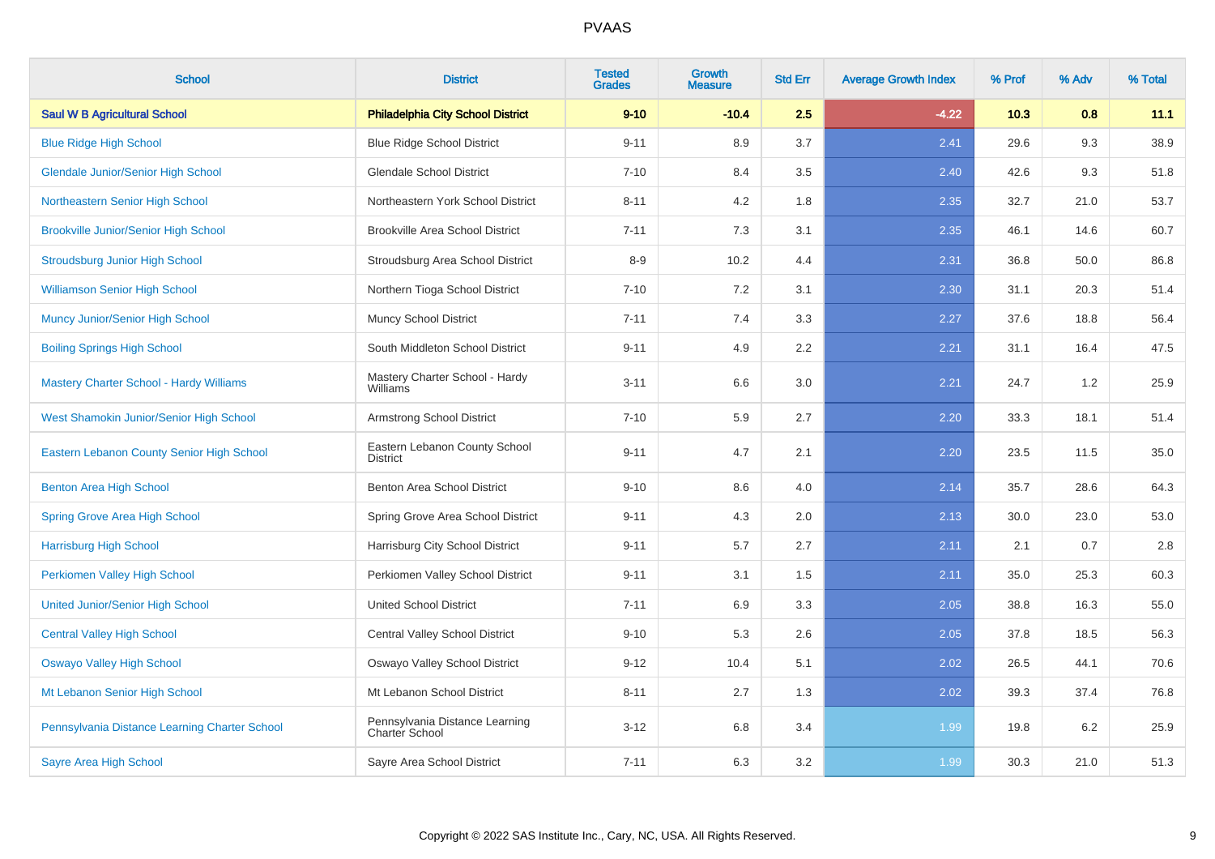# PVAAS

| School | District | Tested Grades | Growth Measure | Std Err | Average Growth Index | % Prof | % Adv | % Total |
|---|---|---|---|---|---|---|---|---|
| **Saul W B Agricultural School** | **Philadelphia City School District** | **9-10** | **-10.4** | **2.5** | **-4.22** | **10.3** | **0.8** | **11.1** |
| Blue Ridge High School | Blue Ridge School District | 9-11 | 8.9 | 3.7 | 2.41 | 29.6 | 9.3 | 38.9 |
| Glendale Junior/Senior High School | Glendale School District | 7-10 | 8.4 | 3.5 | 2.40 | 42.6 | 9.3 | 51.8 |
| Northeastern Senior High School | Northeastern York School District | 8-11 | 4.2 | 1.8 | 2.35 | 32.7 | 21.0 | 53.7 |
| Brookville Junior/Senior High School | Brookville Area School District | 7-11 | 7.3 | 3.1 | 2.35 | 46.1 | 14.6 | 60.7 |
| Stroudsburg Junior High School | Stroudsburg Area School District | 8-9 | 10.2 | 4.4 | 2.31 | 36.8 | 50.0 | 86.8 |
| Williamson Senior High School | Northern Tioga School District | 7-10 | 7.2 | 3.1 | 2.30 | 31.1 | 20.3 | 51.4 |
| Muncy Junior/Senior High School | Muncy School District | 7-11 | 7.4 | 3.3 | 2.27 | 37.6 | 18.8 | 56.4 |
| Boiling Springs High School | South Middleton School District | 9-11 | 4.9 | 2.2 | 2.21 | 31.1 | 16.4 | 47.5 |
| Mastery Charter School - Hardy Williams | Mastery Charter School - Hardy Williams | 3-11 | 6.6 | 3.0 | 2.21 | 24.7 | 1.2 | 25.9 |
| West Shamokin Junior/Senior High School | Armstrong School District | 7-10 | 5.9 | 2.7 | 2.20 | 33.3 | 18.1 | 51.4 |
| Eastern Lebanon County Senior High School | Eastern Lebanon County School District | 9-11 | 4.7 | 2.1 | 2.20 | 23.5 | 11.5 | 35.0 |
| Benton Area High School | Benton Area School District | 9-10 | 8.6 | 4.0 | 2.14 | 35.7 | 28.6 | 64.3 |
| Spring Grove Area High School | Spring Grove Area School District | 9-11 | 4.3 | 2.0 | 2.13 | 30.0 | 23.0 | 53.0 |
| Harrisburg High School | Harrisburg City School District | 9-11 | 5.7 | 2.7 | 2.11 | 2.1 | 0.7 | 2.8 |
| Perkiomen Valley High School | Perkiomen Valley School District | 9-11 | 3.1 | 1.5 | 2.11 | 35.0 | 25.3 | 60.3 |
| United Junior/Senior High School | United School District | 7-11 | 6.9 | 3.3 | 2.05 | 38.8 | 16.3 | 55.0 |
| Central Valley High School | Central Valley School District | 9-10 | 5.3 | 2.6 | 2.05 | 37.8 | 18.5 | 56.3 |
| Oswayo Valley High School | Oswayo Valley School District | 9-12 | 10.4 | 5.1 | 2.02 | 26.5 | 44.1 | 70.6 |
| Mt Lebanon Senior High School | Mt Lebanon School District | 8-11 | 2.7 | 1.3 | 2.02 | 39.3 | 37.4 | 76.8 |
| Pennsylvania Distance Learning Charter School | Pennsylvania Distance Learning Charter School | 3-12 | 6.8 | 3.4 | 1.99 | 19.8 | 6.2 | 25.9 |
| Sayre Area High School | Sayre Area School District | 7-11 | 6.3 | 3.2 | 1.99 | 30.3 | 21.0 | 51.3 |

Copyright © 2022 SAS Institute Inc., Cary, NC, USA. All Rights Reserved.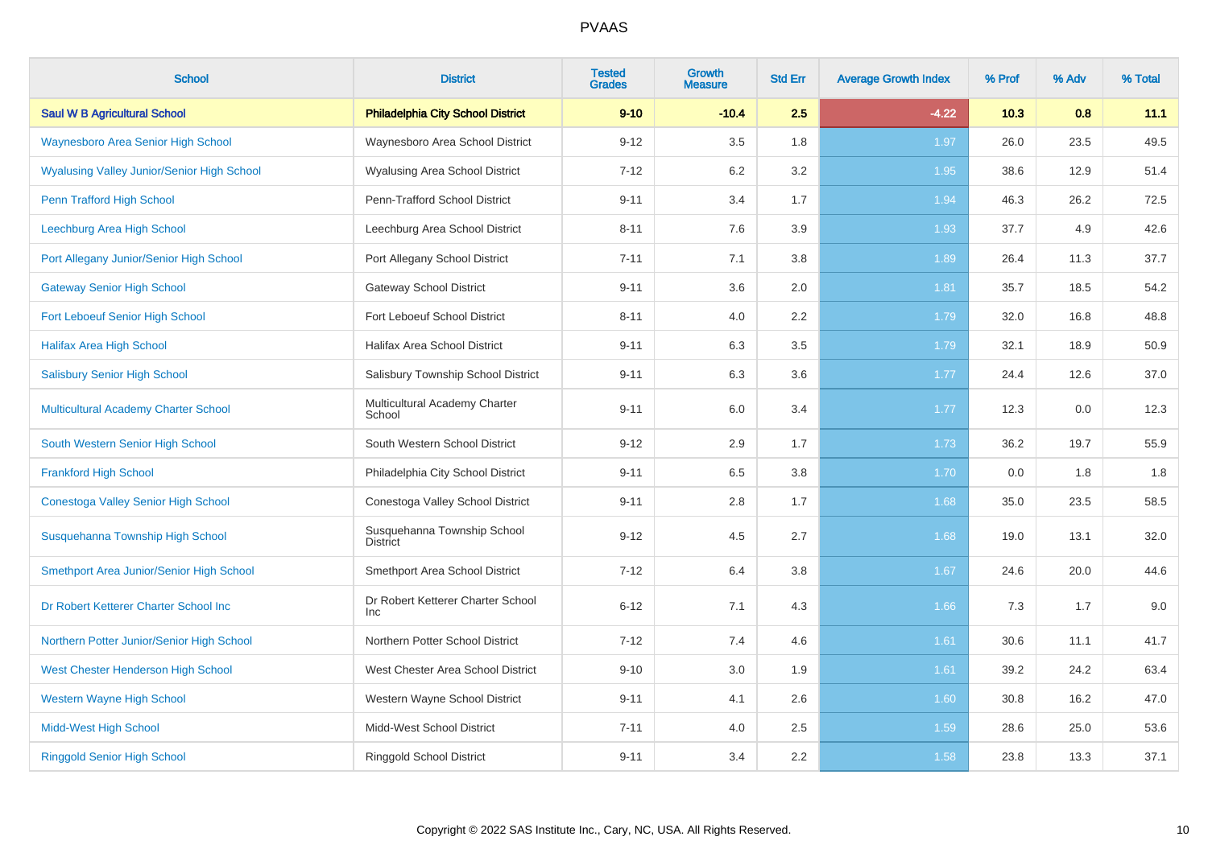# PVAAS

| School | District | Tested Grades | Growth Measure | Std Err | Average Growth Index | % Prof | % Adv | % Total |
|---|---|---|---|---|---|---|---|---|
| **Saul W B Agricultural School** | **Philadelphia City School District** | **9-10** | **-10.4** | **2.5** | **-4.22** | **10.3** | **0.8** | **11.1** |
| Waynesboro Area Senior High School | Waynesboro Area School District | 9-12 | 3.5 | 1.8 | 1.97 | 26.0 | 23.5 | 49.5 |
| Wyalusing Valley Junior/Senior High School | Wyalusing Area School District | 7-12 | 6.2 | 3.2 | 1.95 | 38.6 | 12.9 | 51.4 |
| Penn Trafford High School | Penn-Trafford School District | 9-11 | 3.4 | 1.7 | 1.94 | 46.3 | 26.2 | 72.5 |
| Leechburg Area High School | Leechburg Area School District | 8-11 | 7.6 | 3.9 | 1.93 | 37.7 | 4.9 | 42.6 |
| Port Allegany Junior/Senior High School | Port Allegany School District | 7-11 | 7.1 | 3.8 | 1.89 | 26.4 | 11.3 | 37.7 |
| Gateway Senior High School | Gateway School District | 9-11 | 3.6 | 2.0 | 1.81 | 35.7 | 18.5 | 54.2 |
| Fort Leboeuf Senior High School | Fort Leboeuf School District | 8-11 | 4.0 | 2.2 | 1.79 | 32.0 | 16.8 | 48.8 |
| Halifax Area High School | Halifax Area School District | 9-11 | 6.3 | 3.5 | 1.79 | 32.1 | 18.9 | 50.9 |
| Salisbury Senior High School | Salisbury Township School District | 9-11 | 6.3 | 3.6 | 1.77 | 24.4 | 12.6 | 37.0 |
| Multicultural Academy Charter School | Multicultural Academy Charter School | 9-11 | 6.0 | 3.4 | 1.77 | 12.3 | 0.0 | 12.3 |
| South Western Senior High School | South Western School District | 9-12 | 2.9 | 1.7 | 1.73 | 36.2 | 19.7 | 55.9 |
| Frankford High School | Philadelphia City School District | 9-11 | 6.5 | 3.8 | 1.70 | 0.0 | 1.8 | 1.8 |
| Conestoga Valley Senior High School | Conestoga Valley School District | 9-11 | 2.8 | 1.7 | 1.68 | 35.0 | 23.5 | 58.5 |
| Susquehanna Township High School | Susquehanna Township School District | 9-12 | 4.5 | 2.7 | 1.68 | 19.0 | 13.1 | 32.0 |
| Smethport Area Junior/Senior High School | Smethport Area School District | 7-12 | 6.4 | 3.8 | 1.67 | 24.6 | 20.0 | 44.6 |
| Dr Robert Ketterer Charter School Inc | Dr Robert Ketterer Charter School Inc | 6-12 | 7.1 | 4.3 | 1.66 | 7.3 | 1.7 | 9.0 |
| Northern Potter Junior/Senior High School | Northern Potter School District | 7-12 | 7.4 | 4.6 | 1.61 | 30.6 | 11.1 | 41.7 |
| West Chester Henderson High School | West Chester Area School District | 9-10 | 3.0 | 1.9 | 1.61 | 39.2 | 24.2 | 63.4 |
| Western Wayne High School | Western Wayne School District | 9-11 | 4.1 | 2.6 | 1.60 | 30.8 | 16.2 | 47.0 |
| Midd-West High School | Midd-West School District | 7-11 | 4.0 | 2.5 | 1.59 | 28.6 | 25.0 | 53.6 |
| Ringgold Senior High School | Ringgold School District | 9-11 | 3.4 | 2.2 | 1.58 | 23.8 | 13.3 | 37.1 |

Copyright © 2022 SAS Institute Inc., Cary, NC, USA. All Rights Reserved.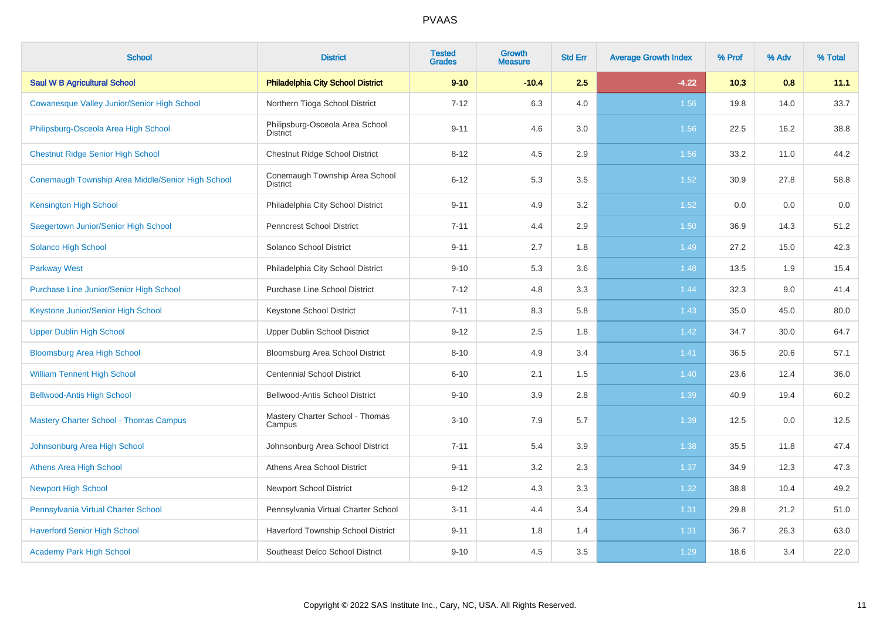# PVAAS

| School | District | Tested Grades | Growth Measure | Std Err | Average Growth Index | % Prof | % Adv | % Total |
|---|---|---|---|---|---|---|---|---|
| **Saul W B Agricultural School** | **Philadelphia City School District** | **9-10** | **-10.4** | **2.5** | **-4.22** | **10.3** | **0.8** | **11.1** |
| Cowanesque Valley Junior/Senior High School | Northern Tioga School District | 7-12 | 6.3 | 4.0 | 1.56 | 19.8 | 14.0 | 33.7 |
| Philipsburg-Osceola Area High School | Philipsburg-Osceola Area School District | 9-11 | 4.6 | 3.0 | 1.56 | 22.5 | 16.2 | 38.8 |
| Chestnut Ridge Senior High School | Chestnut Ridge School District | 8-12 | 4.5 | 2.9 | 1.56 | 33.2 | 11.0 | 44.2 |
| Conemaugh Township Area Middle/Senior High School | Conemaugh Township Area School District | 6-12 | 5.3 | 3.5 | 1.52 | 30.9 | 27.8 | 58.8 |
| Kensington High School | Philadelphia City School District | 9-11 | 4.9 | 3.2 | 1.52 | 0.0 | 0.0 | 0.0 |
| Saegertown Junior/Senior High School | Penncrest School District | 7-11 | 4.4 | 2.9 | 1.50 | 36.9 | 14.3 | 51.2 |
| Solanco High School | Solanco School District | 9-11 | 2.7 | 1.8 | 1.49 | 27.2 | 15.0 | 42.3 |
| Parkway West | Philadelphia City School District | 9-10 | 5.3 | 3.6 | 1.48 | 13.5 | 1.9 | 15.4 |
| Purchase Line Junior/Senior High School | Purchase Line School District | 7-12 | 4.8 | 3.3 | 1.44 | 32.3 | 9.0 | 41.4 |
| Keystone Junior/Senior High School | Keystone School District | 7-11 | 8.3 | 5.8 | 1.43 | 35.0 | 45.0 | 80.0 |
| Upper Dublin High School | Upper Dublin School District | 9-12 | 2.5 | 1.8 | 1.42 | 34.7 | 30.0 | 64.7 |
| Bloomsburg Area High School | Bloomsburg Area School District | 8-10 | 4.9 | 3.4 | 1.41 | 36.5 | 20.6 | 57.1 |
| William Tennent High School | Centennial School District | 6-10 | 2.1 | 1.5 | 1.40 | 23.6 | 12.4 | 36.0 |
| Bellwood-Antis High School | Bellwood-Antis School District | 9-10 | 3.9 | 2.8 | 1.39 | 40.9 | 19.4 | 60.2 |
| Mastery Charter School - Thomas Campus | Mastery Charter School - Thomas Campus | 3-10 | 7.9 | 5.7 | 1.39 | 12.5 | 0.0 | 12.5 |
| Johnsonburg Area High School | Johnsonburg Area School District | 7-11 | 5.4 | 3.9 | 1.38 | 35.5 | 11.8 | 47.4 |
| Athens Area High School | Athens Area School District | 9-11 | 3.2 | 2.3 | 1.37 | 34.9 | 12.3 | 47.3 |
| Newport High School | Newport School District | 9-12 | 4.3 | 3.3 | 1.32 | 38.8 | 10.4 | 49.2 |
| Pennsylvania Virtual Charter School | Pennsylvania Virtual Charter School | 3-11 | 4.4 | 3.4 | 1.31 | 29.8 | 21.2 | 51.0 |
| Haverford Senior High School | Haverford Township School District | 9-11 | 1.8 | 1.4 | 1.31 | 36.7 | 26.3 | 63.0 |
| Academy Park High School | Southeast Delco School District | 9-10 | 4.5 | 3.5 | 1.29 | 18.6 | 3.4 | 22.0 |

Copyright © 2022 SAS Institute Inc., Cary, NC, USA. All Rights Reserved.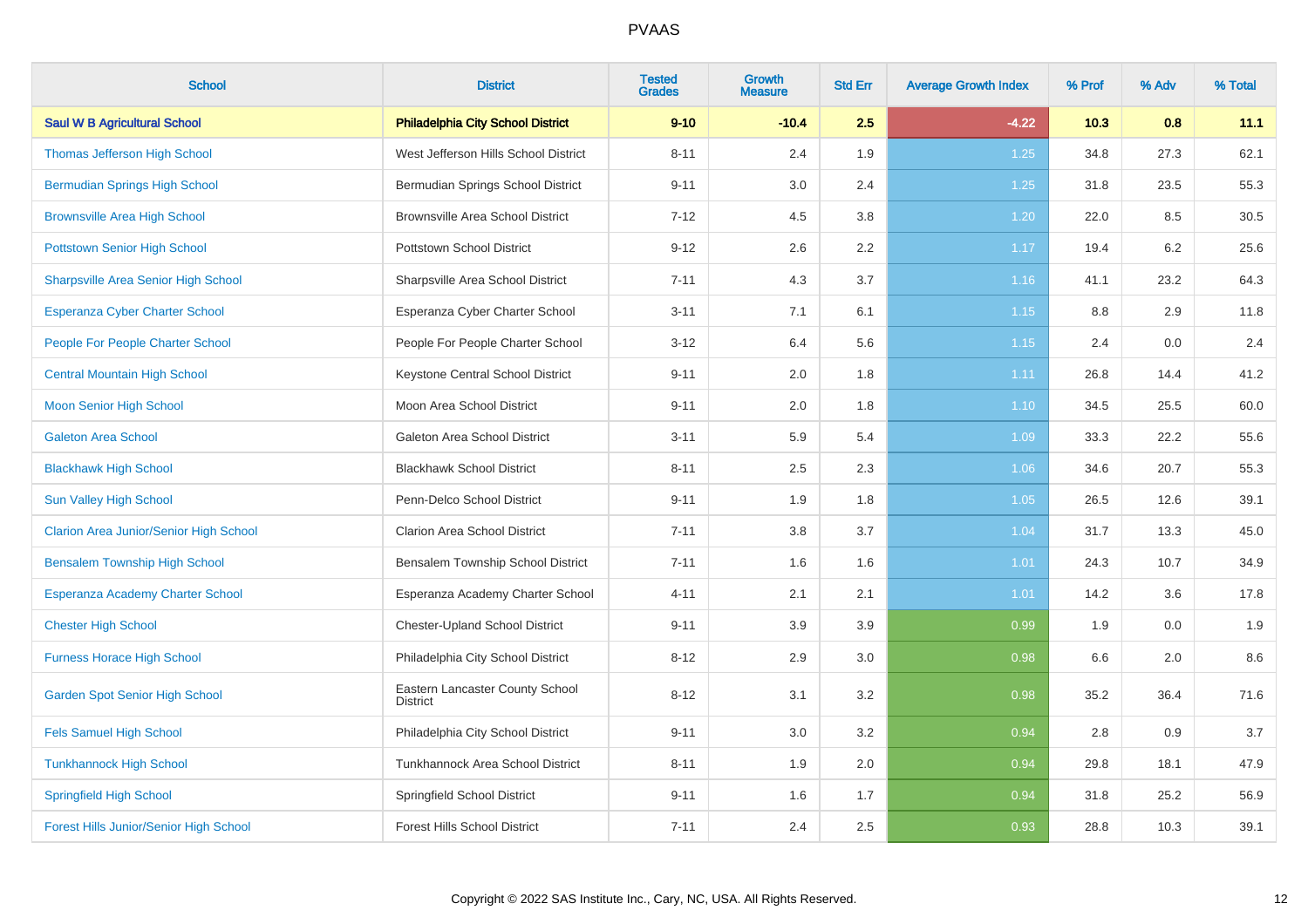# PVAAS

| School | District | Tested Grades | Growth Measure | Std Err | Average Growth Index | % Prof | % Adv | % Total |
|---|---|---|---|---|---|---|---|---|
| **Saul W B Agricultural School** | **Philadelphia City School District** | **9-10** | **-10.4** | **2.5** | **-4.22** | **10.3** | **0.8** | **11.1** |
| Thomas Jefferson High School | West Jefferson Hills School District | 8-11 | 2.4 | 1.9 | 1.25 | 34.8 | 27.3 | 62.1 |
| Bermudian Springs High School | Bermudian Springs School District | 9-11 | 3.0 | 2.4 | 1.25 | 31.8 | 23.5 | 55.3 |
| Brownsville Area High School | Brownsville Area School District | 7-12 | 4.5 | 3.8 | 1.20 | 22.0 | 8.5 | 30.5 |
| Pottstown Senior High School | Pottstown School District | 9-12 | 2.6 | 2.2 | 1.17 | 19.4 | 6.2 | 25.6 |
| Sharpsville Area Senior High School | Sharpsville Area School District | 7-11 | 4.3 | 3.7 | 1.16 | 41.1 | 23.2 | 64.3 |
| Esperanza Cyber Charter School | Esperanza Cyber Charter School | 3-11 | 7.1 | 6.1 | 1.15 | 8.8 | 2.9 | 11.8 |
| People For People Charter School | People For People Charter School | 3-12 | 6.4 | 5.6 | 1.15 | 2.4 | 0.0 | 2.4 |
| Central Mountain High School | Keystone Central School District | 9-11 | 2.0 | 1.8 | 1.11 | 26.8 | 14.4 | 41.2 |
| Moon Senior High School | Moon Area School District | 9-11 | 2.0 | 1.8 | 1.10 | 34.5 | 25.5 | 60.0 |
| Galeton Area School | Galeton Area School District | 3-11 | 5.9 | 5.4 | 1.09 | 33.3 | 22.2 | 55.6 |
| Blackhawk High School | Blackhawk School District | 8-11 | 2.5 | 2.3 | 1.06 | 34.6 | 20.7 | 55.3 |
| Sun Valley High School | Penn-Delco School District | 9-11 | 1.9 | 1.8 | 1.05 | 26.5 | 12.6 | 39.1 |
| Clarion Area Junior/Senior High School | Clarion Area School District | 7-11 | 3.8 | 3.7 | 1.04 | 31.7 | 13.3 | 45.0 |
| Bensalem Township High School | Bensalem Township School District | 7-11 | 1.6 | 1.6 | 1.01 | 24.3 | 10.7 | 34.9 |
| Esperanza Academy Charter School | Esperanza Academy Charter School | 4-11 | 2.1 | 2.1 | 1.01 | 14.2 | 3.6 | 17.8 |
| Chester High School | Chester-Upland School District | 9-11 | 3.9 | 3.9 | 0.99 | 1.9 | 0.0 | 1.9 |
| Furness Horace High School | Philadelphia City School District | 8-12 | 2.9 | 3.0 | 0.98 | 6.6 | 2.0 | 8.6 |
| Garden Spot Senior High School | Eastern Lancaster County School District | 8-12 | 3.1 | 3.2 | 0.98 | 35.2 | 36.4 | 71.6 |
| Fels Samuel High School | Philadelphia City School District | 9-11 | 3.0 | 3.2 | 0.94 | 2.8 | 0.9 | 3.7 |
| Tunkhannock High School | Tunkhannock Area School District | 8-11 | 1.9 | 2.0 | 0.94 | 29.8 | 18.1 | 47.9 |
| Springfield High School | Springfield School District | 9-11 | 1.6 | 1.7 | 0.94 | 31.8 | 25.2 | 56.9 |
| Forest Hills Junior/Senior High School | Forest Hills School District | 7-11 | 2.4 | 2.5 | 0.93 | 28.8 | 10.3 | 39.1 |

Copyright © 2022 SAS Institute Inc., Cary, NC, USA. All Rights Reserved.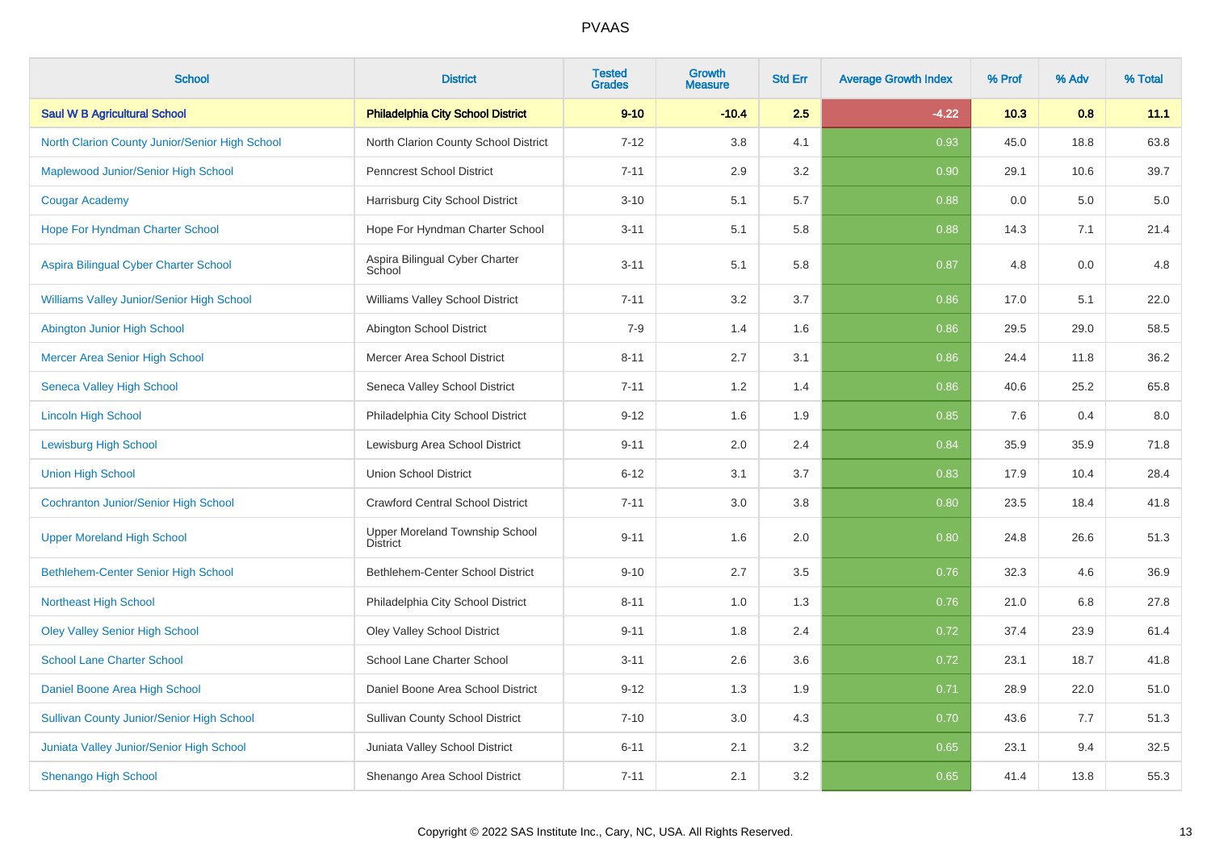# PVAAS

| School | District | Tested Grades | Growth Measure | Std Err | Average Growth Index | % Prof | % Adv | % Total |
|---|---|---|---|---|---|---|---|---|
| **Saul W B Agricultural School** | **Philadelphia City School District** | **9-10** | **-10.4** | **2.5** | **-4.22** | **10.3** | **0.8** | **11.1** |
| North Clarion County Junior/Senior High School | North Clarion County School District | 7-12 | 3.8 | 4.1 | 0.93 | 45.0 | 18.8 | 63.8 |
| Maplewood Junior/Senior High School | Penncrest School District | 7-11 | 2.9 | 3.2 | 0.90 | 29.1 | 10.6 | 39.7 |
| Cougar Academy | Harrisburg City School District | 3-10 | 5.1 | 5.7 | 0.88 | 0.0 | 5.0 | 5.0 |
| Hope For Hyndman Charter School | Hope For Hyndman Charter School | 3-11 | 5.1 | 5.8 | 0.88 | 14.3 | 7.1 | 21.4 |
| Aspira Bilingual Cyber Charter School | Aspira Bilingual Cyber Charter School | 3-11 | 5.1 | 5.8 | 0.87 | 4.8 | 0.0 | 4.8 |
| Williams Valley Junior/Senior High School | Williams Valley School District | 7-11 | 3.2 | 3.7 | 0.86 | 17.0 | 5.1 | 22.0 |
| Abington Junior High School | Abington School District | 7-9 | 1.4 | 1.6 | 0.86 | 29.5 | 29.0 | 58.5 |
| Mercer Area Senior High School | Mercer Area School District | 8-11 | 2.7 | 3.1 | 0.86 | 24.4 | 11.8 | 36.2 |
| Seneca Valley High School | Seneca Valley School District | 7-11 | 1.2 | 1.4 | 0.86 | 40.6 | 25.2 | 65.8 |
| Lincoln High School | Philadelphia City School District | 9-12 | 1.6 | 1.9 | 0.85 | 7.6 | 0.4 | 8.0 |
| Lewisburg High School | Lewisburg Area School District | 9-11 | 2.0 | 2.4 | 0.84 | 35.9 | 35.9 | 71.8 |
| Union High School | Union School District | 6-12 | 3.1 | 3.7 | 0.83 | 17.9 | 10.4 | 28.4 |
| Cochranton Junior/Senior High School | Crawford Central School District | 7-11 | 3.0 | 3.8 | 0.80 | 23.5 | 18.4 | 41.8 |
| Upper Moreland High School | Upper Moreland Township School District | 9-11 | 1.6 | 2.0 | 0.80 | 24.8 | 26.6 | 51.3 |
| Bethlehem-Center Senior High School | Bethlehem-Center School District | 9-10 | 2.7 | 3.5 | 0.76 | 32.3 | 4.6 | 36.9 |
| Northeast High School | Philadelphia City School District | 8-11 | 1.0 | 1.3 | 0.76 | 21.0 | 6.8 | 27.8 |
| Oley Valley Senior High School | Oley Valley School District | 9-11 | 1.8 | 2.4 | 0.72 | 37.4 | 23.9 | 61.4 |
| School Lane Charter School | School Lane Charter School | 3-11 | 2.6 | 3.6 | 0.72 | 23.1 | 18.7 | 41.8 |
| Daniel Boone Area High School | Daniel Boone Area School District | 9-12 | 1.3 | 1.9 | 0.71 | 28.9 | 22.0 | 51.0 |
| Sullivan County Junior/Senior High School | Sullivan County School District | 7-10 | 3.0 | 4.3 | 0.70 | 43.6 | 7.7 | 51.3 |
| Juniata Valley Junior/Senior High School | Juniata Valley School District | 6-11 | 2.1 | 3.2 | 0.65 | 23.1 | 9.4 | 32.5 |
| Shenango High School | Shenango Area School District | 7-11 | 2.1 | 3.2 | 0.65 | 41.4 | 13.8 | 55.3 |

Copyright © 2022 SAS Institute Inc., Cary, NC, USA. All Rights Reserved.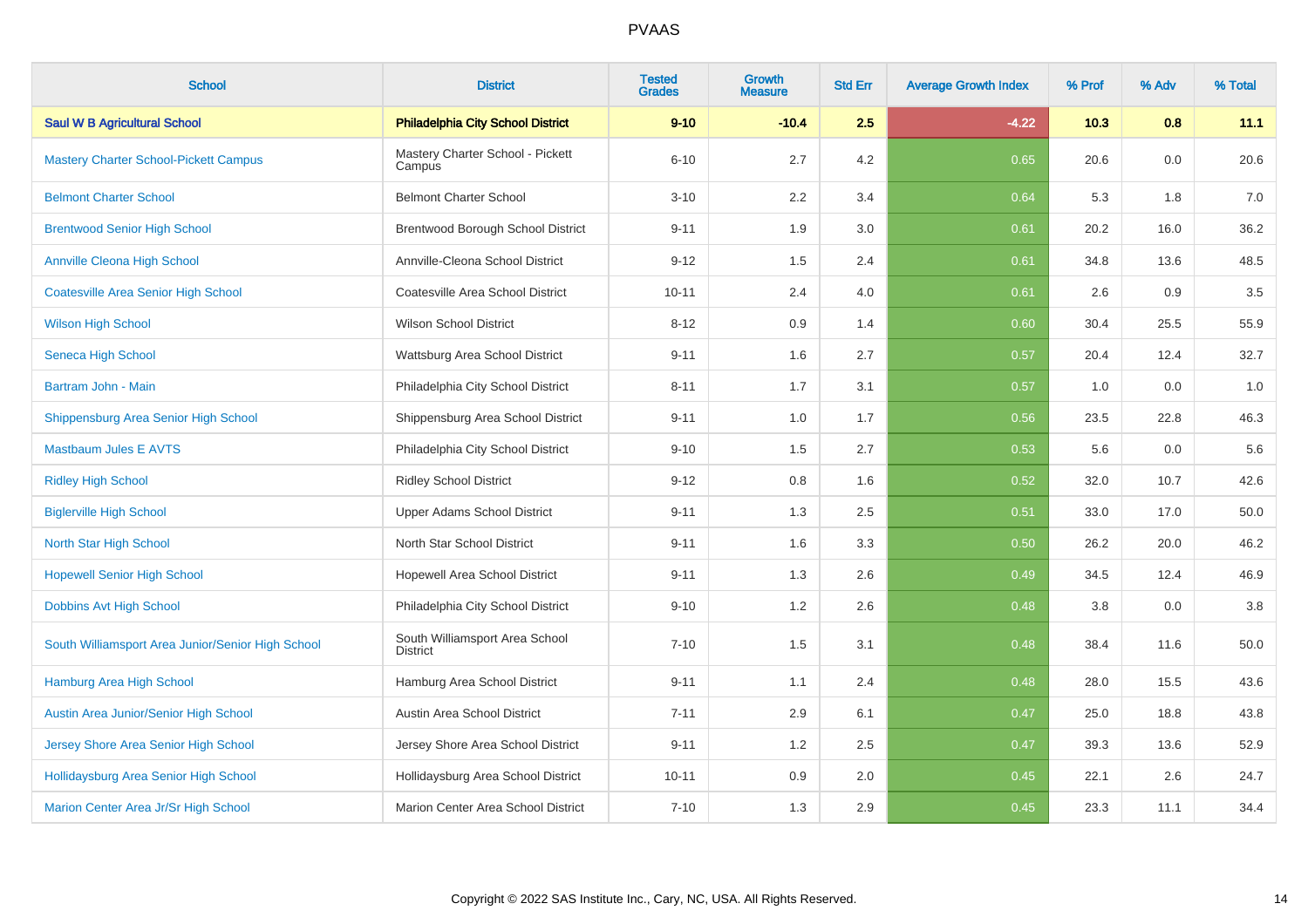# PVAAS

| School | District | Tested Grades | Growth Measure | Std Err | Average Growth Index | % Prof | % Adv | % Total |
|---|---|---|---|---|---|---|---|---|
| **Saul W B Agricultural School** | **Philadelphia City School District** | **9-10** | **-10.4** | **2.5** | **-4.22** | **10.3** | **0.8** | **11.1** |
| Mastery Charter School-Pickett Campus | Mastery Charter School - Pickett Campus | 6-10 | 2.7 | 4.2 | 0.65 | 20.6 | 0.0 | 20.6 |
| Belmont Charter School | Belmont Charter School | 3-10 | 2.2 | 3.4 | 0.64 | 5.3 | 1.8 | 7.0 |
| Brentwood Senior High School | Brentwood Borough School District | 9-11 | 1.9 | 3.0 | 0.61 | 20.2 | 16.0 | 36.2 |
| Annville Cleona High School | Annville-Cleona School District | 9-12 | 1.5 | 2.4 | 0.61 | 34.8 | 13.6 | 48.5 |
| Coatesville Area Senior High School | Coatesville Area School District | 10-11 | 2.4 | 4.0 | 0.61 | 2.6 | 0.9 | 3.5 |
| Wilson High School | Wilson School District | 8-12 | 0.9 | 1.4 | 0.60 | 30.4 | 25.5 | 55.9 |
| Seneca High School | Wattsburg Area School District | 9-11 | 1.6 | 2.7 | 0.57 | 20.4 | 12.4 | 32.7 |
| Bartram John - Main | Philadelphia City School District | 8-11 | 1.7 | 3.1 | 0.57 | 1.0 | 0.0 | 1.0 |
| Shippensburg Area Senior High School | Shippensburg Area School District | 9-11 | 1.0 | 1.7 | 0.56 | 23.5 | 22.8 | 46.3 |
| Mastbaum Jules E AVTS | Philadelphia City School District | 9-10 | 1.5 | 2.7 | 0.53 | 5.6 | 0.0 | 5.6 |
| Ridley High School | Ridley School District | 9-12 | 0.8 | 1.6 | 0.52 | 32.0 | 10.7 | 42.6 |
| Biglerville High School | Upper Adams School District | 9-11 | 1.3 | 2.5 | 0.51 | 33.0 | 17.0 | 50.0 |
| North Star High School | North Star School District | 9-11 | 1.6 | 3.3 | 0.50 | 26.2 | 20.0 | 46.2 |
| Hopewell Senior High School | Hopewell Area School District | 9-11 | 1.3 | 2.6 | 0.49 | 34.5 | 12.4 | 46.9 |
| Dobbins Avt High School | Philadelphia City School District | 9-10 | 1.2 | 2.6 | 0.48 | 3.8 | 0.0 | 3.8 |
| South Williamsport Area Junior/Senior High School | South Williamsport Area School District | 7-10 | 1.5 | 3.1 | 0.48 | 38.4 | 11.6 | 50.0 |
| Hamburg Area High School | Hamburg Area School District | 9-11 | 1.1 | 2.4 | 0.48 | 28.0 | 15.5 | 43.6 |
| Austin Area Junior/Senior High School | Austin Area School District | 7-11 | 2.9 | 6.1 | 0.47 | 25.0 | 18.8 | 43.8 |
| Jersey Shore Area Senior High School | Jersey Shore Area School District | 9-11 | 1.2 | 2.5 | 0.47 | 39.3 | 13.6 | 52.9 |
| Hollidaysburg Area Senior High School | Hollidaysburg Area School District | 10-11 | 0.9 | 2.0 | 0.45 | 22.1 | 2.6 | 24.7 |
| Marion Center Area Jr/Sr High School | Marion Center Area School District | 7-10 | 1.3 | 2.9 | 0.45 | 23.3 | 11.1 | 34.4 |

Copyright © 2022 SAS Institute Inc., Cary, NC, USA. All Rights Reserved.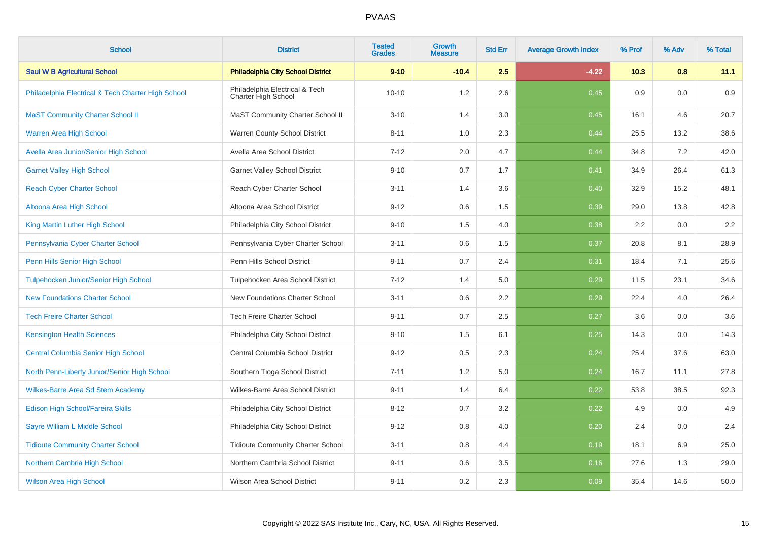# PVAAS

| School | District | Tested Grades | Growth Measure | Std Err | Average Growth Index | % Prof | % Adv | % Total |
|---|---|---|---|---|---|---|---|---|
| **Saul W B Agricultural School** | **Philadelphia City School District** | **9-10** | **-10.4** | **2.5** | **-4.22** | **10.3** | **0.8** | **11.1** |
| Philadelphia Electrical & Tech Charter High School | Philadelphia Electrical & Tech Charter High School | 10-10 | 1.2 | 2.6 | 0.45 | 0.9 | 0.0 | 0.9 |
| MaST Community Charter School II | MaST Community Charter School II | 3-10 | 1.4 | 3.0 | 0.45 | 16.1 | 4.6 | 20.7 |
| Warren Area High School | Warren County School District | 8-11 | 1.0 | 2.3 | 0.44 | 25.5 | 13.2 | 38.6 |
| Avella Area Junior/Senior High School | Avella Area School District | 7-12 | 2.0 | 4.7 | 0.44 | 34.8 | 7.2 | 42.0 |
| Garnet Valley High School | Garnet Valley School District | 9-10 | 0.7 | 1.7 | 0.41 | 34.9 | 26.4 | 61.3 |
| Reach Cyber Charter School | Reach Cyber Charter School | 3-11 | 1.4 | 3.6 | 0.40 | 32.9 | 15.2 | 48.1 |
| Altoona Area High School | Altoona Area School District | 9-12 | 0.6 | 1.5 | 0.39 | 29.0 | 13.8 | 42.8 |
| King Martin Luther High School | Philadelphia City School District | 9-10 | 1.5 | 4.0 | 0.38 | 2.2 | 0.0 | 2.2 |
| Pennsylvania Cyber Charter School | Pennsylvania Cyber Charter School | 3-11 | 0.6 | 1.5 | 0.37 | 20.8 | 8.1 | 28.9 |
| Penn Hills Senior High School | Penn Hills School District | 9-11 | 0.7 | 2.4 | 0.31 | 18.4 | 7.1 | 25.6 |
| Tulpehocken Junior/Senior High School | Tulpehocken Area School District | 7-12 | 1.4 | 5.0 | 0.29 | 11.5 | 23.1 | 34.6 |
| New Foundations Charter School | New Foundations Charter School | 3-11 | 0.6 | 2.2 | 0.29 | 22.4 | 4.0 | 26.4 |
| Tech Freire Charter School | Tech Freire Charter School | 9-11 | 0.7 | 2.5 | 0.27 | 3.6 | 0.0 | 3.6 |
| Kensington Health Sciences | Philadelphia City School District | 9-10 | 1.5 | 6.1 | 0.25 | 14.3 | 0.0 | 14.3 |
| Central Columbia Senior High School | Central Columbia School District | 9-12 | 0.5 | 2.3 | 0.24 | 25.4 | 37.6 | 63.0 |
| North Penn-Liberty Junior/Senior High School | Southern Tioga School District | 7-11 | 1.2 | 5.0 | 0.24 | 16.7 | 11.1 | 27.8 |
| Wilkes-Barre Area Sd Stem Academy | Wilkes-Barre Area School District | 9-11 | 1.4 | 6.4 | 0.22 | 53.8 | 38.5 | 92.3 |
| Edison High School/Fareira Skills | Philadelphia City School District | 8-12 | 0.7 | 3.2 | 0.22 | 4.9 | 0.0 | 4.9 |
| Sayre William L Middle School | Philadelphia City School District | 9-12 | 0.8 | 4.0 | 0.20 | 2.4 | 0.0 | 2.4 |
| Tidioute Community Charter School | Tidioute Community Charter School | 3-11 | 0.8 | 4.4 | 0.19 | 18.1 | 6.9 | 25.0 |
| Northern Cambria High School | Northern Cambria School District | 9-11 | 0.6 | 3.5 | 0.16 | 27.6 | 1.3 | 29.0 |
| Wilson Area High School | Wilson Area School District | 9-11 | 0.2 | 2.3 | 0.09 | 35.4 | 14.6 | 50.0 |

Copyright © 2022 SAS Institute Inc., Cary, NC, USA. All Rights Reserved.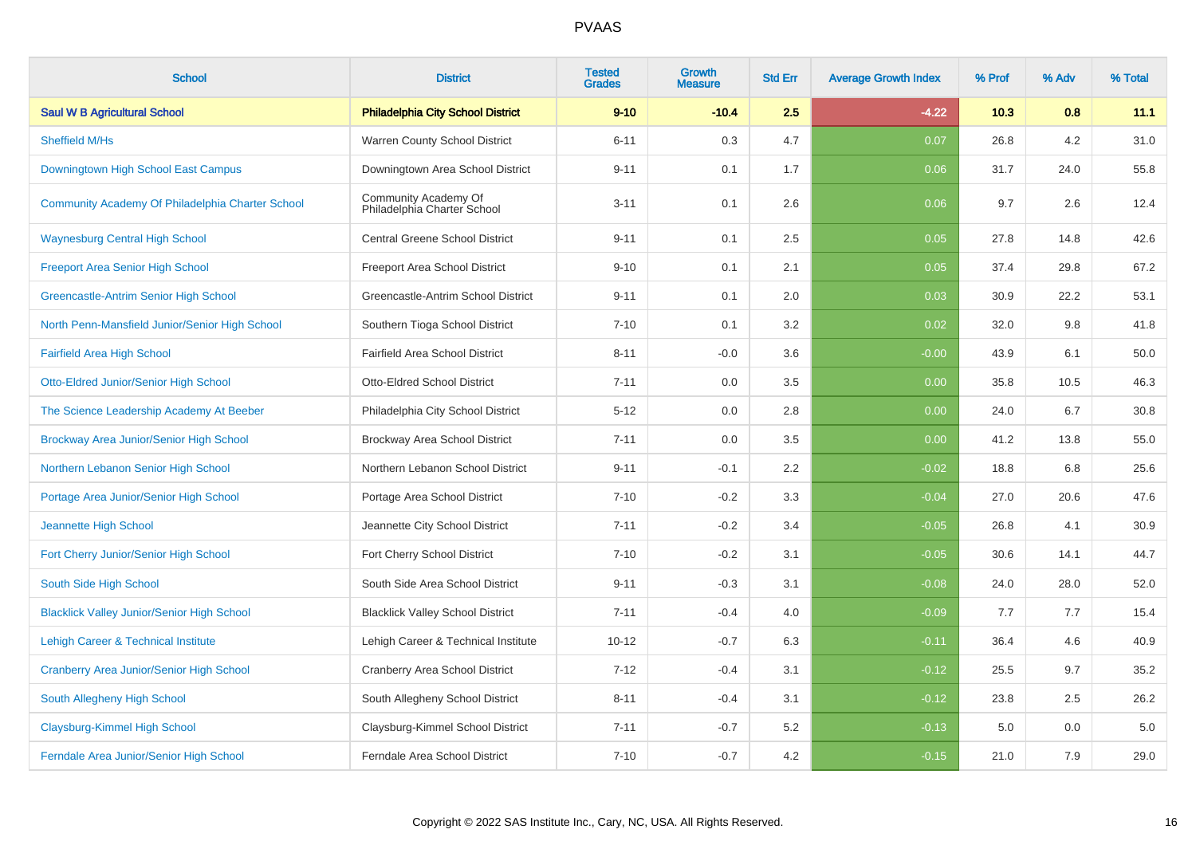# PVAAS

| School | District | Tested Grades | Growth Measure | Std Err | Average Growth Index | % Prof | % Adv | % Total |
|---|---|---|---|---|---|---|---|---|
| **Saul W B Agricultural School** | **Philadelphia City School District** | **9-10** | **-10.4** | **2.5** | **-4.22** | **10.3** | **0.8** | **11.1** |
| Sheffield M/Hs | Warren County School District | 6-11 | 0.3 | 4.7 | 0.07 | 26.8 | 4.2 | 31.0 |
| Downingtown High School East Campus | Downingtown Area School District | 9-11 | 0.1 | 1.7 | 0.06 | 31.7 | 24.0 | 55.8 |
| Community Academy Of Philadelphia Charter School | Community Academy Of Philadelphia Charter School | 3-11 | 0.1 | 2.6 | 0.06 | 9.7 | 2.6 | 12.4 |
| Waynesburg Central High School | Central Greene School District | 9-11 | 0.1 | 2.5 | 0.05 | 27.8 | 14.8 | 42.6 |
| Freeport Area Senior High School | Freeport Area School District | 9-10 | 0.1 | 2.1 | 0.05 | 37.4 | 29.8 | 67.2 |
| Greencastle-Antrim Senior High School | Greencastle-Antrim School District | 9-11 | 0.1 | 2.0 | 0.03 | 30.9 | 22.2 | 53.1 |
| North Penn-Mansfield Junior/Senior High School | Southern Tioga School District | 7-10 | 0.1 | 3.2 | 0.02 | 32.0 | 9.8 | 41.8 |
| Fairfield Area High School | Fairfield Area School District | 8-11 | -0.0 | 3.6 | -0.00 | 43.9 | 6.1 | 50.0 |
| Otto-Eldred Junior/Senior High School | Otto-Eldred School District | 7-11 | 0.0 | 3.5 | 0.00 | 35.8 | 10.5 | 46.3 |
| The Science Leadership Academy At Beeber | Philadelphia City School District | 5-12 | 0.0 | 2.8 | 0.00 | 24.0 | 6.7 | 30.8 |
| Brockway Area Junior/Senior High School | Brockway Area School District | 7-11 | 0.0 | 3.5 | 0.00 | 41.2 | 13.8 | 55.0 |
| Northern Lebanon Senior High School | Northern Lebanon School District | 9-11 | -0.1 | 2.2 | -0.02 | 18.8 | 6.8 | 25.6 |
| Portage Area Junior/Senior High School | Portage Area School District | 7-10 | -0.2 | 3.3 | -0.04 | 27.0 | 20.6 | 47.6 |
| Jeannette High School | Jeannette City School District | 7-11 | -0.2 | 3.4 | -0.05 | 26.8 | 4.1 | 30.9 |
| Fort Cherry Junior/Senior High School | Fort Cherry School District | 7-10 | -0.2 | 3.1 | -0.05 | 30.6 | 14.1 | 44.7 |
| South Side High School | South Side Area School District | 9-11 | -0.3 | 3.1 | -0.08 | 24.0 | 28.0 | 52.0 |
| Blacklick Valley Junior/Senior High School | Blacklick Valley School District | 7-11 | -0.4 | 4.0 | -0.09 | 7.7 | 7.7 | 15.4 |
| Lehigh Career & Technical Institute | Lehigh Career & Technical Institute | 10-12 | -0.7 | 6.3 | -0.11 | 36.4 | 4.6 | 40.9 |
| Cranberry Area Junior/Senior High School | Cranberry Area School District | 7-12 | -0.4 | 3.1 | -0.12 | 25.5 | 9.7 | 35.2 |
| South Allegheny High School | South Allegheny School District | 8-11 | -0.4 | 3.1 | -0.12 | 23.8 | 2.5 | 26.2 |
| Claysburg-Kimmel High School | Claysburg-Kimmel School District | 7-11 | -0.7 | 5.2 | -0.13 | 5.0 | 0.0 | 5.0 |
| Ferndale Area Junior/Senior High School | Ferndale Area School District | 7-10 | -0.7 | 4.2 | -0.15 | 21.0 | 7.9 | 29.0 |

Copyright © 2022 SAS Institute Inc., Cary, NC, USA. All Rights Reserved.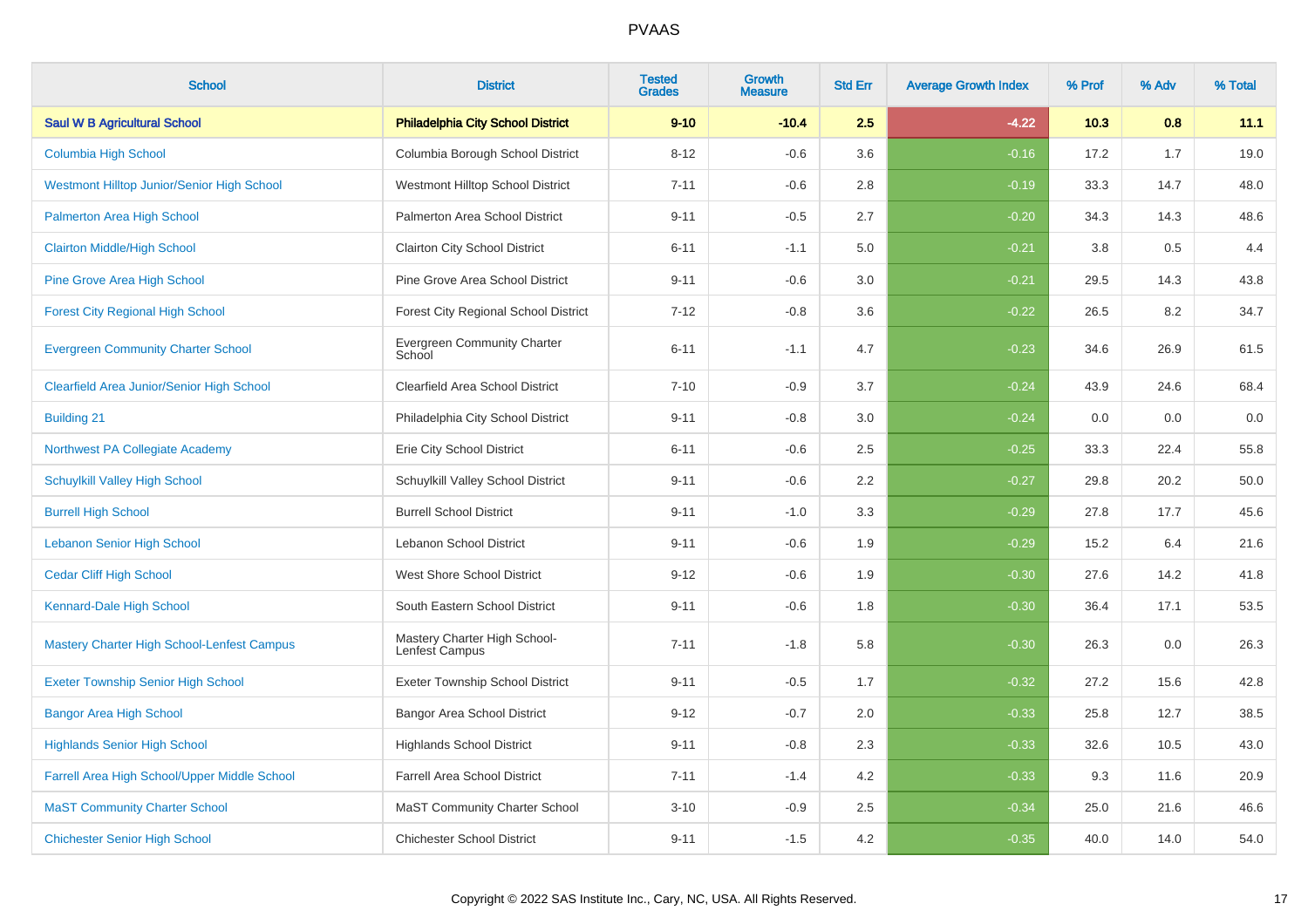# PVAAS

| School | District | Tested Grades | Growth Measure | Std Err | Average Growth Index | % Prof | % Adv | % Total |
|---|---|---|---|---|---|---|---|---|
| **Saul W B Agricultural School** | **Philadelphia City School District** | **9-10** | **-10.4** | **2.5** | **-4.22** | **10.3** | **0.8** | **11.1** |
| Columbia High School | Columbia Borough School District | 8-12 | -0.6 | 3.6 | -0.16 | 17.2 | 1.7 | 19.0 |
| Westmont Hilltop Junior/Senior High School | Westmont Hilltop School District | 7-11 | -0.6 | 2.8 | -0.19 | 33.3 | 14.7 | 48.0 |
| Palmerton Area High School | Palmerton Area School District | 9-11 | -0.5 | 2.7 | -0.20 | 34.3 | 14.3 | 48.6 |
| Clairton Middle/High School | Clairton City School District | 6-11 | -1.1 | 5.0 | -0.21 | 3.8 | 0.5 | 4.4 |
| Pine Grove Area High School | Pine Grove Area School District | 9-11 | -0.6 | 3.0 | -0.21 | 29.5 | 14.3 | 43.8 |
| Forest City Regional High School | Forest City Regional School District | 7-12 | -0.8 | 3.6 | -0.22 | 26.5 | 8.2 | 34.7 |
| Evergreen Community Charter School | Evergreen Community Charter School | 6-11 | -1.1 | 4.7 | -0.23 | 34.6 | 26.9 | 61.5 |
| Clearfield Area Junior/Senior High School | Clearfield Area School District | 7-10 | -0.9 | 3.7 | -0.24 | 43.9 | 24.6 | 68.4 |
| Building 21 | Philadelphia City School District | 9-11 | -0.8 | 3.0 | -0.24 | 0.0 | 0.0 | 0.0 |
| Northwest PA Collegiate Academy | Erie City School District | 6-11 | -0.6 | 2.5 | -0.25 | 33.3 | 22.4 | 55.8 |
| Schuylkill Valley High School | Schuylkill Valley School District | 9-11 | -0.6 | 2.2 | -0.27 | 29.8 | 20.2 | 50.0 |
| Burrell High School | Burrell School District | 9-11 | -1.0 | 3.3 | -0.29 | 27.8 | 17.7 | 45.6 |
| Lebanon Senior High School | Lebanon School District | 9-11 | -0.6 | 1.9 | -0.29 | 15.2 | 6.4 | 21.6 |
| Cedar Cliff High School | West Shore School District | 9-12 | -0.6 | 1.9 | -0.30 | 27.6 | 14.2 | 41.8 |
| Kennard-Dale High School | South Eastern School District | 9-11 | -0.6 | 1.8 | -0.30 | 36.4 | 17.1 | 53.5 |
| Mastery Charter High School-Lenfest Campus | Mastery Charter High School-Lenfest Campus | 7-11 | -1.8 | 5.8 | -0.30 | 26.3 | 0.0 | 26.3 |
| Exeter Township Senior High School | Exeter Township School District | 9-11 | -0.5 | 1.7 | -0.32 | 27.2 | 15.6 | 42.8 |
| Bangor Area High School | Bangor Area School District | 9-12 | -0.7 | 2.0 | -0.33 | 25.8 | 12.7 | 38.5 |
| Highlands Senior High School | Highlands School District | 9-11 | -0.8 | 2.3 | -0.33 | 32.6 | 10.5 | 43.0 |
| Farrell Area High School/Upper Middle School | Farrell Area School District | 7-11 | -1.4 | 4.2 | -0.33 | 9.3 | 11.6 | 20.9 |
| MaST Community Charter School | MaST Community Charter School | 3-10 | -0.9 | 2.5 | -0.34 | 25.0 | 21.6 | 46.6 |
| Chichester Senior High School | Chichester School District | 9-11 | -1.5 | 4.2 | -0.35 | 40.0 | 14.0 | 54.0 |

Copyright © 2022 SAS Institute Inc., Cary, NC, USA. All Rights Reserved.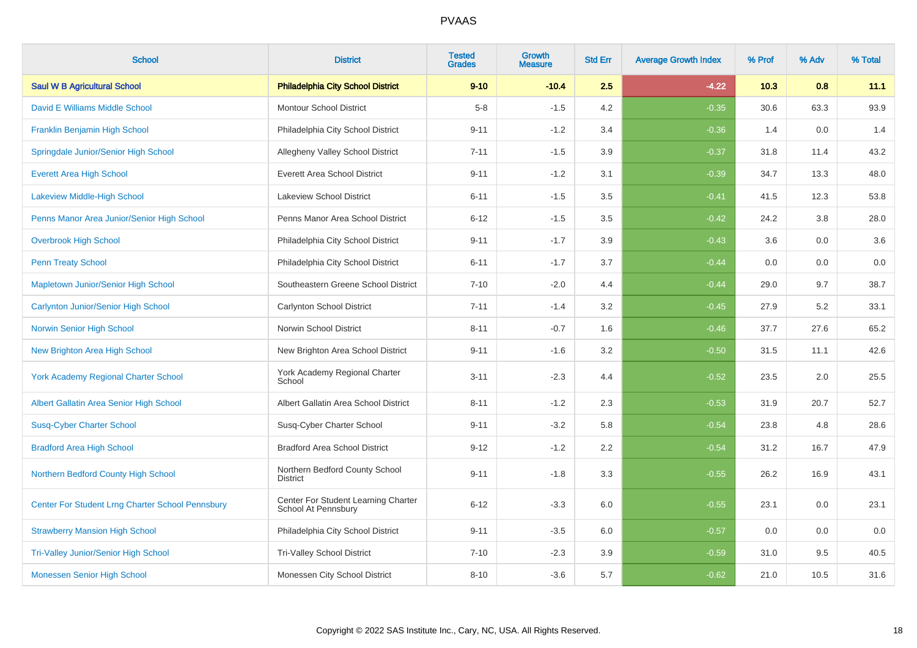# PVAAS

| School | District | Tested Grades | Growth Measure | Std Err | Average Growth Index | % Prof | % Adv | % Total |
|---|---|---|---|---|---|---|---|---|
| **Saul W B Agricultural School** | **Philadelphia City School District** | **9-10** | **-10.4** | **2.5** | **-4.22** | **10.3** | **0.8** | **11.1** |
| David E Williams Middle School | Montour School District | 5-8 | -1.5 | 4.2 | -0.35 | 30.6 | 63.3 | 93.9 |
| Franklin Benjamin High School | Philadelphia City School District | 9-11 | -1.2 | 3.4 | -0.36 | 1.4 | 0.0 | 1.4 |
| Springdale Junior/Senior High School | Allegheny Valley School District | 7-11 | -1.5 | 3.9 | -0.37 | 31.8 | 11.4 | 43.2 |
| Everett Area High School | Everett Area School District | 9-11 | -1.2 | 3.1 | -0.39 | 34.7 | 13.3 | 48.0 |
| Lakeview Middle-High School | Lakeview School District | 6-11 | -1.5 | 3.5 | -0.41 | 41.5 | 12.3 | 53.8 |
| Penns Manor Area Junior/Senior High School | Penns Manor Area School District | 6-12 | -1.5 | 3.5 | -0.42 | 24.2 | 3.8 | 28.0 |
| Overbrook High School | Philadelphia City School District | 9-11 | -1.7 | 3.9 | -0.43 | 3.6 | 0.0 | 3.6 |
| Penn Treaty School | Philadelphia City School District | 6-11 | -1.7 | 3.7 | -0.44 | 0.0 | 0.0 | 0.0 |
| Mapletown Junior/Senior High School | Southeastern Greene School District | 7-10 | -2.0 | 4.4 | -0.44 | 29.0 | 9.7 | 38.7 |
| Carlynton Junior/Senior High School | Carlynton School District | 7-11 | -1.4 | 3.2 | -0.45 | 27.9 | 5.2 | 33.1 |
| Norwin Senior High School | Norwin School District | 8-11 | -0.7 | 1.6 | -0.46 | 37.7 | 27.6 | 65.2 |
| New Brighton Area High School | New Brighton Area School District | 9-11 | -1.6 | 3.2 | -0.50 | 31.5 | 11.1 | 42.6 |
| York Academy Regional Charter School | York Academy Regional Charter School | 3-11 | -2.3 | 4.4 | -0.52 | 23.5 | 2.0 | 25.5 |
| Albert Gallatin Area Senior High School | Albert Gallatin Area School District | 8-11 | -1.2 | 2.3 | -0.53 | 31.9 | 20.7 | 52.7 |
| Susq-Cyber Charter School | Susq-Cyber Charter School | 9-11 | -3.2 | 5.8 | -0.54 | 23.8 | 4.8 | 28.6 |
| Bradford Area High School | Bradford Area School District | 9-12 | -1.2 | 2.2 | -0.54 | 31.2 | 16.7 | 47.9 |
| Northern Bedford County High School | Northern Bedford County School District | 9-11 | -1.8 | 3.3 | -0.55 | 26.2 | 16.9 | 43.1 |
| Center For Student Lrng Charter School Pennsbury | Center For Student Learning Charter School At Pennsbury | 6-12 | -3.3 | 6.0 | -0.55 | 23.1 | 0.0 | 23.1 |
| Strawberry Mansion High School | Philadelphia City School District | 9-11 | -3.5 | 6.0 | -0.57 | 0.0 | 0.0 | 0.0 |
| Tri-Valley Junior/Senior High School | Tri-Valley School District | 7-10 | -2.3 | 3.9 | -0.59 | 31.0 | 9.5 | 40.5 |
| Monessen Senior High School | Monessen City School District | 8-10 | -3.6 | 5.7 | -0.62 | 21.0 | 10.5 | 31.6 |

Copyright © 2022 SAS Institute Inc., Cary, NC, USA. All Rights Reserved.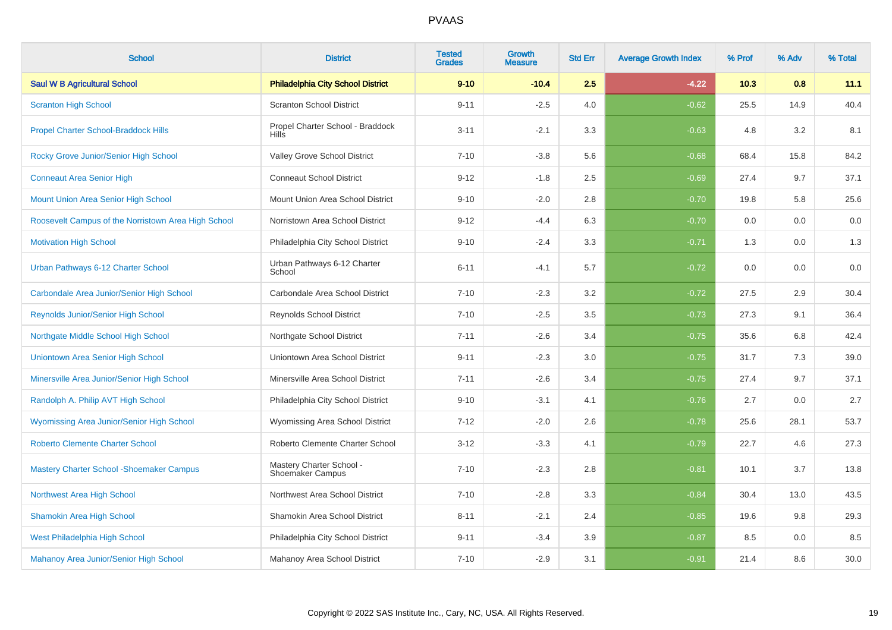# PVAAS

| School | District | Tested Grades | Growth Measure | Std Err | Average Growth Index | % Prof | % Adv | % Total |
|---|---|---|---|---|---|---|---|---|
| **Saul W B Agricultural School** | **Philadelphia City School District** | **9-10** | **-10.4** | **2.5** | **-4.22** | **10.3** | **0.8** | **11.1** |
| Scranton High School | Scranton School District | 9-11 | -2.5 | 4.0 | -0.62 | 25.5 | 14.9 | 40.4 |
| Propel Charter School-Braddock Hills | Propel Charter School - Braddock Hills | 3-11 | -2.1 | 3.3 | -0.63 | 4.8 | 3.2 | 8.1 |
| Rocky Grove Junior/Senior High School | Valley Grove School District | 7-10 | -3.8 | 5.6 | -0.68 | 68.4 | 15.8 | 84.2 |
| Conneaut Area Senior High | Conneaut School District | 9-12 | -1.8 | 2.5 | -0.69 | 27.4 | 9.7 | 37.1 |
| Mount Union Area Senior High School | Mount Union Area School District | 9-10 | -2.0 | 2.8 | -0.70 | 19.8 | 5.8 | 25.6 |
| Roosevelt Campus of the Norristown Area High School | Norristown Area School District | 9-12 | -4.4 | 6.3 | -0.70 | 0.0 | 0.0 | 0.0 |
| Motivation High School | Philadelphia City School District | 9-10 | -2.4 | 3.3 | -0.71 | 1.3 | 0.0 | 1.3 |
| Urban Pathways 6-12 Charter School | Urban Pathways 6-12 Charter School | 6-11 | -4.1 | 5.7 | -0.72 | 0.0 | 0.0 | 0.0 |
| Carbondale Area Junior/Senior High School | Carbondale Area School District | 7-10 | -2.3 | 3.2 | -0.72 | 27.5 | 2.9 | 30.4 |
| Reynolds Junior/Senior High School | Reynolds School District | 7-10 | -2.5 | 3.5 | -0.73 | 27.3 | 9.1 | 36.4 |
| Northgate Middle School High School | Northgate School District | 7-11 | -2.6 | 3.4 | -0.75 | 35.6 | 6.8 | 42.4 |
| Uniontown Area Senior High School | Uniontown Area School District | 9-11 | -2.3 | 3.0 | -0.75 | 31.7 | 7.3 | 39.0 |
| Minersville Area Junior/Senior High School | Minersville Area School District | 7-11 | -2.6 | 3.4 | -0.75 | 27.4 | 9.7 | 37.1 |
| Randolph A. Philip AVT High School | Philadelphia City School District | 9-10 | -3.1 | 4.1 | -0.76 | 2.7 | 0.0 | 2.7 |
| Wyomissing Area Junior/Senior High School | Wyomissing Area School District | 7-12 | -2.0 | 2.6 | -0.78 | 25.6 | 28.1 | 53.7 |
| Roberto Clemente Charter School | Roberto Clemente Charter School | 3-12 | -3.3 | 4.1 | -0.79 | 22.7 | 4.6 | 27.3 |
| Mastery Charter School -Shoemaker Campus | Mastery Charter School - Shoemaker Campus | 7-10 | -2.3 | 2.8 | -0.81 | 10.1 | 3.7 | 13.8 |
| Northwest Area High School | Northwest Area School District | 7-10 | -2.8 | 3.3 | -0.84 | 30.4 | 13.0 | 43.5 |
| Shamokin Area High School | Shamokin Area School District | 8-11 | -2.1 | 2.4 | -0.85 | 19.6 | 9.8 | 29.3 |
| West Philadelphia High School | Philadelphia City School District | 9-11 | -3.4 | 3.9 | -0.87 | 8.5 | 0.0 | 8.5 |
| Mahanoy Area Junior/Senior High School | Mahanoy Area School District | 7-10 | -2.9 | 3.1 | -0.91 | 21.4 | 8.6 | 30.0 |

Copyright © 2022 SAS Institute Inc., Cary, NC, USA. All Rights Reserved.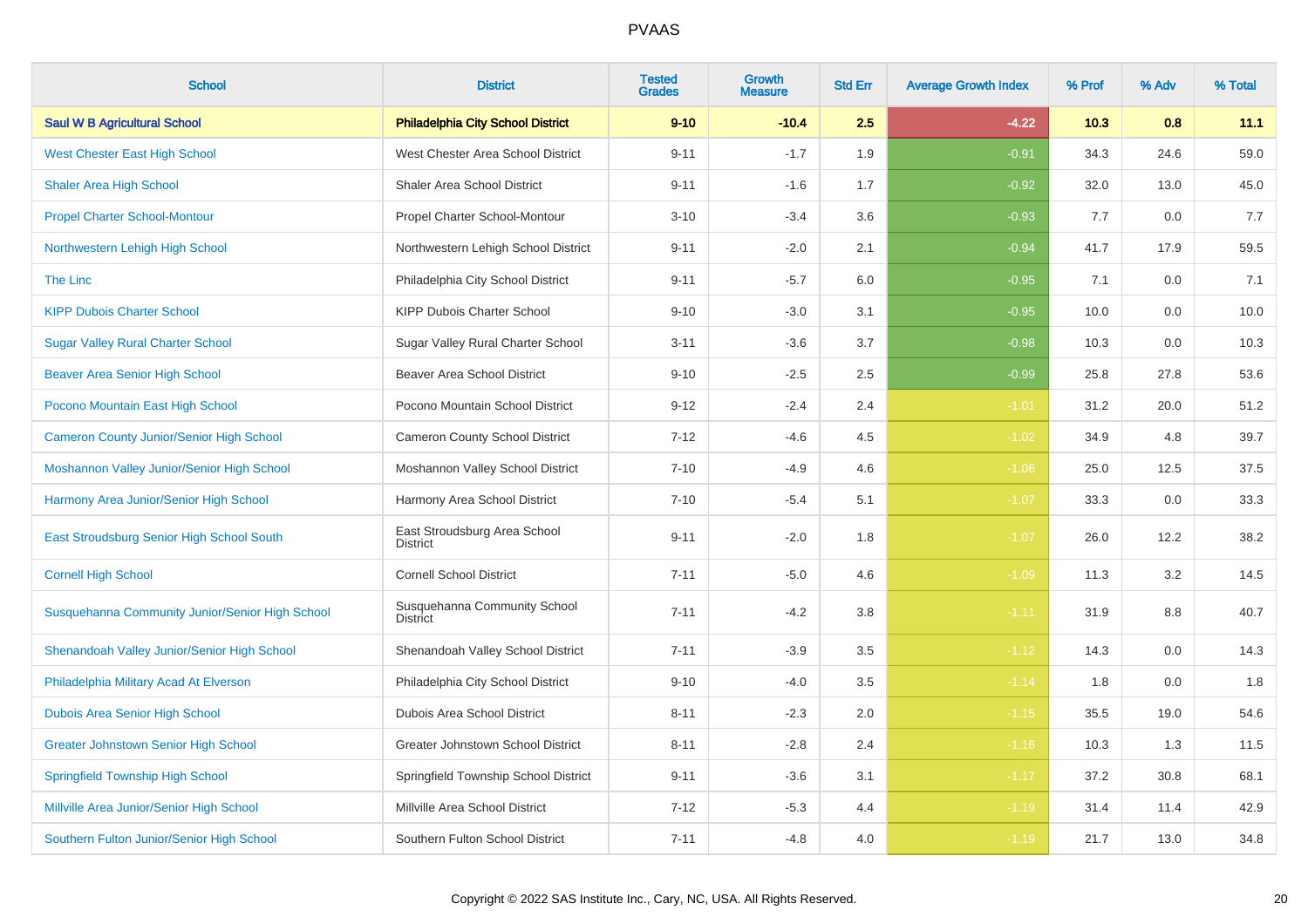# PVAAS

| School | District | Tested Grades | Growth Measure | Std Err | Average Growth Index | % Prof | % Adv | % Total |
|---|---|---|---|---|---|---|---|---|
| **Saul W B Agricultural School** | **Philadelphia City School District** | **9-10** | **-10.4** | **2.5** | **-4.22** | **10.3** | **0.8** | **11.1** |
| West Chester East High School | West Chester Area School District | 9-11 | -1.7 | 1.9 | -0.91 | 34.3 | 24.6 | 59.0 |
| Shaler Area High School | Shaler Area School District | 9-11 | -1.6 | 1.7 | -0.92 | 32.0 | 13.0 | 45.0 |
| Propel Charter School-Montour | Propel Charter School-Montour | 3-10 | -3.4 | 3.6 | -0.93 | 7.7 | 0.0 | 7.7 |
| Northwestern Lehigh High School | Northwestern Lehigh School District | 9-11 | -2.0 | 2.1 | -0.94 | 41.7 | 17.9 | 59.5 |
| The Linc | Philadelphia City School District | 9-11 | -5.7 | 6.0 | -0.95 | 7.1 | 0.0 | 7.1 |
| KIPP Dubois Charter School | KIPP Dubois Charter School | 9-10 | -3.0 | 3.1 | -0.95 | 10.0 | 0.0 | 10.0 |
| Sugar Valley Rural Charter School | Sugar Valley Rural Charter School | 3-11 | -3.6 | 3.7 | -0.98 | 10.3 | 0.0 | 10.3 |
| Beaver Area Senior High School | Beaver Area School District | 9-10 | -2.5 | 2.5 | -0.99 | 25.8 | 27.8 | 53.6 |
| Pocono Mountain East High School | Pocono Mountain School District | 9-12 | -2.4 | 2.4 | -1.01 | 31.2 | 20.0 | 51.2 |
| Cameron County Junior/Senior High School | Cameron County School District | 7-12 | -4.6 | 4.5 | -1.02 | 34.9 | 4.8 | 39.7 |
| Moshannon Valley Junior/Senior High School | Moshannon Valley School District | 7-10 | -4.9 | 4.6 | -1.06 | 25.0 | 12.5 | 37.5 |
| Harmony Area Junior/Senior High School | Harmony Area School District | 7-10 | -5.4 | 5.1 | -1.07 | 33.3 | 0.0 | 33.3 |
| East Stroudsburg Senior High School South | East Stroudsburg Area School District | 9-11 | -2.0 | 1.8 | -1.07 | 26.0 | 12.2 | 38.2 |
| Cornell High School | Cornell School District | 7-11 | -5.0 | 4.6 | -1.09 | 11.3 | 3.2 | 14.5 |
| Susquehanna Community Junior/Senior High School | Susquehanna Community School District | 7-11 | -4.2 | 3.8 | -1.11 | 31.9 | 8.8 | 40.7 |
| Shenandoah Valley Junior/Senior High School | Shenandoah Valley School District | 7-11 | -3.9 | 3.5 | -1.12 | 14.3 | 0.0 | 14.3 |
| Philadelphia Military Acad At Elverson | Philadelphia City School District | 9-10 | -4.0 | 3.5 | -1.14 | 1.8 | 0.0 | 1.8 |
| Dubois Area Senior High School | Dubois Area School District | 8-11 | -2.3 | 2.0 | -1.15 | 35.5 | 19.0 | 54.6 |
| Greater Johnstown Senior High School | Greater Johnstown School District | 8-11 | -2.8 | 2.4 | -1.16 | 10.3 | 1.3 | 11.5 |
| Springfield Township High School | Springfield Township School District | 9-11 | -3.6 | 3.1 | -1.17 | 37.2 | 30.8 | 68.1 |
| Millville Area Junior/Senior High School | Millville Area School District | 7-12 | -5.3 | 4.4 | -1.19 | 31.4 | 11.4 | 42.9 |
| Southern Fulton Junior/Senior High School | Southern Fulton School District | 7-11 | -4.8 | 4.0 | -1.19 | 21.7 | 13.0 | 34.8 |

Copyright © 2022 SAS Institute Inc., Cary, NC, USA. All Rights Reserved.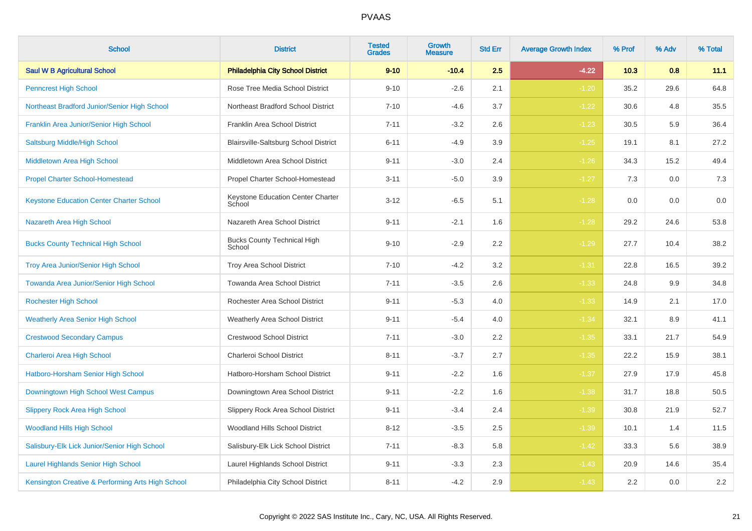# PVAAS

| School | District | Tested Grades | Growth Measure | Std Err | Average Growth Index | % Prof | % Adv | % Total |
|---|---|---|---|---|---|---|---|---|
| **Saul W B Agricultural School** | **Philadelphia City School District** | **9-10** | **-10.4** | **2.5** | **-4.22** | **10.3** | **0.8** | **11.1** |
| Penncrest High School | Rose Tree Media School District | 9-10 | -2.6 | 2.1 | -1.20 | 35.2 | 29.6 | 64.8 |
| Northeast Bradford Junior/Senior High School | Northeast Bradford School District | 7-10 | -4.6 | 3.7 | -1.22 | 30.6 | 4.8 | 35.5 |
| Franklin Area Junior/Senior High School | Franklin Area School District | 7-11 | -3.2 | 2.6 | -1.23 | 30.5 | 5.9 | 36.4 |
| Saltsburg Middle/High School | Blairsville-Saltsburg School District | 6-11 | -4.9 | 3.9 | -1.25 | 19.1 | 8.1 | 27.2 |
| Middletown Area High School | Middletown Area School District | 9-11 | -3.0 | 2.4 | -1.26 | 34.3 | 15.2 | 49.4 |
| Propel Charter School-Homestead | Propel Charter School-Homestead | 3-11 | -5.0 | 3.9 | -1.27 | 7.3 | 0.0 | 7.3 |
| Keystone Education Center Charter School | Keystone Education Center Charter School | 3-12 | -6.5 | 5.1 | -1.28 | 0.0 | 0.0 | 0.0 |
| Nazareth Area High School | Nazareth Area School District | 9-11 | -2.1 | 1.6 | -1.28 | 29.2 | 24.6 | 53.8 |
| Bucks County Technical High School | Bucks County Technical High School | 9-10 | -2.9 | 2.2 | -1.29 | 27.7 | 10.4 | 38.2 |
| Troy Area Junior/Senior High School | Troy Area School District | 7-10 | -4.2 | 3.2 | -1.31 | 22.8 | 16.5 | 39.2 |
| Towanda Area Junior/Senior High School | Towanda Area School District | 7-11 | -3.5 | 2.6 | -1.33 | 24.8 | 9.9 | 34.8 |
| Rochester High School | Rochester Area School District | 9-11 | -5.3 | 4.0 | -1.33 | 14.9 | 2.1 | 17.0 |
| Weatherly Area Senior High School | Weatherly Area School District | 9-11 | -5.4 | 4.0 | -1.34 | 32.1 | 8.9 | 41.1 |
| Crestwood Secondary Campus | Crestwood School District | 7-11 | -3.0 | 2.2 | -1.35 | 33.1 | 21.7 | 54.9 |
| Charleroi Area High School | Charleroi School District | 8-11 | -3.7 | 2.7 | -1.35 | 22.2 | 15.9 | 38.1 |
| Hatboro-Horsham Senior High School | Hatboro-Horsham School District | 9-11 | -2.2 | 1.6 | -1.37 | 27.9 | 17.9 | 45.8 |
| Downingtown High School West Campus | Downingtown Area School District | 9-11 | -2.2 | 1.6 | -1.38 | 31.7 | 18.8 | 50.5 |
| Slippery Rock Area High School | Slippery Rock Area School District | 9-11 | -3.4 | 2.4 | -1.39 | 30.8 | 21.9 | 52.7 |
| Woodland Hills High School | Woodland Hills School District | 8-12 | -3.5 | 2.5 | -1.39 | 10.1 | 1.4 | 11.5 |
| Salisbury-Elk Lick Junior/Senior High School | Salisbury-Elk Lick School District | 7-11 | -8.3 | 5.8 | -1.42 | 33.3 | 5.6 | 38.9 |
| Laurel Highlands Senior High School | Laurel Highlands School District | 9-11 | -3.3 | 2.3 | -1.43 | 20.9 | 14.6 | 35.4 |
| Kensington Creative & Performing Arts High School | Philadelphia City School District | 8-11 | -4.2 | 2.9 | -1.43 | 2.2 | 0.0 | 2.2 |

Copyright © 2022 SAS Institute Inc., Cary, NC, USA. All Rights Reserved.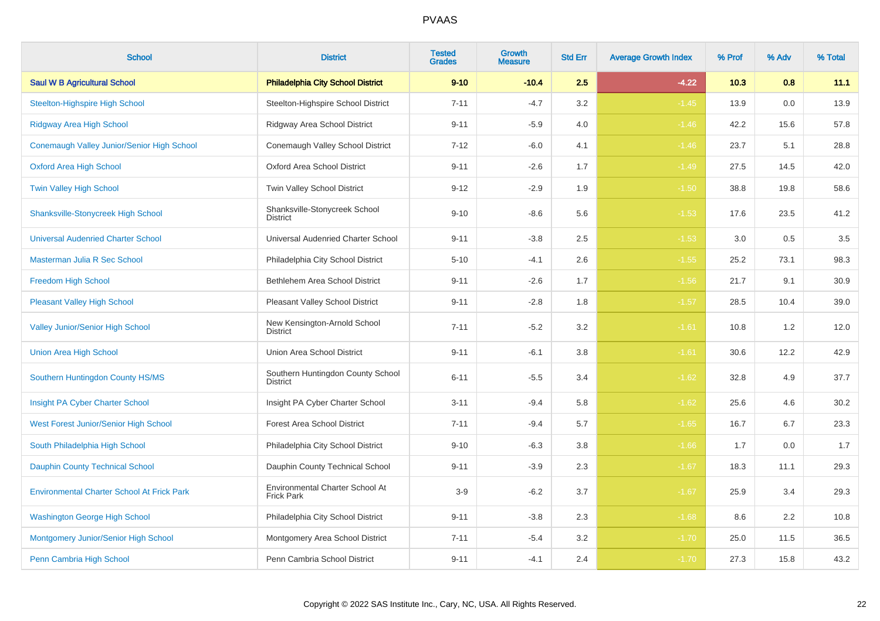# PVAAS

| School | District | Tested Grades | Growth Measure | Std Err | Average Growth Index | % Prof | % Adv | % Total |
|---|---|---|---|---|---|---|---|---|
| **Saul W B Agricultural School** | **Philadelphia City School District** | **9-10** | **-10.4** | **2.5** | **-4.22** | **10.3** | **0.8** | **11.1** |
| Steelton-Highspire High School | Steelton-Highspire School District | 7-11 | -4.7 | 3.2 | -1.45 | 13.9 | 0.0 | 13.9 |
| Ridgway Area High School | Ridgway Area School District | 9-11 | -5.9 | 4.0 | -1.46 | 42.2 | 15.6 | 57.8 |
| Conemaugh Valley Junior/Senior High School | Conemaugh Valley School District | 7-12 | -6.0 | 4.1 | -1.46 | 23.7 | 5.1 | 28.8 |
| Oxford Area High School | Oxford Area School District | 9-11 | -2.6 | 1.7 | -1.49 | 27.5 | 14.5 | 42.0 |
| Twin Valley High School | Twin Valley School District | 9-12 | -2.9 | 1.9 | -1.50 | 38.8 | 19.8 | 58.6 |
| Shanksville-Stonycreek High School | Shanksville-Stonycreek School District | 9-10 | -8.6 | 5.6 | -1.53 | 17.6 | 23.5 | 41.2 |
| Universal Audenried Charter School | Universal Audenried Charter School | 9-11 | -3.8 | 2.5 | -1.53 | 3.0 | 0.5 | 3.5 |
| Masterman Julia R Sec School | Philadelphia City School District | 5-10 | -4.1 | 2.6 | -1.55 | 25.2 | 73.1 | 98.3 |
| Freedom High School | Bethlehem Area School District | 9-11 | -2.6 | 1.7 | -1.56 | 21.7 | 9.1 | 30.9 |
| Pleasant Valley High School | Pleasant Valley School District | 9-11 | -2.8 | 1.8 | -1.57 | 28.5 | 10.4 | 39.0 |
| Valley Junior/Senior High School | New Kensington-Arnold School District | 7-11 | -5.2 | 3.2 | -1.61 | 10.8 | 1.2 | 12.0 |
| Union Area High School | Union Area School District | 9-11 | -6.1 | 3.8 | -1.61 | 30.6 | 12.2 | 42.9 |
| Southern Huntingdon County HS/MS | Southern Huntingdon County School District | 6-11 | -5.5 | 3.4 | -1.62 | 32.8 | 4.9 | 37.7 |
| Insight PA Cyber Charter School | Insight PA Cyber Charter School | 3-11 | -9.4 | 5.8 | -1.62 | 25.6 | 4.6 | 30.2 |
| West Forest Junior/Senior High School | Forest Area School District | 7-11 | -9.4 | 5.7 | -1.65 | 16.7 | 6.7 | 23.3 |
| South Philadelphia High School | Philadelphia City School District | 9-10 | -6.3 | 3.8 | -1.66 | 1.7 | 0.0 | 1.7 |
| Dauphin County Technical School | Dauphin County Technical School | 9-11 | -3.9 | 2.3 | -1.67 | 18.3 | 11.1 | 29.3 |
| Environmental Charter School At Frick Park | Environmental Charter School At Frick Park | 3-9 | -6.2 | 3.7 | -1.67 | 25.9 | 3.4 | 29.3 |
| Washington George High School | Philadelphia City School District | 9-11 | -3.8 | 2.3 | -1.68 | 8.6 | 2.2 | 10.8 |
| Montgomery Junior/Senior High School | Montgomery Area School District | 7-11 | -5.4 | 3.2 | -1.70 | 25.0 | 11.5 | 36.5 |
| Penn Cambria High School | Penn Cambria School District | 9-11 | -4.1 | 2.4 | -1.70 | 27.3 | 15.8 | 43.2 |

Copyright © 2022 SAS Institute Inc., Cary, NC, USA. All Rights Reserved.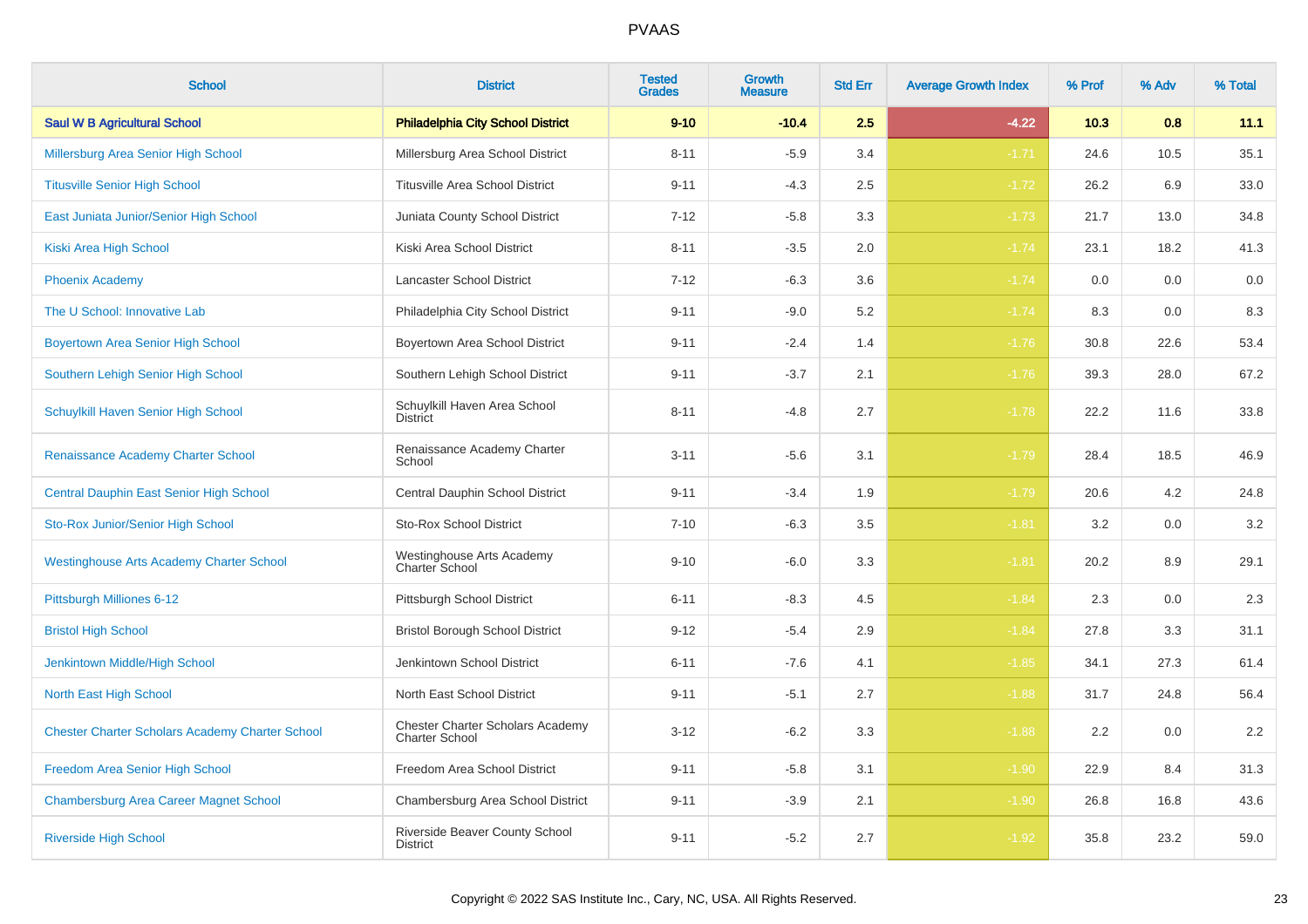# PVAAS

| School | District | Tested Grades | Growth Measure | Std Err | Average Growth Index | % Prof | % Adv | % Total |
|---|---|---|---|---|---|---|---|---|
| **Saul W B Agricultural School** | **Philadelphia City School District** | **9-10** | **-10.4** | **2.5** | **-4.22** | **10.3** | **0.8** | **11.1** |
| Millersburg Area Senior High School | Millersburg Area School District | 8-11 | -5.9 | 3.4 | -1.71 | 24.6 | 10.5 | 35.1 |
| Titusville Senior High School | Titusville Area School District | 9-11 | -4.3 | 2.5 | -1.72 | 26.2 | 6.9 | 33.0 |
| East Juniata Junior/Senior High School | Juniata County School District | 7-12 | -5.8 | 3.3 | -1.73 | 21.7 | 13.0 | 34.8 |
| Kiski Area High School | Kiski Area School District | 8-11 | -3.5 | 2.0 | -1.74 | 23.1 | 18.2 | 41.3 |
| Phoenix Academy | Lancaster School District | 7-12 | -6.3 | 3.6 | -1.74 | 0.0 | 0.0 | 0.0 |
| The U School: Innovative Lab | Philadelphia City School District | 9-11 | -9.0 | 5.2 | -1.74 | 8.3 | 0.0 | 8.3 |
| Boyertown Area Senior High School | Boyertown Area School District | 9-11 | -2.4 | 1.4 | -1.76 | 30.8 | 22.6 | 53.4 |
| Southern Lehigh Senior High School | Southern Lehigh School District | 9-11 | -3.7 | 2.1 | -1.76 | 39.3 | 28.0 | 67.2 |
| Schuylkill Haven Senior High School | Schuylkill Haven Area School District | 8-11 | -4.8 | 2.7 | -1.78 | 22.2 | 11.6 | 33.8 |
| Renaissance Academy Charter School | Renaissance Academy Charter School | 3-11 | -5.6 | 3.1 | -1.79 | 28.4 | 18.5 | 46.9 |
| Central Dauphin East Senior High School | Central Dauphin School District | 9-11 | -3.4 | 1.9 | -1.79 | 20.6 | 4.2 | 24.8 |
| Sto-Rox Junior/Senior High School | Sto-Rox School District | 7-10 | -6.3 | 3.5 | -1.81 | 3.2 | 0.0 | 3.2 |
| Westinghouse Arts Academy Charter School | Westinghouse Arts Academy Charter School | 9-10 | -6.0 | 3.3 | -1.81 | 20.2 | 8.9 | 29.1 |
| Pittsburgh Milliones 6-12 | Pittsburgh School District | 6-11 | -8.3 | 4.5 | -1.84 | 2.3 | 0.0 | 2.3 |
| Bristol High School | Bristol Borough School District | 9-12 | -5.4 | 2.9 | -1.84 | 27.8 | 3.3 | 31.1 |
| Jenkintown Middle/High School | Jenkintown School District | 6-11 | -7.6 | 4.1 | -1.85 | 34.1 | 27.3 | 61.4 |
| North East High School | North East School District | 9-11 | -5.1 | 2.7 | -1.88 | 31.7 | 24.8 | 56.4 |
| Chester Charter Scholars Academy Charter School | Chester Charter Scholars Academy Charter School | 3-12 | -6.2 | 3.3 | -1.88 | 2.2 | 0.0 | 2.2 |
| Freedom Area Senior High School | Freedom Area School District | 9-11 | -5.8 | 3.1 | -1.90 | 22.9 | 8.4 | 31.3 |
| Chambersburg Area Career Magnet School | Chambersburg Area School District | 9-11 | -3.9 | 2.1 | -1.90 | 26.8 | 16.8 | 43.6 |
| Riverside High School | Riverside Beaver County School District | 9-11 | -5.2 | 2.7 | -1.92 | 35.8 | 23.2 | 59.0 |

Copyright © 2022 SAS Institute Inc., Cary, NC, USA. All Rights Reserved.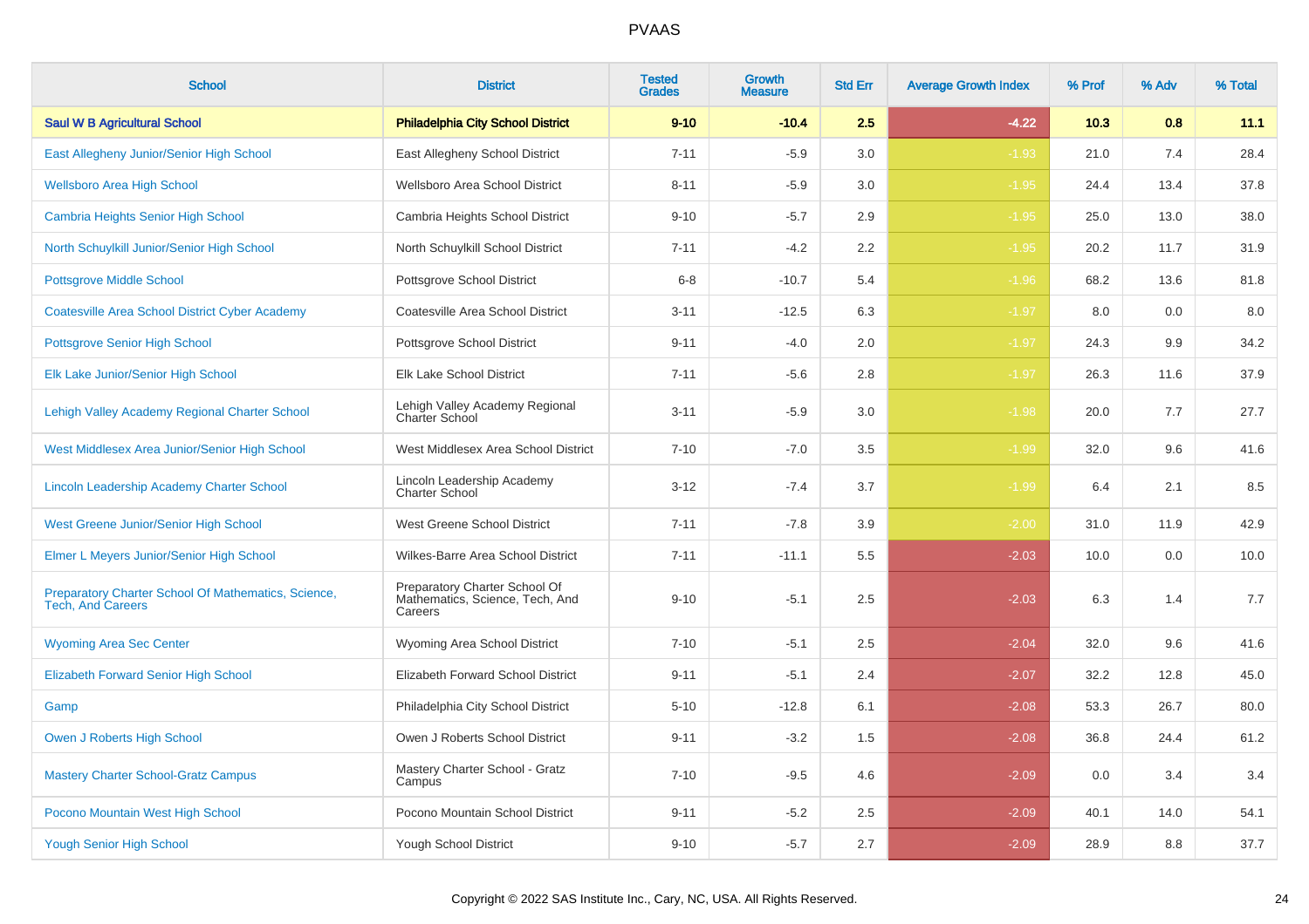# PVAAS

| School | District | Tested Grades | Growth Measure | Std Err | Average Growth Index | % Prof | % Adv | % Total |
|---|---|---|---|---|---|---|---|---|
| **Saul W B Agricultural School** | **Philadelphia City School District** | **9-10** | **-10.4** | **2.5** | **-4.22** | **10.3** | **0.8** | **11.1** |
| East Allegheny Junior/Senior High School | East Allegheny School District | 7-11 | -5.9 | 3.0 | -1.93 | 21.0 | 7.4 | 28.4 |
| Wellsboro Area High School | Wellsboro Area School District | 8-11 | -5.9 | 3.0 | -1.95 | 24.4 | 13.4 | 37.8 |
| Cambria Heights Senior High School | Cambria Heights School District | 9-10 | -5.7 | 2.9 | -1.95 | 25.0 | 13.0 | 38.0 |
| North Schuylkill Junior/Senior High School | North Schuylkill School District | 7-11 | -4.2 | 2.2 | -1.95 | 20.2 | 11.7 | 31.9 |
| Pottsgrove Middle School | Pottsgrove School District | 6-8 | -10.7 | 5.4 | -1.96 | 68.2 | 13.6 | 81.8 |
| Coatesville Area School District Cyber Academy | Coatesville Area School District | 3-11 | -12.5 | 6.3 | -1.97 | 8.0 | 0.0 | 8.0 |
| Pottsgrove Senior High School | Pottsgrove School District | 9-11 | -4.0 | 2.0 | -1.97 | 24.3 | 9.9 | 34.2 |
| Elk Lake Junior/Senior High School | Elk Lake School District | 7-11 | -5.6 | 2.8 | -1.97 | 26.3 | 11.6 | 37.9 |
| Lehigh Valley Academy Regional Charter School | Lehigh Valley Academy Regional Charter School | 3-11 | -5.9 | 3.0 | -1.98 | 20.0 | 7.7 | 27.7 |
| West Middlesex Area Junior/Senior High School | West Middlesex Area School District | 7-10 | -7.0 | 3.5 | -1.99 | 32.0 | 9.6 | 41.6 |
| Lincoln Leadership Academy Charter School | Lincoln Leadership Academy Charter School | 3-12 | -7.4 | 3.7 | -1.99 | 6.4 | 2.1 | 8.5 |
| West Greene Junior/Senior High School | West Greene School District | 7-11 | -7.8 | 3.9 | -2.00 | 31.0 | 11.9 | 42.9 |
| Elmer L Meyers Junior/Senior High School | Wilkes-Barre Area School District | 7-11 | -11.1 | 5.5 | -2.03 | 10.0 | 0.0 | 10.0 |
| Preparatory Charter School Of Mathematics, Science, Tech, And Careers | Preparatory Charter School Of Mathematics, Science, Tech, And Careers | 9-10 | -5.1 | 2.5 | -2.03 | 6.3 | 1.4 | 7.7 |
| Wyoming Area Sec Center | Wyoming Area School District | 7-10 | -5.1 | 2.5 | -2.04 | 32.0 | 9.6 | 41.6 |
| Elizabeth Forward Senior High School | Elizabeth Forward School District | 9-11 | -5.1 | 2.4 | -2.07 | 32.2 | 12.8 | 45.0 |
| Gamp | Philadelphia City School District | 5-10 | -12.8 | 6.1 | -2.08 | 53.3 | 26.7 | 80.0 |
| Owen J Roberts High School | Owen J Roberts School District | 9-11 | -3.2 | 1.5 | -2.08 | 36.8 | 24.4 | 61.2 |
| Mastery Charter School-Gratz Campus | Mastery Charter School - Gratz Campus | 7-10 | -9.5 | 4.6 | -2.09 | 0.0 | 3.4 | 3.4 |
| Pocono Mountain West High School | Pocono Mountain School District | 9-11 | -5.2 | 2.5 | -2.09 | 40.1 | 14.0 | 54.1 |
| Yough Senior High School | Yough School District | 9-10 | -5.7 | 2.7 | -2.09 | 28.9 | 8.8 | 37.7 |

Copyright © 2022 SAS Institute Inc., Cary, NC, USA. All Rights Reserved.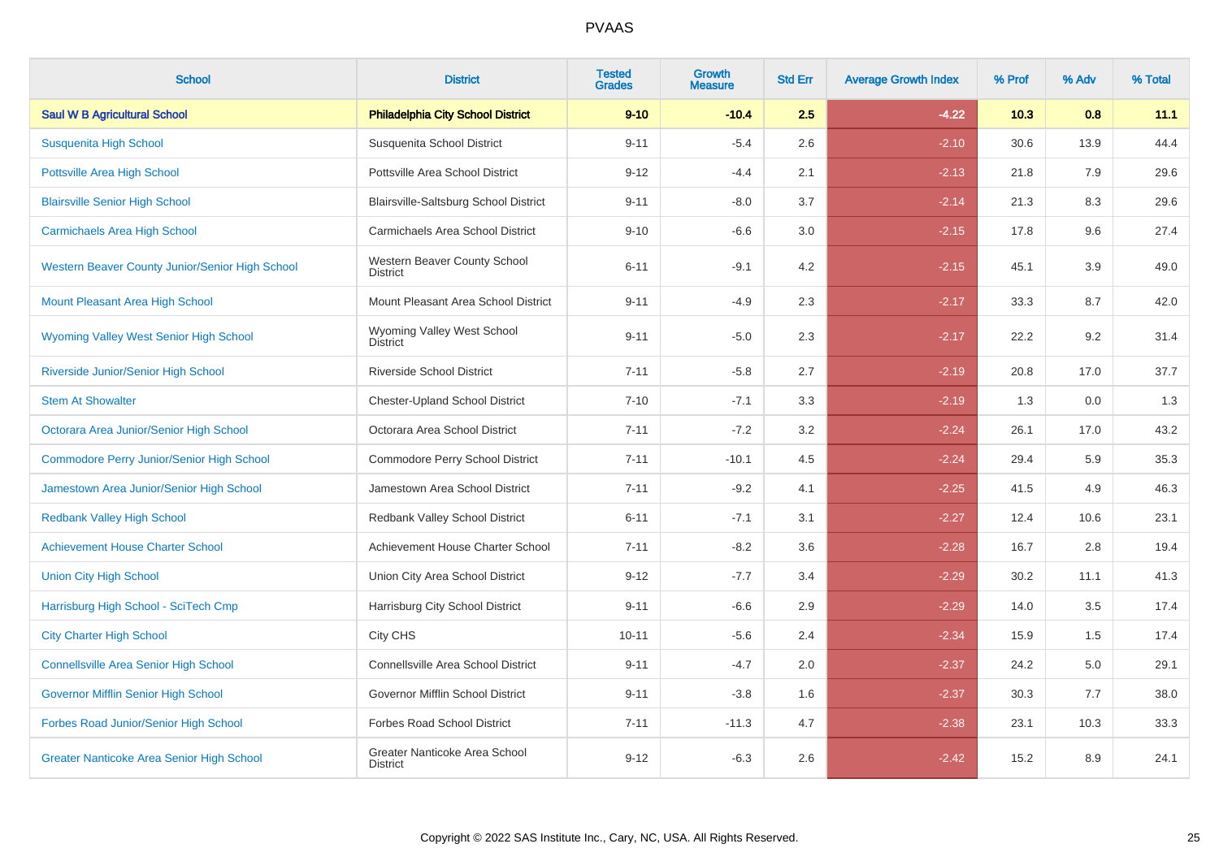# PVAAS

| School | District | Tested Grades | Growth Measure | Std Err | Average Growth Index | % Prof | % Adv | % Total |
|---|---|---|---|---|---|---|---|---|
| **Saul W B Agricultural School** | **Philadelphia City School District** | **9-10** | **-10.4** | **2.5** | **-4.22** | **10.3** | **0.8** | **11.1** |
| Susquenita High School | Susquenita School District | 9-11 | -5.4 | 2.6 | -2.10 | 30.6 | 13.9 | 44.4 |
| Pottsville Area High School | Pottsville Area School District | 9-12 | -4.4 | 2.1 | -2.13 | 21.8 | 7.9 | 29.6 |
| Blairsville Senior High School | Blairsville-Saltsburg School District | 9-11 | -8.0 | 3.7 | -2.14 | 21.3 | 8.3 | 29.6 |
| Carmichaels Area High School | Carmichaels Area School District | 9-10 | -6.6 | 3.0 | -2.15 | 17.8 | 9.6 | 27.4 |
| Western Beaver County Junior/Senior High School | Western Beaver County School District | 6-11 | -9.1 | 4.2 | -2.15 | 45.1 | 3.9 | 49.0 |
| Mount Pleasant Area High School | Mount Pleasant Area School District | 9-11 | -4.9 | 2.3 | -2.17 | 33.3 | 8.7 | 42.0 |
| Wyoming Valley West Senior High School | Wyoming Valley West School District | 9-11 | -5.0 | 2.3 | -2.17 | 22.2 | 9.2 | 31.4 |
| Riverside Junior/Senior High School | Riverside School District | 7-11 | -5.8 | 2.7 | -2.19 | 20.8 | 17.0 | 37.7 |
| Stem At Showalter | Chester-Upland School District | 7-10 | -7.1 | 3.3 | -2.19 | 1.3 | 0.0 | 1.3 |
| Octorara Area Junior/Senior High School | Octorara Area School District | 7-11 | -7.2 | 3.2 | -2.24 | 26.1 | 17.0 | 43.2 |
| Commodore Perry Junior/Senior High School | Commodore Perry School District | 7-11 | -10.1 | 4.5 | -2.24 | 29.4 | 5.9 | 35.3 |
| Jamestown Area Junior/Senior High School | Jamestown Area School District | 7-11 | -9.2 | 4.1 | -2.25 | 41.5 | 4.9 | 46.3 |
| Redbank Valley High School | Redbank Valley School District | 6-11 | -7.1 | 3.1 | -2.27 | 12.4 | 10.6 | 23.1 |
| Achievement House Charter School | Achievement House Charter School | 7-11 | -8.2 | 3.6 | -2.28 | 16.7 | 2.8 | 19.4 |
| Union City High School | Union City Area School District | 9-12 | -7.7 | 3.4 | -2.29 | 30.2 | 11.1 | 41.3 |
| Harrisburg High School - SciTech Cmp | Harrisburg City School District | 9-11 | -6.6 | 2.9 | -2.29 | 14.0 | 3.5 | 17.4 |
| City Charter High School | City CHS | 10-11 | -5.6 | 2.4 | -2.34 | 15.9 | 1.5 | 17.4 |
| Connellsville Area Senior High School | Connellsville Area School District | 9-11 | -4.7 | 2.0 | -2.37 | 24.2 | 5.0 | 29.1 |
| Governor Mifflin Senior High School | Governor Mifflin School District | 9-11 | -3.8 | 1.6 | -2.37 | 30.3 | 7.7 | 38.0 |
| Forbes Road Junior/Senior High School | Forbes Road School District | 7-11 | -11.3 | 4.7 | -2.38 | 23.1 | 10.3 | 33.3 |
| Greater Nanticoke Area Senior High School | Greater Nanticoke Area School District | 9-12 | -6.3 | 2.6 | -2.42 | 15.2 | 8.9 | 24.1 |

Copyright © 2022 SAS Institute Inc., Cary, NC, USA. All Rights Reserved.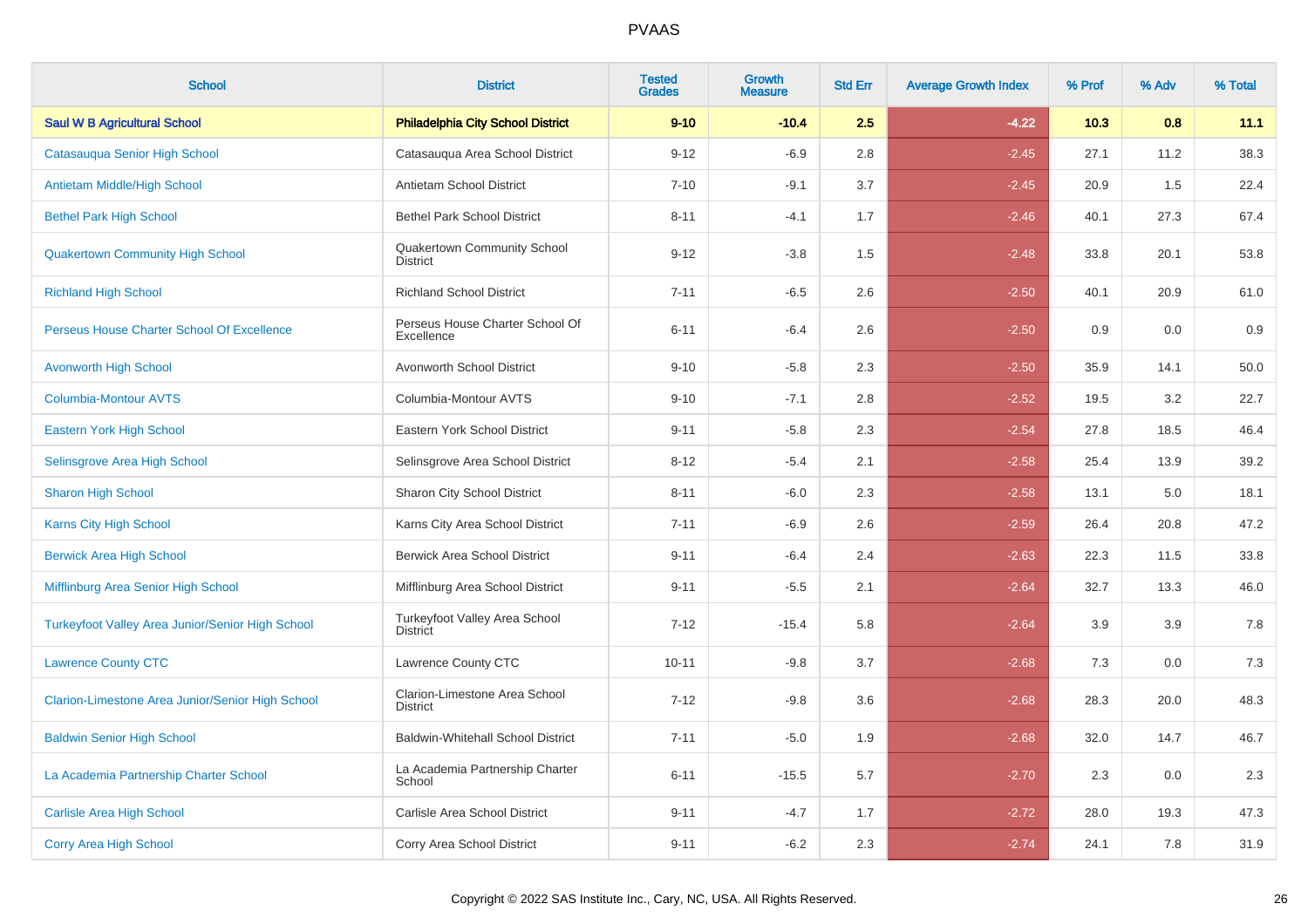# PVAAS

| School | District | Tested Grades | Growth Measure | Std Err | Average Growth Index | % Prof | % Adv | % Total |
|---|---|---|---|---|---|---|---|---|
| **Saul W B Agricultural School** | **Philadelphia City School District** | **9-10** | **-10.4** | **2.5** | **-4.22** | **10.3** | **0.8** | **11.1** |
| Catasauqua Senior High School | Catasauqua Area School District | 9-12 | -6.9 | 2.8 | -2.45 | 27.1 | 11.2 | 38.3 |
| Antietam Middle/High School | Antietam School District | 7-10 | -9.1 | 3.7 | -2.45 | 20.9 | 1.5 | 22.4 |
| Bethel Park High School | Bethel Park School District | 8-11 | -4.1 | 1.7 | -2.46 | 40.1 | 27.3 | 67.4 |
| Quakertown Community High School | Quakertown Community School District | 9-12 | -3.8 | 1.5 | -2.48 | 33.8 | 20.1 | 53.8 |
| Richland High School | Richland School District | 7-11 | -6.5 | 2.6 | -2.50 | 40.1 | 20.9 | 61.0 |
| Perseus House Charter School Of Excellence | Perseus House Charter School Of Excellence | 6-11 | -6.4 | 2.6 | -2.50 | 0.9 | 0.0 | 0.9 |
| Avonworth High School | Avonworth School District | 9-10 | -5.8 | 2.3 | -2.50 | 35.9 | 14.1 | 50.0 |
| Columbia-Montour AVTS | Columbia-Montour AVTS | 9-10 | -7.1 | 2.8 | -2.52 | 19.5 | 3.2 | 22.7 |
| Eastern York High School | Eastern York School District | 9-11 | -5.8 | 2.3 | -2.54 | 27.8 | 18.5 | 46.4 |
| Selinsgrove Area High School | Selinsgrove Area School District | 8-12 | -5.4 | 2.1 | -2.58 | 25.4 | 13.9 | 39.2 |
| Sharon High School | Sharon City School District | 8-11 | -6.0 | 2.3 | -2.58 | 13.1 | 5.0 | 18.1 |
| Karns City High School | Karns City Area School District | 7-11 | -6.9 | 2.6 | -2.59 | 26.4 | 20.8 | 47.2 |
| Berwick Area High School | Berwick Area School District | 9-11 | -6.4 | 2.4 | -2.63 | 22.3 | 11.5 | 33.8 |
| Mifflinburg Area Senior High School | Mifflinburg Area School District | 9-11 | -5.5 | 2.1 | -2.64 | 32.7 | 13.3 | 46.0 |
| Turkeyfoot Valley Area Junior/Senior High School | Turkeyfoot Valley Area School District | 7-12 | -15.4 | 5.8 | -2.64 | 3.9 | 3.9 | 7.8 |
| Lawrence County CTC | Lawrence County CTC | 10-11 | -9.8 | 3.7 | -2.68 | 7.3 | 0.0 | 7.3 |
| Clarion-Limestone Area Junior/Senior High School | Clarion-Limestone Area School District | 7-12 | -9.8 | 3.6 | -2.68 | 28.3 | 20.0 | 48.3 |
| Baldwin Senior High School | Baldwin-Whitehall School District | 7-11 | -5.0 | 1.9 | -2.68 | 32.0 | 14.7 | 46.7 |
| La Academia Partnership Charter School | La Academia Partnership Charter School | 6-11 | -15.5 | 5.7 | -2.70 | 2.3 | 0.0 | 2.3 |
| Carlisle Area High School | Carlisle Area School District | 9-11 | -4.7 | 1.7 | -2.72 | 28.0 | 19.3 | 47.3 |
| Corry Area High School | Corry Area School District | 9-11 | -6.2 | 2.3 | -2.74 | 24.1 | 7.8 | 31.9 |

Copyright © 2022 SAS Institute Inc., Cary, NC, USA. All Rights Reserved.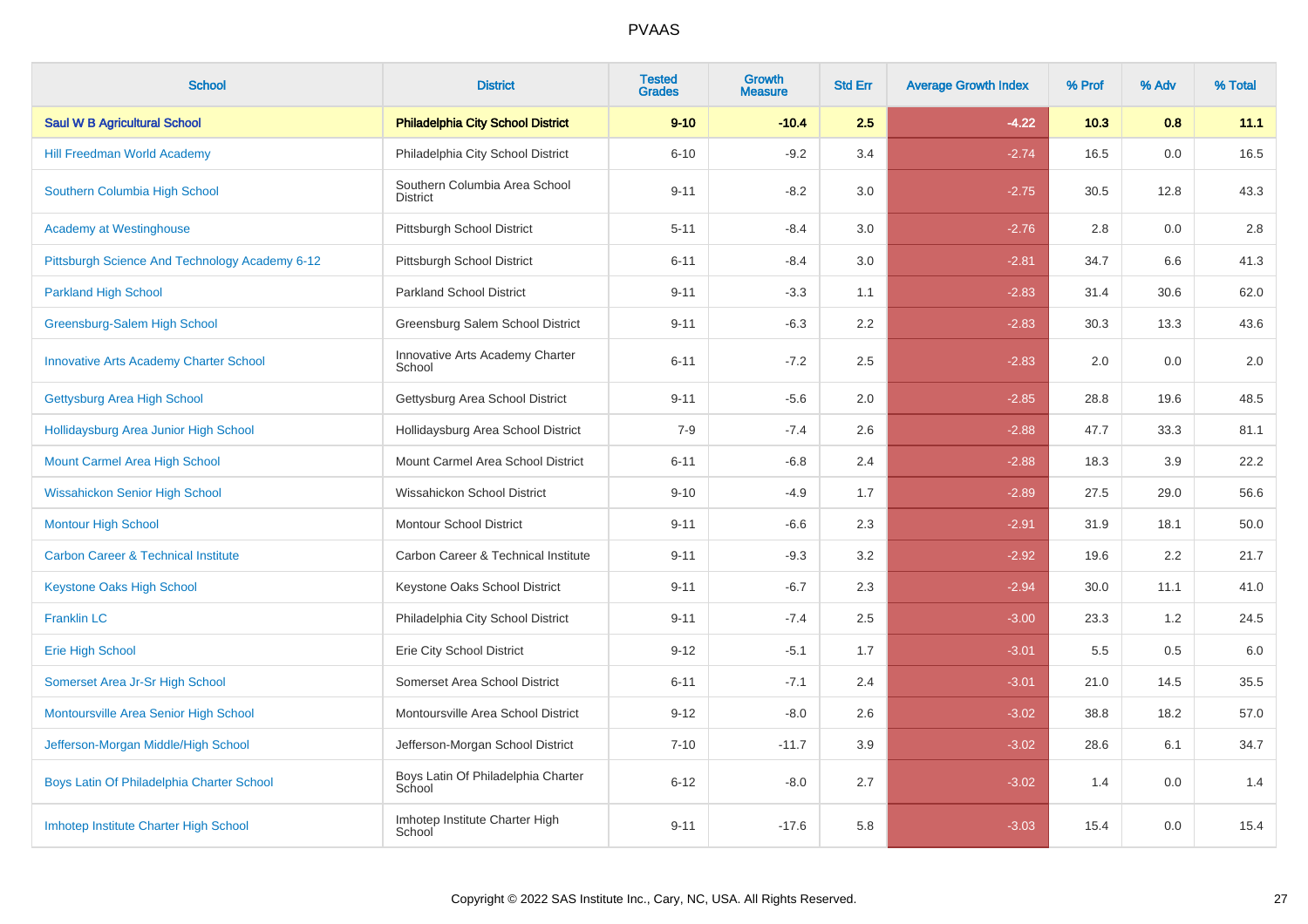# PVAAS

| School | District | Tested Grades | Growth Measure | Std Err | Average Growth Index | % Prof | % Adv | % Total |
|---|---|---|---|---|---|---|---|---|
| **Saul W B Agricultural School** | **Philadelphia City School District** | **9-10** | **-10.4** | **2.5** | **-4.22** | **10.3** | **0.8** | **11.1** |
| Hill Freedman World Academy | Philadelphia City School District | 6-10 | -9.2 | 3.4 | -2.74 | 16.5 | 0.0 | 16.5 |
| Southern Columbia High School | Southern Columbia Area School District | 9-11 | -8.2 | 3.0 | -2.75 | 30.5 | 12.8 | 43.3 |
| Academy at Westinghouse | Pittsburgh School District | 5-11 | -8.4 | 3.0 | -2.76 | 2.8 | 0.0 | 2.8 |
| Pittsburgh Science And Technology Academy 6-12 | Pittsburgh School District | 6-11 | -8.4 | 3.0 | -2.81 | 34.7 | 6.6 | 41.3 |
| Parkland High School | Parkland School District | 9-11 | -3.3 | 1.1 | -2.83 | 31.4 | 30.6 | 62.0 |
| Greensburg-Salem High School | Greensburg Salem School District | 9-11 | -6.3 | 2.2 | -2.83 | 30.3 | 13.3 | 43.6 |
| Innovative Arts Academy Charter School | Innovative Arts Academy Charter School | 6-11 | -7.2 | 2.5 | -2.83 | 2.0 | 0.0 | 2.0 |
| Gettysburg Area High School | Gettysburg Area School District | 9-11 | -5.6 | 2.0 | -2.85 | 28.8 | 19.6 | 48.5 |
| Hollidaysburg Area Junior High School | Hollidaysburg Area School District | 7-9 | -7.4 | 2.6 | -2.88 | 47.7 | 33.3 | 81.1 |
| Mount Carmel Area High School | Mount Carmel Area School District | 6-11 | -6.8 | 2.4 | -2.88 | 18.3 | 3.9 | 22.2 |
| Wissahickon Senior High School | Wissahickon School District | 9-10 | -4.9 | 1.7 | -2.89 | 27.5 | 29.0 | 56.6 |
| Montour High School | Montour School District | 9-11 | -6.6 | 2.3 | -2.91 | 31.9 | 18.1 | 50.0 |
| Carbon Career & Technical Institute | Carbon Career & Technical Institute | 9-11 | -9.3 | 3.2 | -2.92 | 19.6 | 2.2 | 21.7 |
| Keystone Oaks High School | Keystone Oaks School District | 9-11 | -6.7 | 2.3 | -2.94 | 30.0 | 11.1 | 41.0 |
| Franklin LC | Philadelphia City School District | 9-11 | -7.4 | 2.5 | -3.00 | 23.3 | 1.2 | 24.5 |
| Erie High School | Erie City School District | 9-12 | -5.1 | 1.7 | -3.01 | 5.5 | 0.5 | 6.0 |
| Somerset Area Jr-Sr High School | Somerset Area School District | 6-11 | -7.1 | 2.4 | -3.01 | 21.0 | 14.5 | 35.5 |
| Montoursville Area Senior High School | Montoursville Area School District | 9-12 | -8.0 | 2.6 | -3.02 | 38.8 | 18.2 | 57.0 |
| Jefferson-Morgan Middle/High School | Jefferson-Morgan School District | 7-10 | -11.7 | 3.9 | -3.02 | 28.6 | 6.1 | 34.7 |
| Boys Latin Of Philadelphia Charter School | Boys Latin Of Philadelphia Charter School | 6-12 | -8.0 | 2.7 | -3.02 | 1.4 | 0.0 | 1.4 |
| Imhotep Institute Charter High School | Imhotep Institute Charter High School | 9-11 | -17.6 | 5.8 | -3.03 | 15.4 | 0.0 | 15.4 |

Copyright © 2022 SAS Institute Inc., Cary, NC, USA. All Rights Reserved.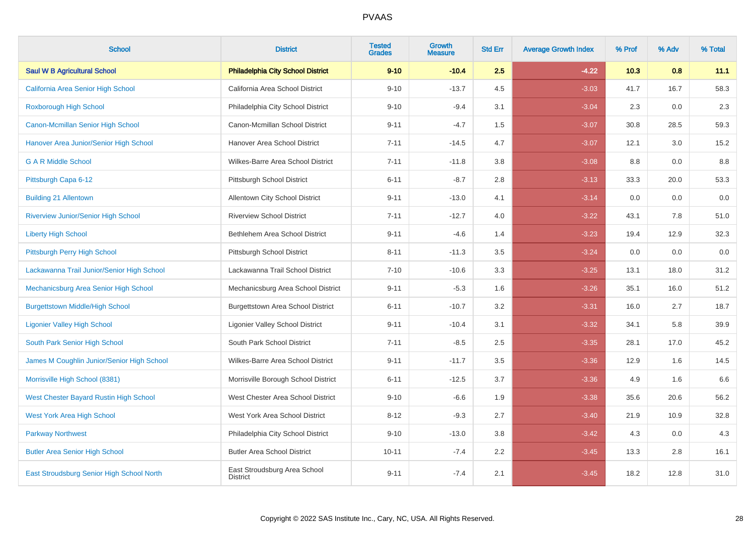# PVAAS

| School | District | Tested Grades | Growth Measure | Std Err | Average Growth Index | % Prof | % Adv | % Total |
|---|---|---|---|---|---|---|---|---|
| **Saul W B Agricultural School** | **Philadelphia City School District** | **9-10** | **-10.4** | **2.5** | **-4.22** | **10.3** | **0.8** | **11.1** |
| California Area Senior High School | California Area School District | 9-10 | -13.7 | 4.5 | -3.03 | 41.7 | 16.7 | 58.3 |
| Roxborough High School | Philadelphia City School District | 9-10 | -9.4 | 3.1 | -3.04 | 2.3 | 0.0 | 2.3 |
| Canon-Mcmillan Senior High School | Canon-Mcmillan School District | 9-11 | -4.7 | 1.5 | -3.07 | 30.8 | 28.5 | 59.3 |
| Hanover Area Junior/Senior High School | Hanover Area School District | 7-11 | -14.5 | 4.7 | -3.07 | 12.1 | 3.0 | 15.2 |
| G A R Middle School | Wilkes-Barre Area School District | 7-11 | -11.8 | 3.8 | -3.08 | 8.8 | 0.0 | 8.8 |
| Pittsburgh Capa 6-12 | Pittsburgh School District | 6-11 | -8.7 | 2.8 | -3.13 | 33.3 | 20.0 | 53.3 |
| Building 21 Allentown | Allentown City School District | 9-11 | -13.0 | 4.1 | -3.14 | 0.0 | 0.0 | 0.0 |
| Riverview Junior/Senior High School | Riverview School District | 7-11 | -12.7 | 4.0 | -3.22 | 43.1 | 7.8 | 51.0 |
| Liberty High School | Bethlehem Area School District | 9-11 | -4.6 | 1.4 | -3.23 | 19.4 | 12.9 | 32.3 |
| Pittsburgh Perry High School | Pittsburgh School District | 8-11 | -11.3 | 3.5 | -3.24 | 0.0 | 0.0 | 0.0 |
| Lackawanna Trail Junior/Senior High School | Lackawanna Trail School District | 7-10 | -10.6 | 3.3 | -3.25 | 13.1 | 18.0 | 31.2 |
| Mechanicsburg Area Senior High School | Mechanicsburg Area School District | 9-11 | -5.3 | 1.6 | -3.26 | 35.1 | 16.0 | 51.2 |
| Burgettstown Middle/High School | Burgettstown Area School District | 6-11 | -10.7 | 3.2 | -3.31 | 16.0 | 2.7 | 18.7 |
| Ligonier Valley High School | Ligonier Valley School District | 9-11 | -10.4 | 3.1 | -3.32 | 34.1 | 5.8 | 39.9 |
| South Park Senior High School | South Park School District | 7-11 | -8.5 | 2.5 | -3.35 | 28.1 | 17.0 | 45.2 |
| James M Coughlin Junior/Senior High School | Wilkes-Barre Area School District | 9-11 | -11.7 | 3.5 | -3.36 | 12.9 | 1.6 | 14.5 |
| Morrisville High School (8381) | Morrisville Borough School District | 6-11 | -12.5 | 3.7 | -3.36 | 4.9 | 1.6 | 6.6 |
| West Chester Bayard Rustin High School | West Chester Area School District | 9-10 | -6.6 | 1.9 | -3.38 | 35.6 | 20.6 | 56.2 |
| West York Area High School | West York Area School District | 8-12 | -9.3 | 2.7 | -3.40 | 21.9 | 10.9 | 32.8 |
| Parkway Northwest | Philadelphia City School District | 9-10 | -13.0 | 3.8 | -3.42 | 4.3 | 0.0 | 4.3 |
| Butler Area Senior High School | Butler Area School District | 10-11 | -7.4 | 2.2 | -3.45 | 13.3 | 2.8 | 16.1 |
| East Stroudsburg Senior High School North | East Stroudsburg Area School District | 9-11 | -7.4 | 2.1 | -3.45 | 18.2 | 12.8 | 31.0 |

Copyright © 2022 SAS Institute Inc., Cary, NC, USA. All Rights Reserved.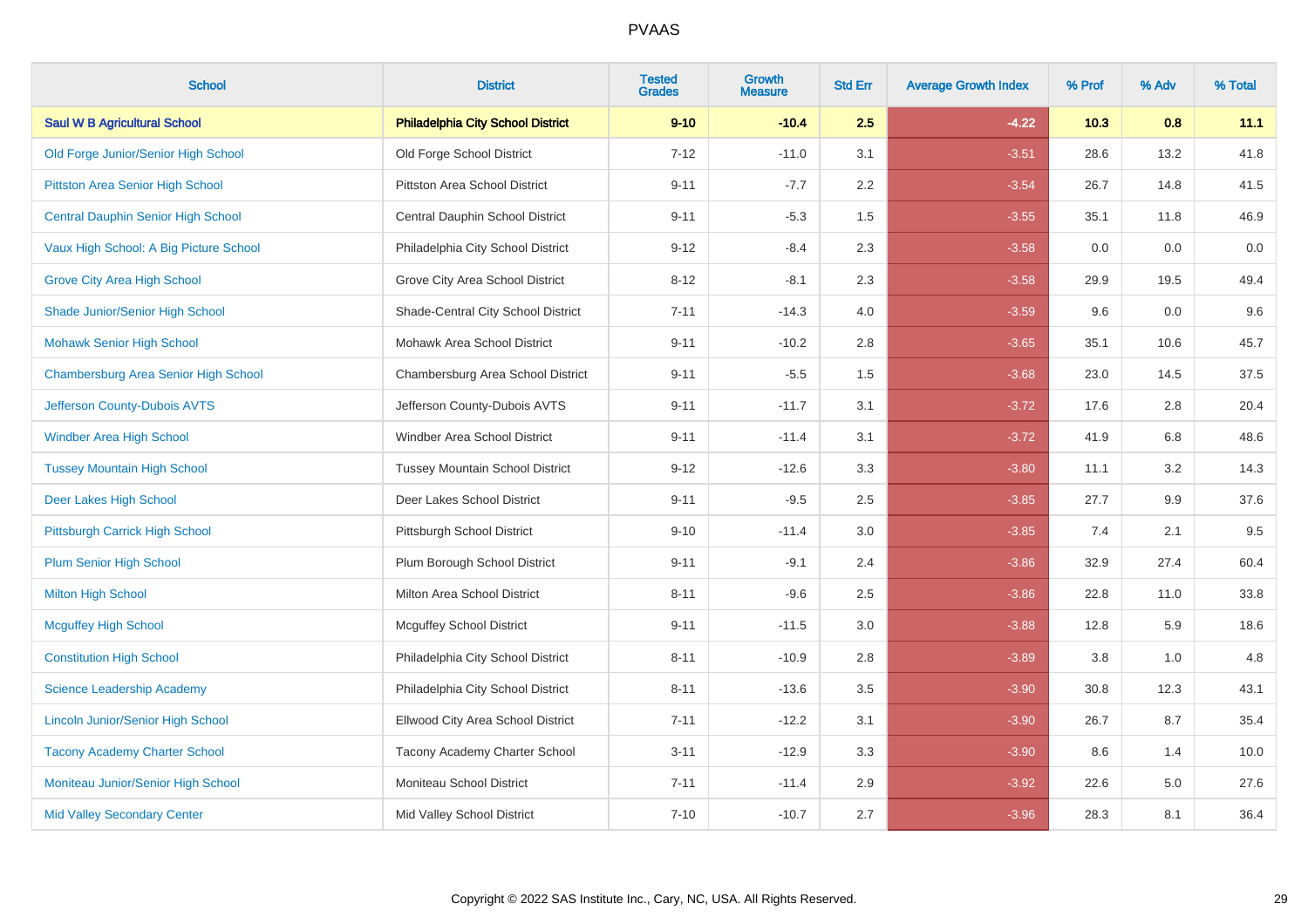# PVAAS

| School | District | Tested Grades | Growth Measure | Std Err | Average Growth Index | % Prof | % Adv | % Total |
|---|---|---|---|---|---|---|---|---|
| **Saul W B Agricultural School** | **Philadelphia City School District** | **9-10** | **-10.4** | **2.5** | **-4.22** | **10.3** | **0.8** | **11.1** |
| Old Forge Junior/Senior High School | Old Forge School District | 7-12 | -11.0 | 3.1 | -3.51 | 28.6 | 13.2 | 41.8 |
| Pittston Area Senior High School | Pittston Area School District | 9-11 | -7.7 | 2.2 | -3.54 | 26.7 | 14.8 | 41.5 |
| Central Dauphin Senior High School | Central Dauphin School District | 9-11 | -5.3 | 1.5 | -3.55 | 35.1 | 11.8 | 46.9 |
| Vaux High School: A Big Picture School | Philadelphia City School District | 9-12 | -8.4 | 2.3 | -3.58 | 0.0 | 0.0 | 0.0 |
| Grove City Area High School | Grove City Area School District | 8-12 | -8.1 | 2.3 | -3.58 | 29.9 | 19.5 | 49.4 |
| Shade Junior/Senior High School | Shade-Central City School District | 7-11 | -14.3 | 4.0 | -3.59 | 9.6 | 0.0 | 9.6 |
| Mohawk Senior High School | Mohawk Area School District | 9-11 | -10.2 | 2.8 | -3.65 | 35.1 | 10.6 | 45.7 |
| Chambersburg Area Senior High School | Chambersburg Area School District | 9-11 | -5.5 | 1.5 | -3.68 | 23.0 | 14.5 | 37.5 |
| Jefferson County-Dubois AVTS | Jefferson County-Dubois AVTS | 9-11 | -11.7 | 3.1 | -3.72 | 17.6 | 2.8 | 20.4 |
| Windber Area High School | Windber Area School District | 9-11 | -11.4 | 3.1 | -3.72 | 41.9 | 6.8 | 48.6 |
| Tussey Mountain High School | Tussey Mountain School District | 9-12 | -12.6 | 3.3 | -3.80 | 11.1 | 3.2 | 14.3 |
| Deer Lakes High School | Deer Lakes School District | 9-11 | -9.5 | 2.5 | -3.85 | 27.7 | 9.9 | 37.6 |
| Pittsburgh Carrick High School | Pittsburgh School District | 9-10 | -11.4 | 3.0 | -3.85 | 7.4 | 2.1 | 9.5 |
| Plum Senior High School | Plum Borough School District | 9-11 | -9.1 | 2.4 | -3.86 | 32.9 | 27.4 | 60.4 |
| Milton High School | Milton Area School District | 8-11 | -9.6 | 2.5 | -3.86 | 22.8 | 11.0 | 33.8 |
| Mcguffey High School | Mcguffey School District | 9-11 | -11.5 | 3.0 | -3.88 | 12.8 | 5.9 | 18.6 |
| Constitution High School | Philadelphia City School District | 8-11 | -10.9 | 2.8 | -3.89 | 3.8 | 1.0 | 4.8 |
| Science Leadership Academy | Philadelphia City School District | 8-11 | -13.6 | 3.5 | -3.90 | 30.8 | 12.3 | 43.1 |
| Lincoln Junior/Senior High School | Ellwood City Area School District | 7-11 | -12.2 | 3.1 | -3.90 | 26.7 | 8.7 | 35.4 |
| Tacony Academy Charter School | Tacony Academy Charter School | 3-11 | -12.9 | 3.3 | -3.90 | 8.6 | 1.4 | 10.0 |
| Moniteau Junior/Senior High School | Moniteau School District | 7-11 | -11.4 | 2.9 | -3.92 | 22.6 | 5.0 | 27.6 |
| Mid Valley Secondary Center | Mid Valley School District | 7-10 | -10.7 | 2.7 | -3.96 | 28.3 | 8.1 | 36.4 |

Copyright © 2022 SAS Institute Inc., Cary, NC, USA. All Rights Reserved.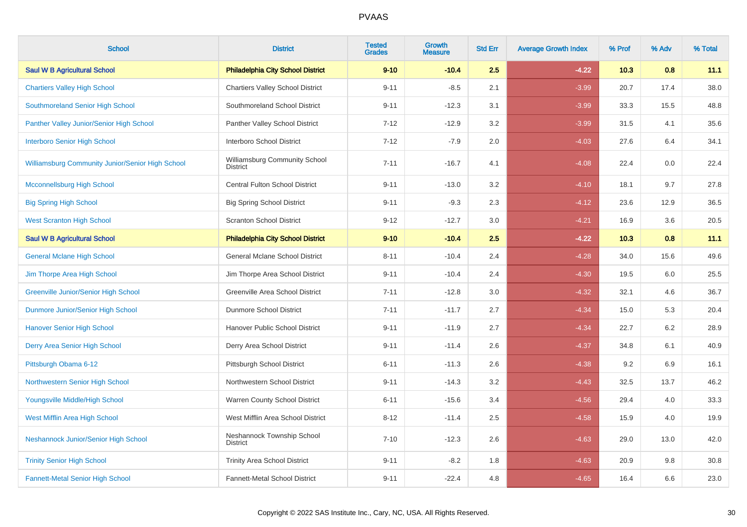# PVAAS

| School | District | Tested Grades | Growth Measure | Std Err | Average Growth Index | % Prof | % Adv | % Total |
|---|---|---|---|---|---|---|---|---|
| **Saul W B Agricultural School** | **Philadelphia City School District** | **9-10** | **-10.4** | **2.5** | **-4.22** | **10.3** | **0.8** | **11.1** |
| Chartiers Valley High School | Chartiers Valley School District | 9-11 | -8.5 | 2.1 | -3.99 | 20.7 | 17.4 | 38.0 |
| Southmoreland Senior High School | Southmoreland School District | 9-11 | -12.3 | 3.1 | -3.99 | 33.3 | 15.5 | 48.8 |
| Panther Valley Junior/Senior High School | Panther Valley School District | 7-12 | -12.9 | 3.2 | -3.99 | 31.5 | 4.1 | 35.6 |
| Interboro Senior High School | Interboro School District | 7-12 | -7.9 | 2.0 | -4.03 | 27.6 | 6.4 | 34.1 |
| Williamsburg Community Junior/Senior High School | Williamsburg Community School District | 7-11 | -16.7 | 4.1 | -4.08 | 22.4 | 0.0 | 22.4 |
| Mcconnellsburg High School | Central Fulton School District | 9-11 | -13.0 | 3.2 | -4.10 | 18.1 | 9.7 | 27.8 |
| Big Spring High School | Big Spring School District | 9-11 | -9.3 | 2.3 | -4.12 | 23.6 | 12.9 | 36.5 |
| West Scranton High School | Scranton School District | 9-12 | -12.7 | 3.0 | -4.21 | 16.9 | 3.6 | 20.5 |
| **Saul W B Agricultural School** | **Philadelphia City School District** | **9-10** | **-10.4** | **2.5** | **-4.22** | **10.3** | **0.8** | **11.1** |
| General Mclane High School | General Mclane School District | 8-11 | -10.4 | 2.4 | -4.28 | 34.0 | 15.6 | 49.6 |
| Jim Thorpe Area High School | Jim Thorpe Area School District | 9-11 | -10.4 | 2.4 | -4.30 | 19.5 | 6.0 | 25.5 |
| Greenville Junior/Senior High School | Greenville Area School District | 7-11 | -12.8 | 3.0 | -4.32 | 32.1 | 4.6 | 36.7 |
| Dunmore Junior/Senior High School | Dunmore School District | 7-11 | -11.7 | 2.7 | -4.34 | 15.0 | 5.3 | 20.4 |
| Hanover Senior High School | Hanover Public School District | 9-11 | -11.9 | 2.7 | -4.34 | 22.7 | 6.2 | 28.9 |
| Derry Area Senior High School | Derry Area School District | 9-11 | -11.4 | 2.6 | -4.37 | 34.8 | 6.1 | 40.9 |
| Pittsburgh Obama 6-12 | Pittsburgh School District | 6-11 | -11.3 | 2.6 | -4.38 | 9.2 | 6.9 | 16.1 |
| Northwestern Senior High School | Northwestern School District | 9-11 | -14.3 | 3.2 | -4.43 | 32.5 | 13.7 | 46.2 |
| Youngsville Middle/High School | Warren County School District | 6-11 | -15.6 | 3.4 | -4.56 | 29.4 | 4.0 | 33.3 |
| West Mifflin Area High School | West Mifflin Area School District | 8-12 | -11.4 | 2.5 | -4.58 | 15.9 | 4.0 | 19.9 |
| Neshannock Junior/Senior High School | Neshannock Township School District | 7-10 | -12.3 | 2.6 | -4.63 | 29.0 | 13.0 | 42.0 |
| Trinity Senior High School | Trinity Area School District | 9-11 | -8.2 | 1.8 | -4.63 | 20.9 | 9.8 | 30.8 |
| Fannett-Metal Senior High School | Fannett-Metal School District | 9-11 | -22.4 | 4.8 | -4.65 | 16.4 | 6.6 | 23.0 |

Copyright © 2022 SAS Institute Inc., Cary, NC, USA. All Rights Reserved.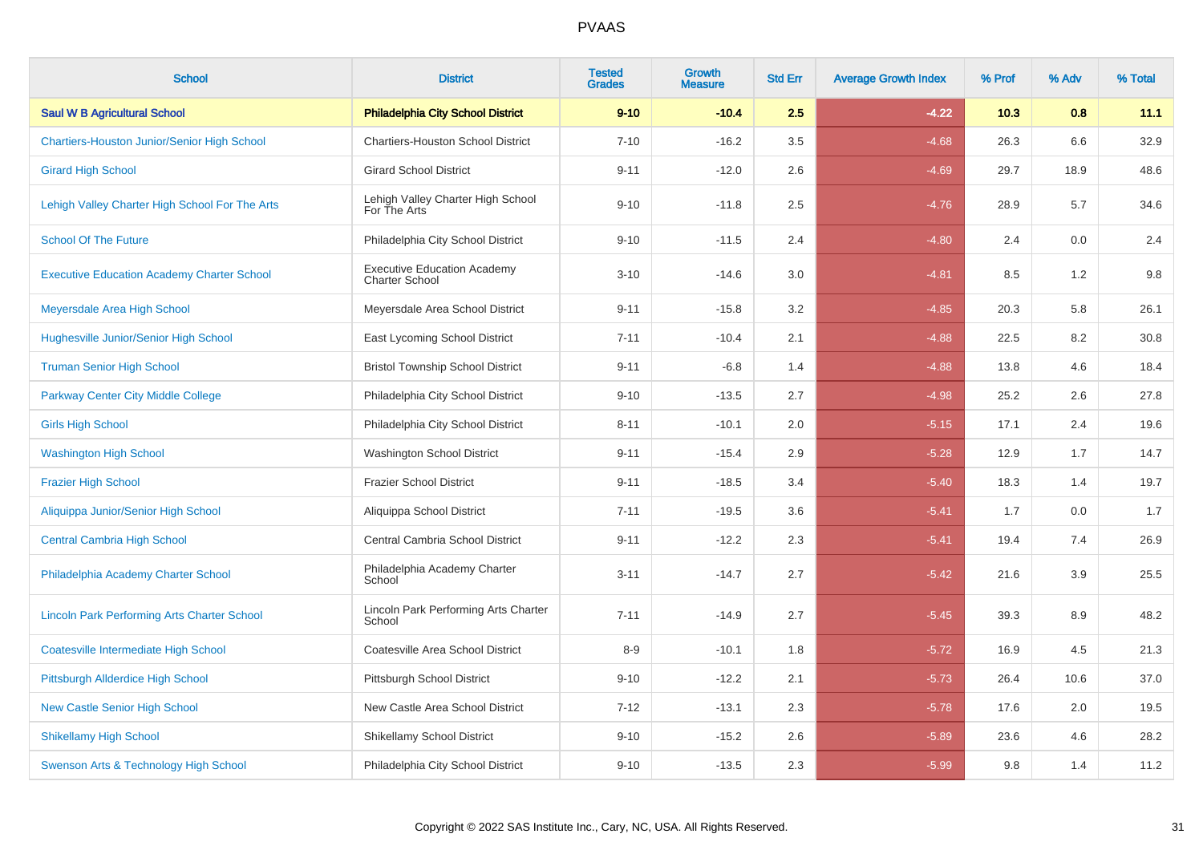# PVAAS

| School | District | Tested Grades | Growth Measure | Std Err | Average Growth Index | % Prof | % Adv | % Total |
|---|---|---|---|---|---|---|---|---|
| **Saul W B Agricultural School** | **Philadelphia City School District** | **9-10** | **-10.4** | **2.5** | **-4.22** | **10.3** | **0.8** | **11.1** |
| Chartiers-Houston Junior/Senior High School | Chartiers-Houston School District | 7-10 | -16.2 | 3.5 | -4.68 | 26.3 | 6.6 | 32.9 |
| Girard High School | Girard School District | 9-11 | -12.0 | 2.6 | -4.69 | 29.7 | 18.9 | 48.6 |
| Lehigh Valley Charter High School For The Arts | Lehigh Valley Charter High School For The Arts | 9-10 | -11.8 | 2.5 | -4.76 | 28.9 | 5.7 | 34.6 |
| School Of The Future | Philadelphia City School District | 9-10 | -11.5 | 2.4 | -4.80 | 2.4 | 0.0 | 2.4 |
| Executive Education Academy Charter School | Executive Education Academy Charter School | 3-10 | -14.6 | 3.0 | -4.81 | 8.5 | 1.2 | 9.8 |
| Meyersdale Area High School | Meyersdale Area School District | 9-11 | -15.8 | 3.2 | -4.85 | 20.3 | 5.8 | 26.1 |
| Hughesville Junior/Senior High School | East Lycoming School District | 7-11 | -10.4 | 2.1 | -4.88 | 22.5 | 8.2 | 30.8 |
| Truman Senior High School | Bristol Township School District | 9-11 | -6.8 | 1.4 | -4.88 | 13.8 | 4.6 | 18.4 |
| Parkway Center City Middle College | Philadelphia City School District | 9-10 | -13.5 | 2.7 | -4.98 | 25.2 | 2.6 | 27.8 |
| Girls High School | Philadelphia City School District | 8-11 | -10.1 | 2.0 | -5.15 | 17.1 | 2.4 | 19.6 |
| Washington High School | Washington School District | 9-11 | -15.4 | 2.9 | -5.28 | 12.9 | 1.7 | 14.7 |
| Frazier High School | Frazier School District | 9-11 | -18.5 | 3.4 | -5.40 | 18.3 | 1.4 | 19.7 |
| Aliquippa Junior/Senior High School | Aliquippa School District | 7-11 | -19.5 | 3.6 | -5.41 | 1.7 | 0.0 | 1.7 |
| Central Cambria High School | Central Cambria School District | 9-11 | -12.2 | 2.3 | -5.41 | 19.4 | 7.4 | 26.9 |
| Philadelphia Academy Charter School | Philadelphia Academy Charter School | 3-11 | -14.7 | 2.7 | -5.42 | 21.6 | 3.9 | 25.5 |
| Lincoln Park Performing Arts Charter School | Lincoln Park Performing Arts Charter School | 7-11 | -14.9 | 2.7 | -5.45 | 39.3 | 8.9 | 48.2 |
| Coatesville Intermediate High School | Coatesville Area School District | 8-9 | -10.1 | 1.8 | -5.72 | 16.9 | 4.5 | 21.3 |
| Pittsburgh Allderdice High School | Pittsburgh School District | 9-10 | -12.2 | 2.1 | -5.73 | 26.4 | 10.6 | 37.0 |
| New Castle Senior High School | New Castle Area School District | 7-12 | -13.1 | 2.3 | -5.78 | 17.6 | 2.0 | 19.5 |
| Shikellamy High School | Shikellamy School District | 9-10 | -15.2 | 2.6 | -5.89 | 23.6 | 4.6 | 28.2 |
| Swenson Arts & Technology High School | Philadelphia City School District | 9-10 | -13.5 | 2.3 | -5.99 | 9.8 | 1.4 | 11.2 |

Copyright © 2022 SAS Institute Inc., Cary, NC, USA. All Rights Reserved.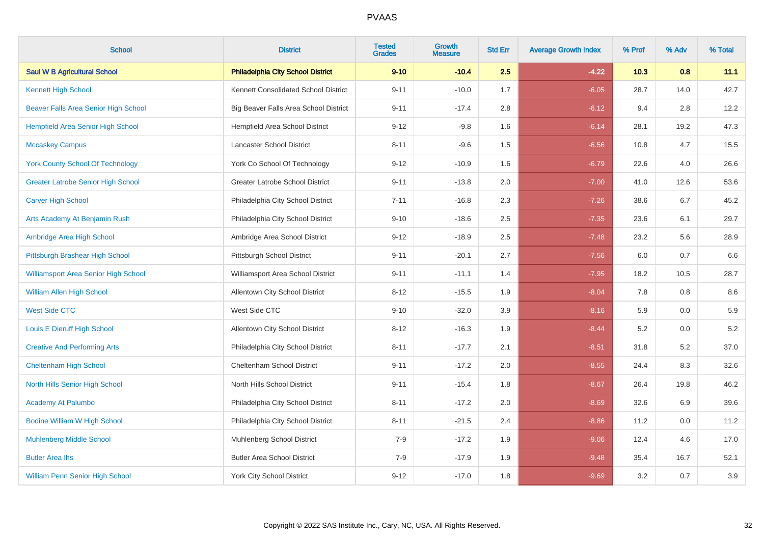# PVAAS

| School | District | Tested Grades | Growth Measure | Std Err | Average Growth Index | % Prof | % Adv | % Total |
|---|---|---|---|---|---|---|---|---|
| **Saul W B Agricultural School** | **Philadelphia City School District** | **9-10** | **-10.4** | **2.5** | **-4.22** | **10.3** | **0.8** | **11.1** |
| Kennett High School | Kennett Consolidated School District | 9-11 | -10.0 | 1.7 | -6.05 | 28.7 | 14.0 | 42.7 |
| Beaver Falls Area Senior High School | Big Beaver Falls Area School District | 9-11 | -17.4 | 2.8 | -6.12 | 9.4 | 2.8 | 12.2 |
| Hempfield Area Senior High School | Hempfield Area School District | 9-12 | -9.8 | 1.6 | -6.14 | 28.1 | 19.2 | 47.3 |
| Mccaskey Campus | Lancaster School District | 8-11 | -9.6 | 1.5 | -6.56 | 10.8 | 4.7 | 15.5 |
| York County School Of Technology | York Co School Of Technology | 9-12 | -10.9 | 1.6 | -6.79 | 22.6 | 4.0 | 26.6 |
| Greater Latrobe Senior High School | Greater Latrobe School District | 9-11 | -13.8 | 2.0 | -7.00 | 41.0 | 12.6 | 53.6 |
| Carver High School | Philadelphia City School District | 7-11 | -16.8 | 2.3 | -7.26 | 38.6 | 6.7 | 45.2 |
| Arts Academy At Benjamin Rush | Philadelphia City School District | 9-10 | -18.6 | 2.5 | -7.35 | 23.6 | 6.1 | 29.7 |
| Ambridge Area High School | Ambridge Area School District | 9-12 | -18.9 | 2.5 | -7.48 | 23.2 | 5.6 | 28.9 |
| Pittsburgh Brashear High School | Pittsburgh School District | 9-11 | -20.1 | 2.7 | -7.56 | 6.0 | 0.7 | 6.6 |
| Williamsport Area Senior High School | Williamsport Area School District | 9-11 | -11.1 | 1.4 | -7.95 | 18.2 | 10.5 | 28.7 |
| William Allen High School | Allentown City School District | 8-12 | -15.5 | 1.9 | -8.04 | 7.8 | 0.8 | 8.6 |
| West Side CTC | West Side CTC | 9-10 | -32.0 | 3.9 | -8.16 | 5.9 | 0.0 | 5.9 |
| Louis E Dieruff High School | Allentown City School District | 8-12 | -16.3 | 1.9 | -8.44 | 5.2 | 0.0 | 5.2 |
| Creative And Performing Arts | Philadelphia City School District | 8-11 | -17.7 | 2.1 | -8.51 | 31.8 | 5.2 | 37.0 |
| Cheltenham High School | Cheltenham School District | 9-11 | -17.2 | 2.0 | -8.55 | 24.4 | 8.3 | 32.6 |
| North Hills Senior High School | North Hills School District | 9-11 | -15.4 | 1.8 | -8.67 | 26.4 | 19.8 | 46.2 |
| Academy At Palumbo | Philadelphia City School District | 8-11 | -17.2 | 2.0 | -8.69 | 32.6 | 6.9 | 39.6 |
| Bodine William W High School | Philadelphia City School District | 8-11 | -21.5 | 2.4 | -8.86 | 11.2 | 0.0 | 11.2 |
| Muhlenberg Middle School | Muhlenberg School District | 7-9 | -17.2 | 1.9 | -9.06 | 12.4 | 4.6 | 17.0 |
| Butler Area Ihs | Butler Area School District | 7-9 | -17.9 | 1.9 | -9.48 | 35.4 | 16.7 | 52.1 |
| William Penn Senior High School | York City School District | 9-12 | -17.0 | 1.8 | -9.69 | 3.2 | 0.7 | 3.9 |

Copyright © 2022 SAS Institute Inc., Cary, NC, USA. All Rights Reserved.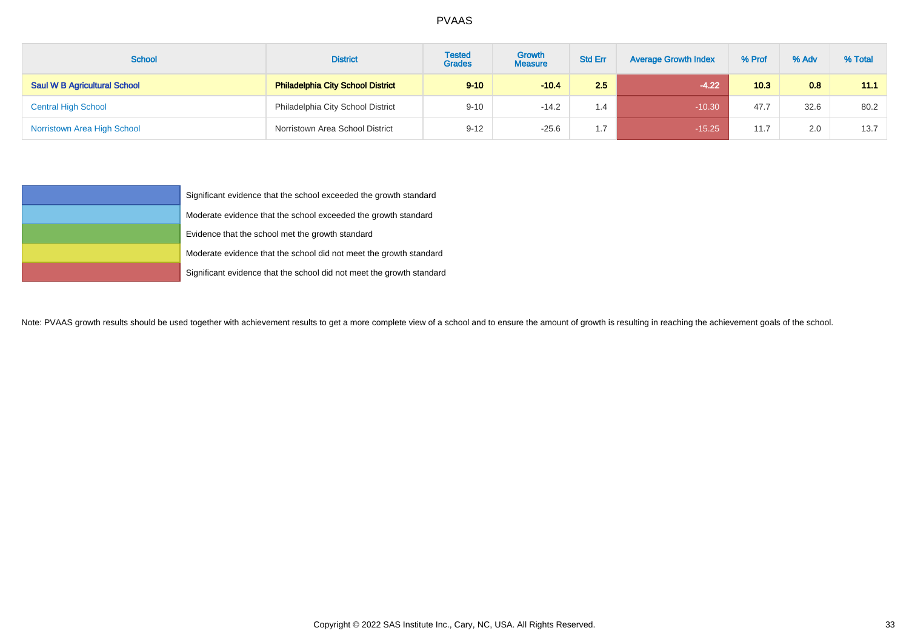# PVAAS

| School | District | Tested Grades | Growth Measure | Std Err | Average Growth Index | % Prof | % Adv | % Total |
|---|---|---|---|---|---|---|---|---|
| **Saul W B Agricultural School** | **Philadelphia City School District** | **9-10** | **-10.4** | **2.5** | **-4.22** | **10.3** | **0.8** | **11.1** |
| Central High School | Philadelphia City School District | 9-10 | -14.2 | 1.4 | -10.30 | 47.7 | 32.6 | 80.2 |
| Norristown Area High School | Norristown Area School District | 9-12 | -25.6 | 1.7 | -15.25 | 11.7 | 2.0 | 13.7 |

- Significant evidence that the school exceeded the growth standard
- Moderate evidence that the school exceeded the growth standard
- Evidence that the school met the growth standard
- Moderate evidence that the school did not meet the growth standard
- Significant evidence that the school did not meet the growth standard

Note: PVAAS growth results should be used together with achievement results to get a more complete view of a school and to ensure the amount of growth is resulting in reaching the achievement goals of the school.

Copyright © 2022 SAS Institute Inc., Cary, NC, USA. All Rights Reserved.